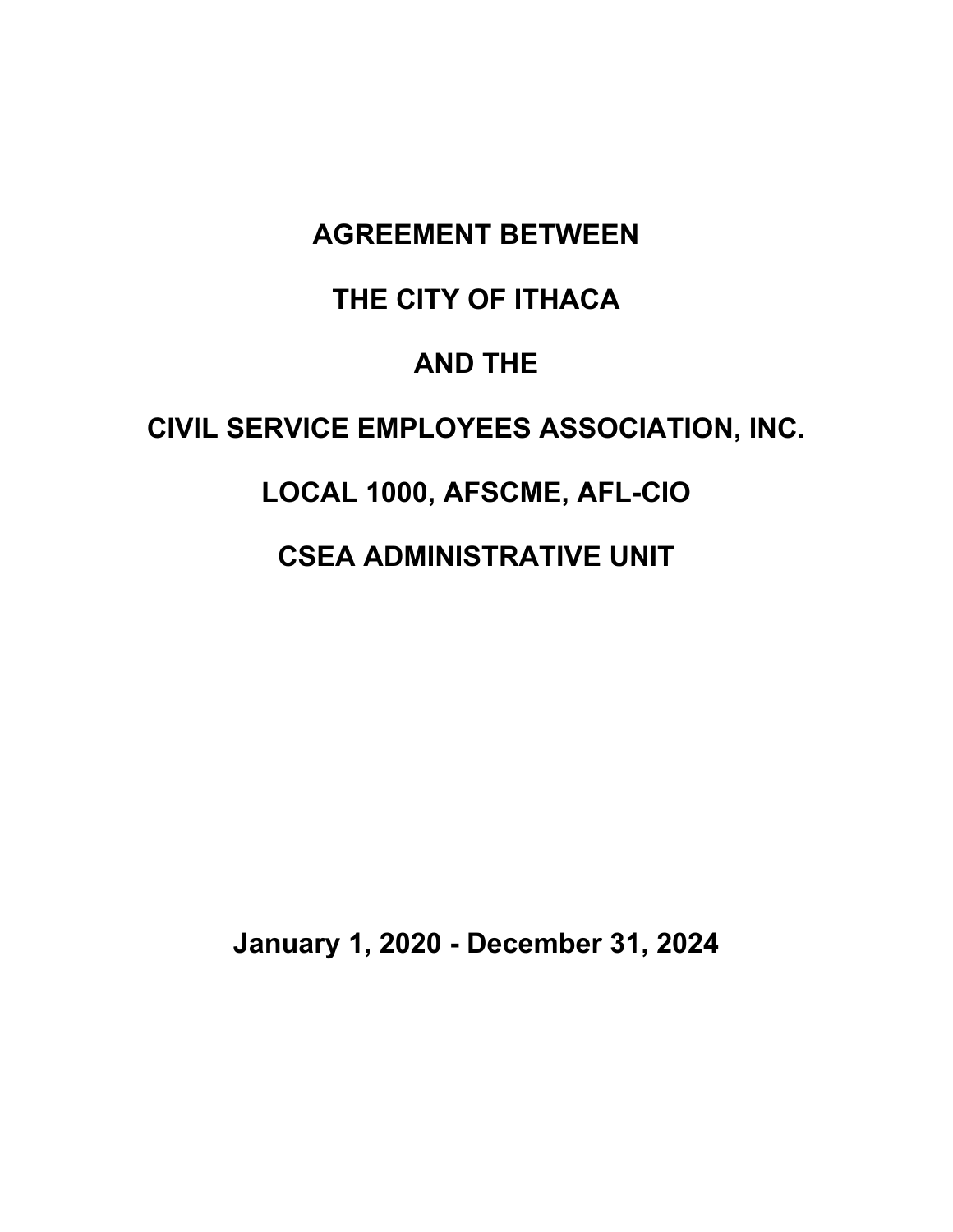# AGREEMENT BETWEEN

# THE CITY OF ITHACA

# AND THE

# CIVIL SERVICE EMPLOYEES ASSOCIATION, INC.

# LOCAL 1000, AFSCME, AFL-CIO

# CSEA ADMINISTRATIVE UNIT

**January 1, 2020 - December 31, 2024**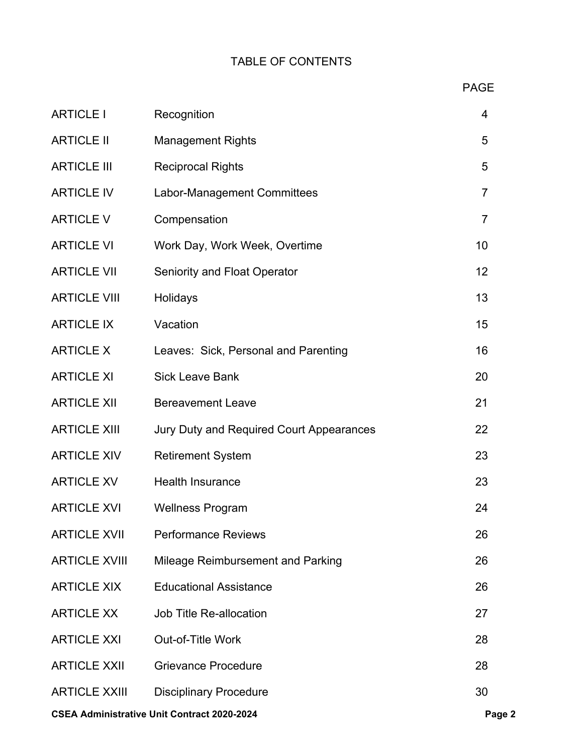# TABLE OF CONTENTS

| | | PAGE |
|---|---|---|
| ARTICLE I | Recognition | 4 |
| ARTICLE II | Management Rights | 5 |
| ARTICLE III | Reciprocal Rights | 5 |
| ARTICLE IV | Labor-Management Committees | 7 |
| ARTICLE V | Compensation | 7 |
| ARTICLE VI | Work Day, Work Week, Overtime | 10 |
| ARTICLE VII | Seniority and Float Operator | 12 |
| ARTICLE VIII | Holidays | 13 |
| ARTICLE IX | Vacation | 15 |
| ARTICLE X | Leaves: Sick, Personal and Parenting | 16 |
| ARTICLE XI | Sick Leave Bank | 20 |
| ARTICLE XII | Bereavement Leave | 21 |
| ARTICLE XIII | Jury Duty and Required Court Appearances | 22 |
| ARTICLE XIV | Retirement System | 23 |
| ARTICLE XV | Health Insurance | 23 |
| ARTICLE XVI | Wellness Program | 24 |
| ARTICLE XVII | Performance Reviews | 26 |
| ARTICLE XVIII | Mileage Reimbursement and Parking | 26 |
| ARTICLE XIX | Educational Assistance | 26 |
| ARTICLE XX | Job Title Re-allocation | 27 |
| ARTICLE XXI | Out-of-Title Work | 28 |
| ARTICLE XXII | Grievance Procedure | 28 |
| ARTICLE XXIII | Disciplinary Procedure | 30 |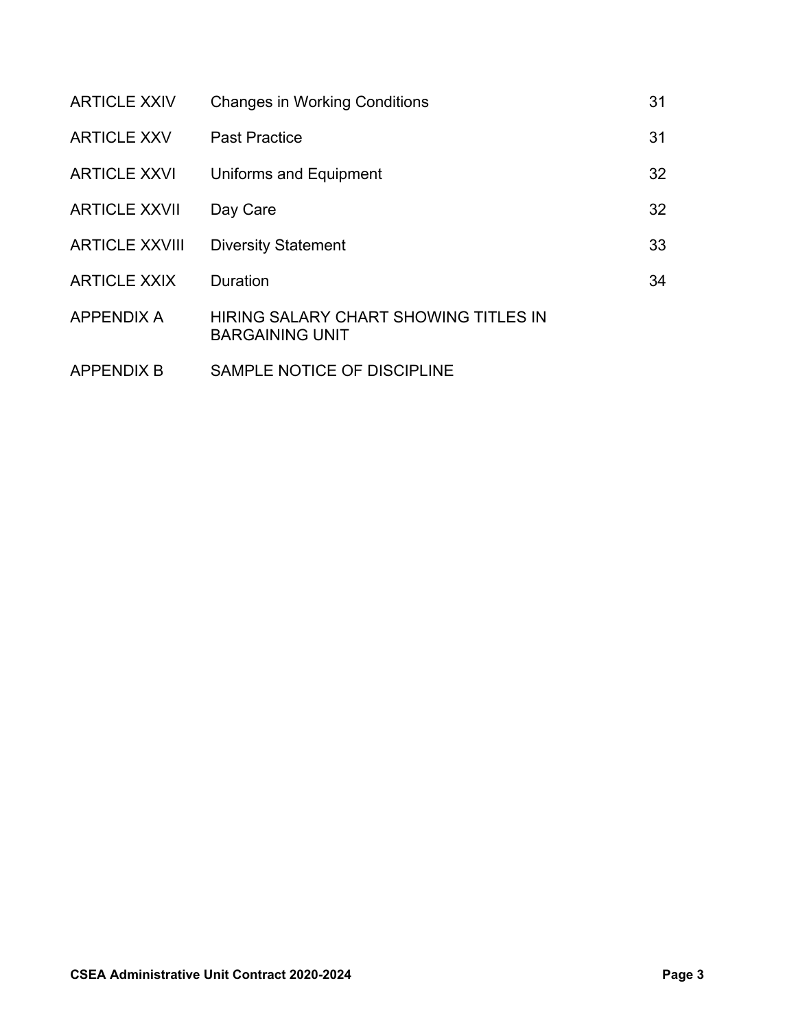| | | |
|---|---|---|
| ARTICLE XXIV | Changes in Working Conditions | 31 |
| ARTICLE XXV | Past Practice | 31 |
| ARTICLE XXVI | Uniforms and Equipment | 32 |
| ARTICLE XXVII | Day Care | 32 |
| ARTICLE XXVIII | Diversity Statement | 33 |
| ARTICLE XXIX | Duration | 34 |
| APPENDIX A | HIRING SALARY CHART SHOWING TITLES IN BARGAINING UNIT | |
| APPENDIX B | SAMPLE NOTICE OF DISCIPLINE | |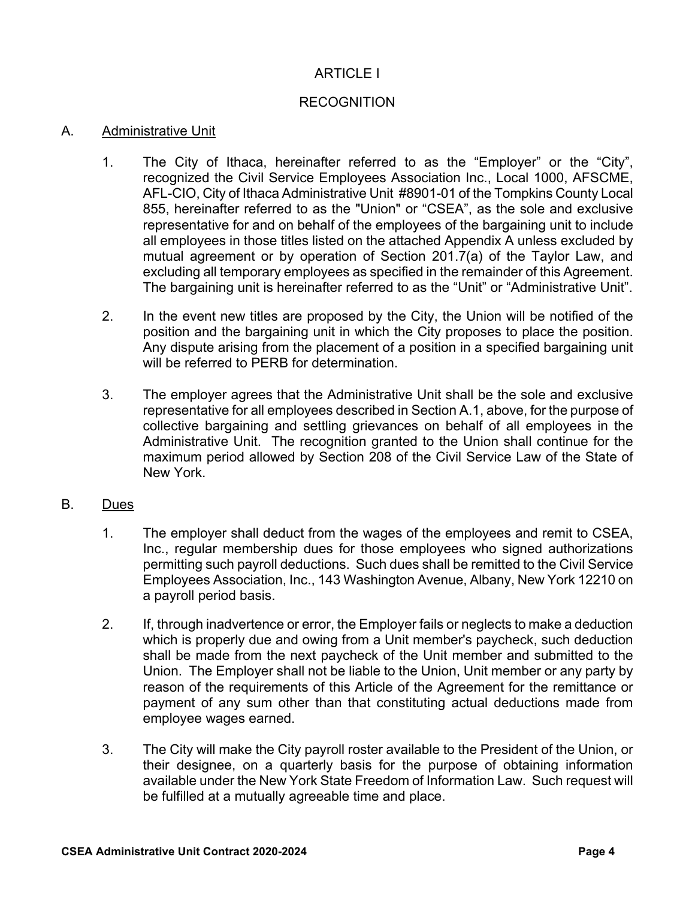# ARTICLE I

## RECOGNITION

A. <u>Administrative Unit</u>

1. The City of Ithaca, hereinafter referred to as the "Employer" or the "City", recognized the Civil Service Employees Association Inc., Local 1000, AFSCME, AFL-CIO, City of Ithaca Administrative Unit #8901-01 of the Tompkins County Local 855, hereinafter referred to as the "Union" or "CSEA", as the sole and exclusive representative for and on behalf of the employees of the bargaining unit to include all employees in those titles listed on the attached Appendix A unless excluded by mutual agreement or by operation of Section 201.7(a) of the Taylor Law, and excluding all temporary employees as specified in the remainder of this Agreement. The bargaining unit is hereinafter referred to as the "Unit" or "Administrative Unit".

2. In the event new titles are proposed by the City, the Union will be notified of the position and the bargaining unit in which the City proposes to place the position. Any dispute arising from the placement of a position in a specified bargaining unit will be referred to PERB for determination.

3. The employer agrees that the Administrative Unit shall be the sole and exclusive representative for all employees described in Section A.1, above, for the purpose of collective bargaining and settling grievances on behalf of all employees in the Administrative Unit. The recognition granted to the Union shall continue for the maximum period allowed by Section 208 of the Civil Service Law of the State of New York.

B. <u>Dues</u>

1. The employer shall deduct from the wages of the employees and remit to CSEA, Inc., regular membership dues for those employees who signed authorizations permitting such payroll deductions. Such dues shall be remitted to the Civil Service Employees Association, Inc., 143 Washington Avenue, Albany, New York 12210 on a payroll period basis.

2. If, through inadvertence or error, the Employer fails or neglects to make a deduction which is properly due and owing from a Unit member's paycheck, such deduction shall be made from the next paycheck of the Unit member and submitted to the Union. The Employer shall not be liable to the Union, Unit member or any party by reason of the requirements of this Article of the Agreement for the remittance or payment of any sum other than that constituting actual deductions made from employee wages earned.

3. The City will make the City payroll roster available to the President of the Union, or their designee, on a quarterly basis for the purpose of obtaining information available under the New York State Freedom of Information Law. Such request will be fulfilled at a mutually agreeable time and place.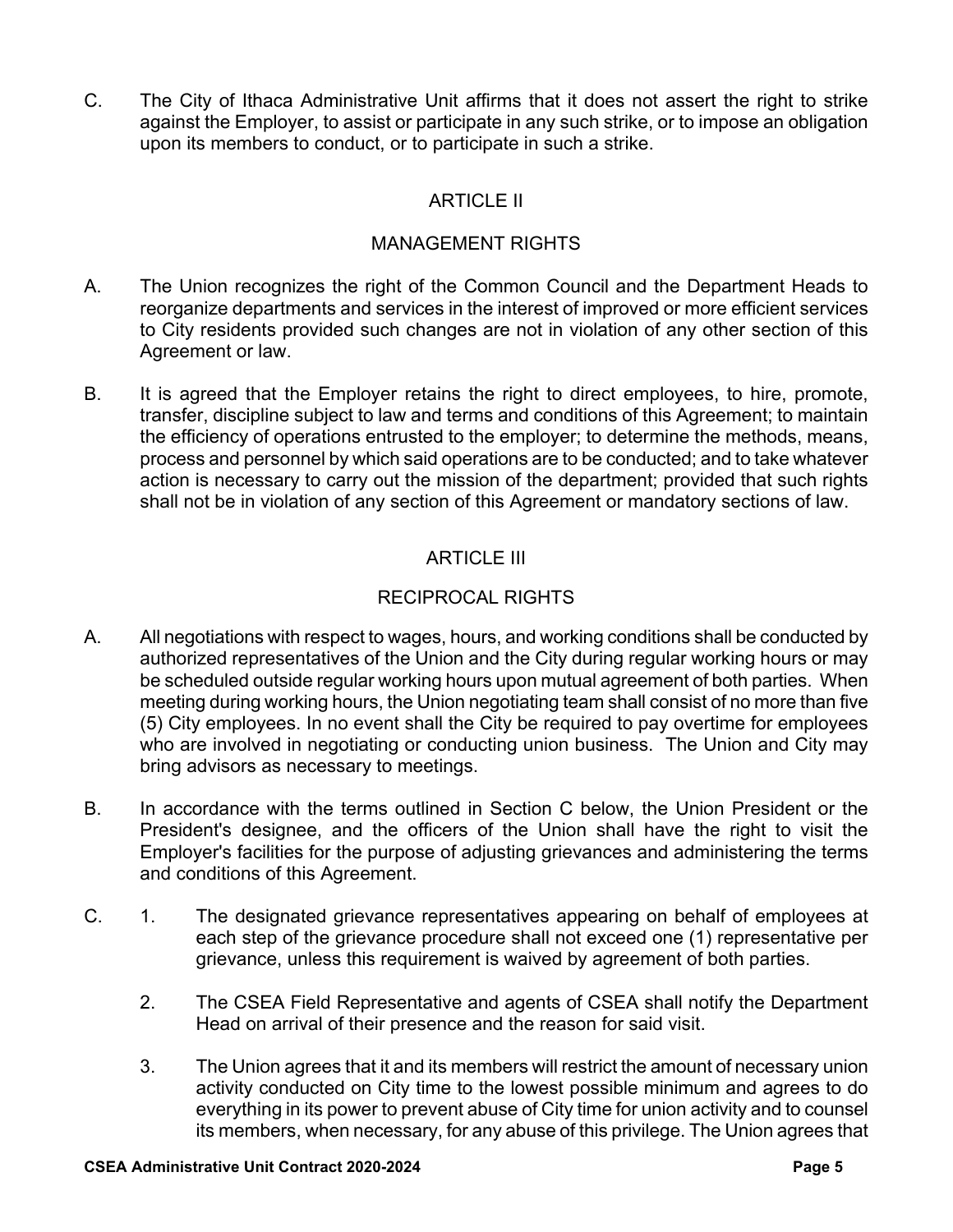C. The City of Ithaca Administrative Unit affirms that it does not assert the right to strike against the Employer, to assist or participate in any such strike, or to impose an obligation upon its members to conduct, or to participate in such a strike.

## ARTICLE II

## MANAGEMENT RIGHTS

A. The Union recognizes the right of the Common Council and the Department Heads to reorganize departments and services in the interest of improved or more efficient services to City residents provided such changes are not in violation of any other section of this Agreement or law.

B. It is agreed that the Employer retains the right to direct employees, to hire, promote, transfer, discipline subject to law and terms and conditions of this Agreement; to maintain the efficiency of operations entrusted to the employer; to determine the methods, means, process and personnel by which said operations are to be conducted; and to take whatever action is necessary to carry out the mission of the department; provided that such rights shall not be in violation of any section of this Agreement or mandatory sections of law.

## ARTICLE III

## RECIPROCAL RIGHTS

A. All negotiations with respect to wages, hours, and working conditions shall be conducted by authorized representatives of the Union and the City during regular working hours or may be scheduled outside regular working hours upon mutual agreement of both parties. When meeting during working hours, the Union negotiating team shall consist of no more than five (5) City employees. In no event shall the City be required to pay overtime for employees who are involved in negotiating or conducting union business. The Union and City may bring advisors as necessary to meetings.

B. In accordance with the terms outlined in Section C below, the Union President or the President's designee, and the officers of the Union shall have the right to visit the Employer's facilities for the purpose of adjusting grievances and administering the terms and conditions of this Agreement.

C.
1. The designated grievance representatives appearing on behalf of employees at each step of the grievance procedure shall not exceed one (1) representative per grievance, unless this requirement is waived by agreement of both parties.

2. The CSEA Field Representative and agents of CSEA shall notify the Department Head on arrival of their presence and the reason for said visit.

3. The Union agrees that it and its members will restrict the amount of necessary union activity conducted on City time to the lowest possible minimum and agrees to do everything in its power to prevent abuse of City time for union activity and to counsel its members, when necessary, for any abuse of this privilege. The Union agrees that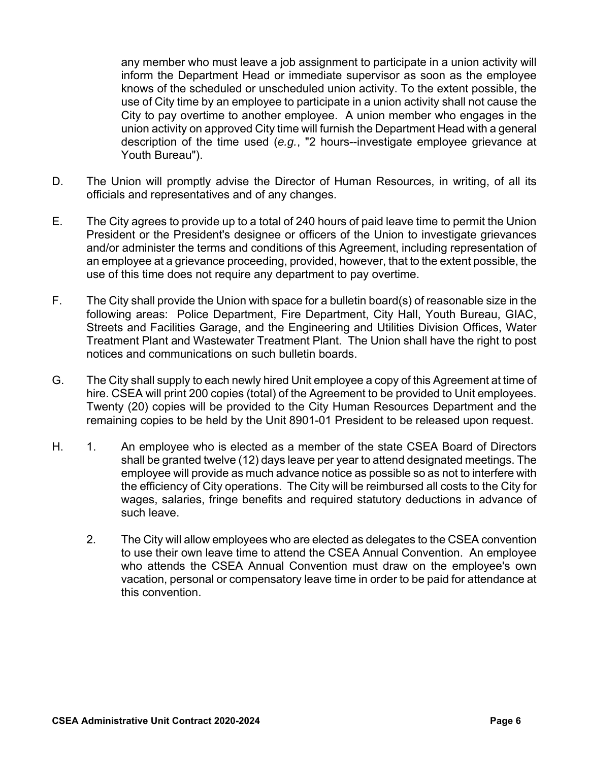any member who must leave a job assignment to participate in a union activity will inform the Department Head or immediate supervisor as soon as the employee knows of the scheduled or unscheduled union activity. To the extent possible, the use of City time by an employee to participate in a union activity shall not cause the City to pay overtime to another employee. A union member who engages in the union activity on approved City time will furnish the Department Head with a general description of the time used (*e.g.*, "2 hours--investigate employee grievance at Youth Bureau").

D. The Union will promptly advise the Director of Human Resources, in writing, of all its officials and representatives and of any changes.

E. The City agrees to provide up to a total of 240 hours of paid leave time to permit the Union President or the President's designee or officers of the Union to investigate grievances and/or administer the terms and conditions of this Agreement, including representation of an employee at a grievance proceeding, provided, however, that to the extent possible, the use of this time does not require any department to pay overtime.

F. The City shall provide the Union with space for a bulletin board(s) of reasonable size in the following areas: Police Department, Fire Department, City Hall, Youth Bureau, GIAC, Streets and Facilities Garage, and the Engineering and Utilities Division Offices, Water Treatment Plant and Wastewater Treatment Plant. The Union shall have the right to post notices and communications on such bulletin boards.

G. The City shall supply to each newly hired Unit employee a copy of this Agreement at time of hire. CSEA will print 200 copies (total) of the Agreement to be provided to Unit employees. Twenty (20) copies will be provided to the City Human Resources Department and the remaining copies to be held by the Unit 8901-01 President to be released upon request.

H. 1. An employee who is elected as a member of the state CSEA Board of Directors shall be granted twelve (12) days leave per year to attend designated meetings. The employee will provide as much advance notice as possible so as not to interfere with the efficiency of City operations. The City will be reimbursed all costs to the City for wages, salaries, fringe benefits and required statutory deductions in advance of such leave.

   2. The City will allow employees who are elected as delegates to the CSEA convention to use their own leave time to attend the CSEA Annual Convention. An employee who attends the CSEA Annual Convention must draw on the employee's own vacation, personal or compensatory leave time in order to be paid for attendance at this convention.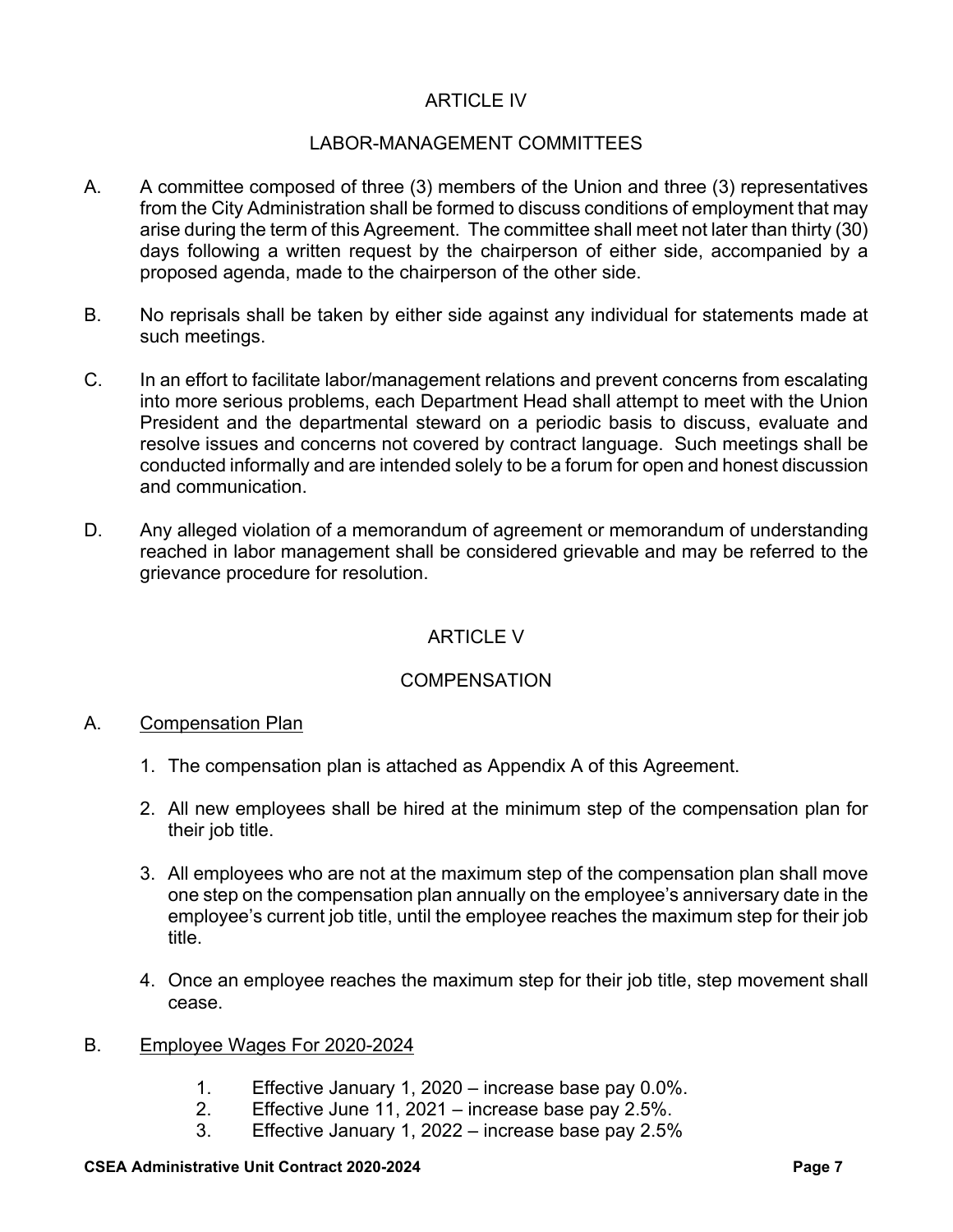## ARTICLE IV

## LABOR-MANAGEMENT COMMITTEES

A. A committee composed of three (3) members of the Union and three (3) representatives from the City Administration shall be formed to discuss conditions of employment that may arise during the term of this Agreement. The committee shall meet not later than thirty (30) days following a written request by the chairperson of either side, accompanied by a proposed agenda, made to the chairperson of the other side.

B. No reprisals shall be taken by either side against any individual for statements made at such meetings.

C. In an effort to facilitate labor/management relations and prevent concerns from escalating into more serious problems, each Department Head shall attempt to meet with the Union President and the departmental steward on a periodic basis to discuss, evaluate and resolve issues and concerns not covered by contract language. Such meetings shall be conducted informally and are intended solely to be a forum for open and honest discussion and communication.

D. Any alleged violation of a memorandum of agreement or memorandum of understanding reached in labor management shall be considered grievable and may be referred to the grievance procedure for resolution.

## ARTICLE V

## COMPENSATION

A. <u>Compensation Plan</u>

1. The compensation plan is attached as Appendix A of this Agreement.
2. All new employees shall be hired at the minimum step of the compensation plan for their job title.
3. All employees who are not at the maximum step of the compensation plan shall move one step on the compensation plan annually on the employee's anniversary date in the employee's current job title, until the employee reaches the maximum step for their job title.
4. Once an employee reaches the maximum step for their job title, step movement shall cease.

B. <u>Employee Wages For 2020-2024</u>

1. Effective January 1, 2020 – increase base pay 0.0%.
2. Effective June 11, 2021 – increase base pay 2.5%.
3. Effective January 1, 2022 – increase base pay 2.5%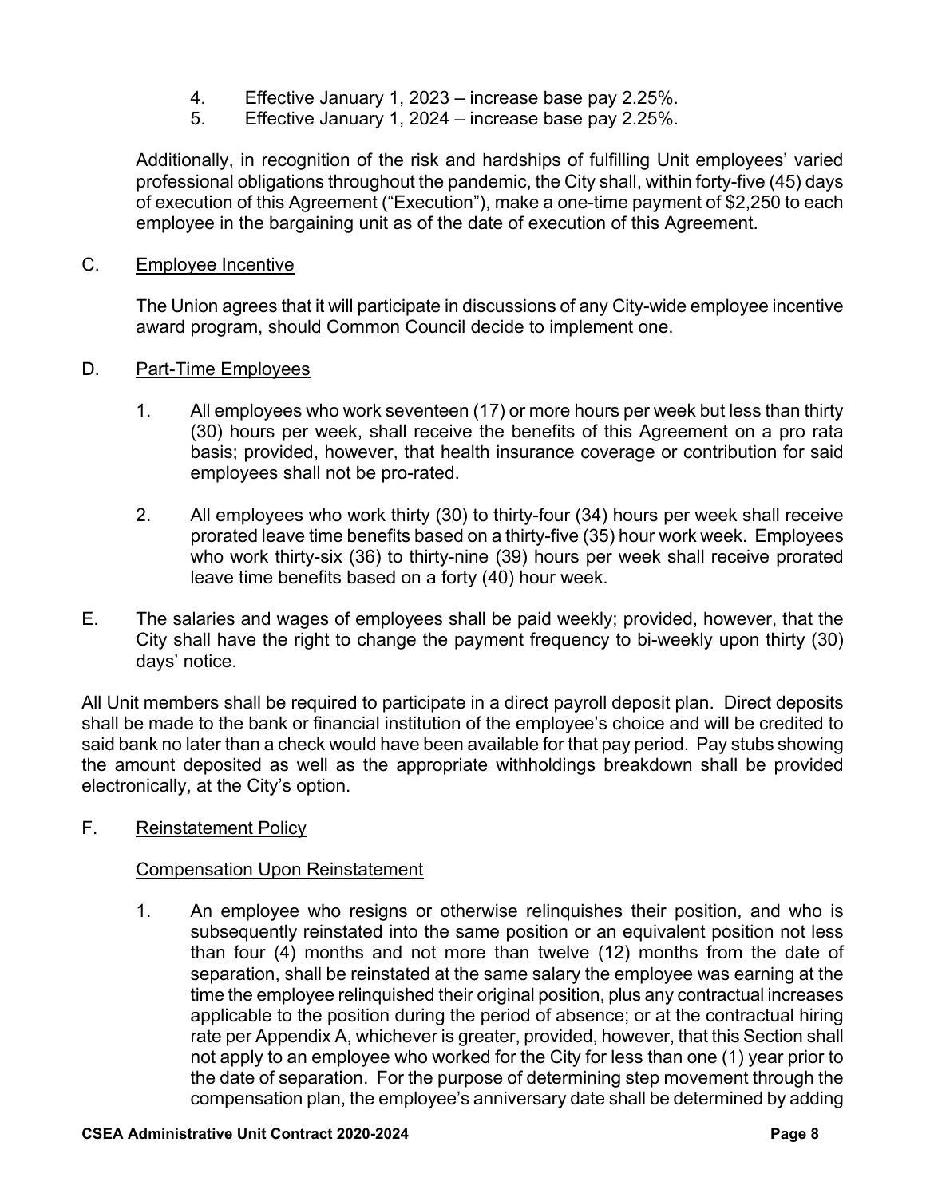4. Effective January 1, 2023 – increase base pay 2.25%.
5. Effective January 1, 2024 – increase base pay 2.25%.

Additionally, in recognition of the risk and hardships of fulfilling Unit employees' varied professional obligations throughout the pandemic, the City shall, within forty-five (45) days of execution of this Agreement ("Execution"), make a one-time payment of $2,250 to each employee in the bargaining unit as of the date of execution of this Agreement.

C. <u>Employee Incentive</u>

The Union agrees that it will participate in discussions of any City-wide employee incentive award program, should Common Council decide to implement one.

D. <u>Part-Time Employees</u>

1. All employees who work seventeen (17) or more hours per week but less than thirty (30) hours per week, shall receive the benefits of this Agreement on a pro rata basis; provided, however, that health insurance coverage or contribution for said employees shall not be pro-rated.

2. All employees who work thirty (30) to thirty-four (34) hours per week shall receive prorated leave time benefits based on a thirty-five (35) hour work week. Employees who work thirty-six (36) to thirty-nine (39) hours per week shall receive prorated leave time benefits based on a forty (40) hour week.

E. The salaries and wages of employees shall be paid weekly; provided, however, that the City shall have the right to change the payment frequency to bi-weekly upon thirty (30) days' notice.

All Unit members shall be required to participate in a direct payroll deposit plan. Direct deposits shall be made to the bank or financial institution of the employee's choice and will be credited to said bank no later than a check would have been available for that pay period. Pay stubs showing the amount deposited as well as the appropriate withholdings breakdown shall be provided electronically, at the City's option.

F. <u>Reinstatement Policy</u>

<u>Compensation Upon Reinstatement</u>

1. An employee who resigns or otherwise relinquishes their position, and who is subsequently reinstated into the same position or an equivalent position not less than four (4) months and not more than twelve (12) months from the date of separation, shall be reinstated at the same salary the employee was earning at the time the employee relinquished their original position, plus any contractual increases applicable to the position during the period of absence; or at the contractual hiring rate per Appendix A, whichever is greater, provided, however, that this Section shall not apply to an employee who worked for the City for less than one (1) year prior to the date of separation. For the purpose of determining step movement through the compensation plan, the employee's anniversary date shall be determined by adding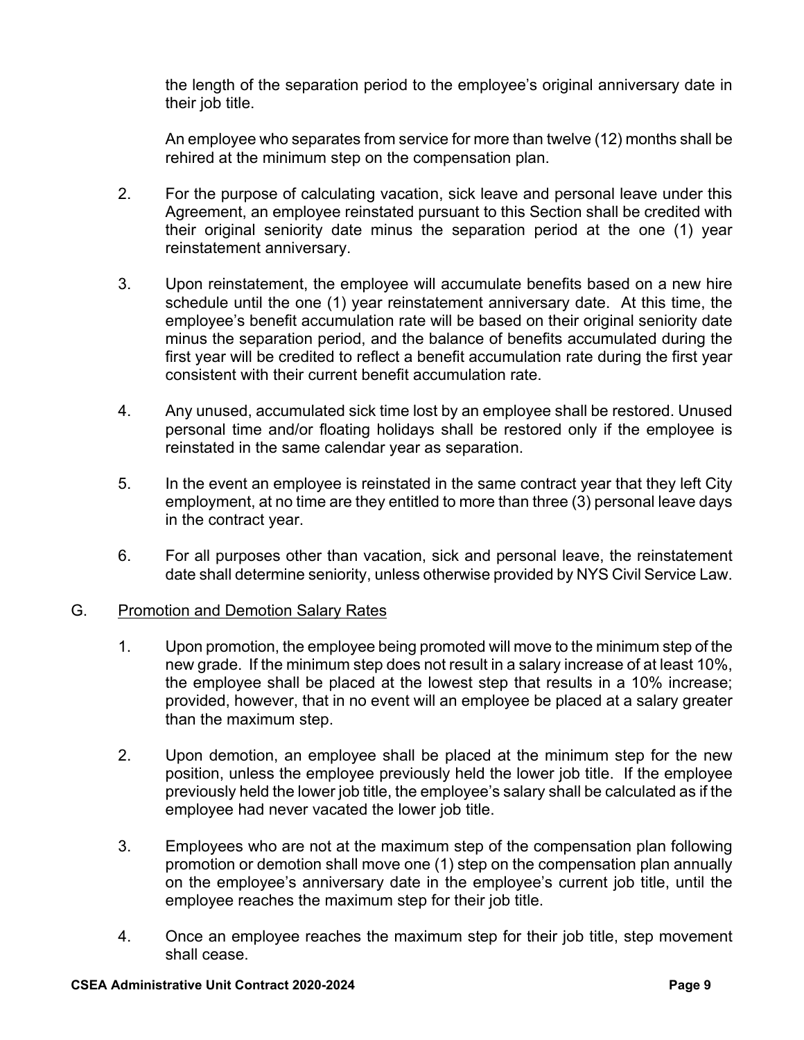the length of the separation period to the employee's original anniversary date in their job title.

An employee who separates from service for more than twelve (12) months shall be rehired at the minimum step on the compensation plan.

2. For the purpose of calculating vacation, sick leave and personal leave under this Agreement, an employee reinstated pursuant to this Section shall be credited with their original seniority date minus the separation period at the one (1) year reinstatement anniversary.

3. Upon reinstatement, the employee will accumulate benefits based on a new hire schedule until the one (1) year reinstatement anniversary date. At this time, the employee's benefit accumulation rate will be based on their original seniority date minus the separation period, and the balance of benefits accumulated during the first year will be credited to reflect a benefit accumulation rate during the first year consistent with their current benefit accumulation rate.

4. Any unused, accumulated sick time lost by an employee shall be restored. Unused personal time and/or floating holidays shall be restored only if the employee is reinstated in the same calendar year as separation.

5. In the event an employee is reinstated in the same contract year that they left City employment, at no time are they entitled to more than three (3) personal leave days in the contract year.

6. For all purposes other than vacation, sick and personal leave, the reinstatement date shall determine seniority, unless otherwise provided by NYS Civil Service Law.

G. <u>Promotion and Demotion Salary Rates</u>

1. Upon promotion, the employee being promoted will move to the minimum step of the new grade. If the minimum step does not result in a salary increase of at least 10%, the employee shall be placed at the lowest step that results in a 10% increase; provided, however, that in no event will an employee be placed at a salary greater than the maximum step.

2. Upon demotion, an employee shall be placed at the minimum step for the new position, unless the employee previously held the lower job title. If the employee previously held the lower job title, the employee's salary shall be calculated as if the employee had never vacated the lower job title.

3. Employees who are not at the maximum step of the compensation plan following promotion or demotion shall move one (1) step on the compensation plan annually on the employee's anniversary date in the employee's current job title, until the employee reaches the maximum step for their job title.

4. Once an employee reaches the maximum step for their job title, step movement shall cease.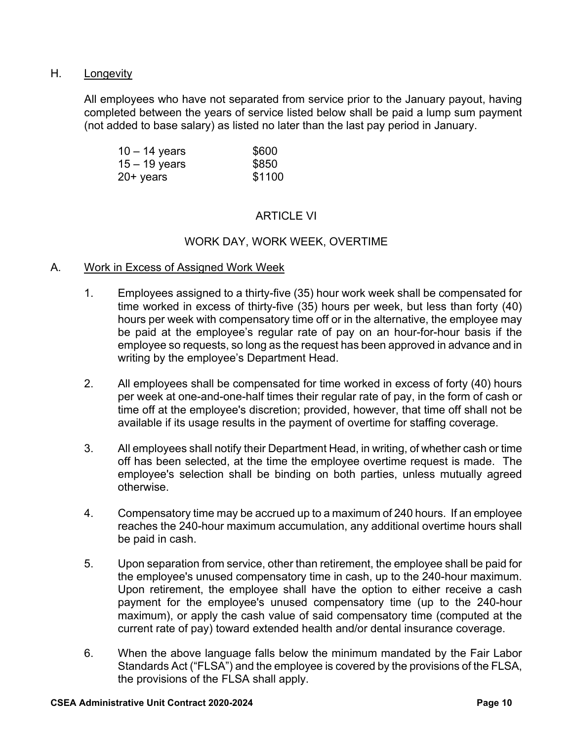### H. Longevity

All employees who have not separated from service prior to the January payout, having completed between the years of service listed below shall be paid a lump sum payment (not added to base salary) as listed no later than the last pay period in January.

| Years of Service | Payment |
|---|---|
| 10 – 14 years | $600 |
| 15 – 19 years | $850 |
| 20+ years | $1100 |

## ARTICLE VI

## WORK DAY, WORK WEEK, OVERTIME

### A. Work in Excess of Assigned Work Week

1. Employees assigned to a thirty-five (35) hour work week shall be compensated for time worked in excess of thirty-five (35) hours per week, but less than forty (40) hours per week with compensatory time off or in the alternative, the employee may be paid at the employee's regular rate of pay on an hour-for-hour basis if the employee so requests, so long as the request has been approved in advance and in writing by the employee's Department Head.

2. All employees shall be compensated for time worked in excess of forty (40) hours per week at one-and-one-half times their regular rate of pay, in the form of cash or time off at the employee's discretion; provided, however, that time off shall not be available if its usage results in the payment of overtime for staffing coverage.

3. All employees shall notify their Department Head, in writing, of whether cash or time off has been selected, at the time the employee overtime request is made. The employee's selection shall be binding on both parties, unless mutually agreed otherwise.

4. Compensatory time may be accrued up to a maximum of 240 hours. If an employee reaches the 240-hour maximum accumulation, any additional overtime hours shall be paid in cash.

5. Upon separation from service, other than retirement, the employee shall be paid for the employee's unused compensatory time in cash, up to the 240-hour maximum. Upon retirement, the employee shall have the option to either receive a cash payment for the employee's unused compensatory time (up to the 240-hour maximum), or apply the cash value of said compensatory time (computed at the current rate of pay) toward extended health and/or dental insurance coverage.

6. When the above language falls below the minimum mandated by the Fair Labor Standards Act ("FLSA") and the employee is covered by the provisions of the FLSA, the provisions of the FLSA shall apply.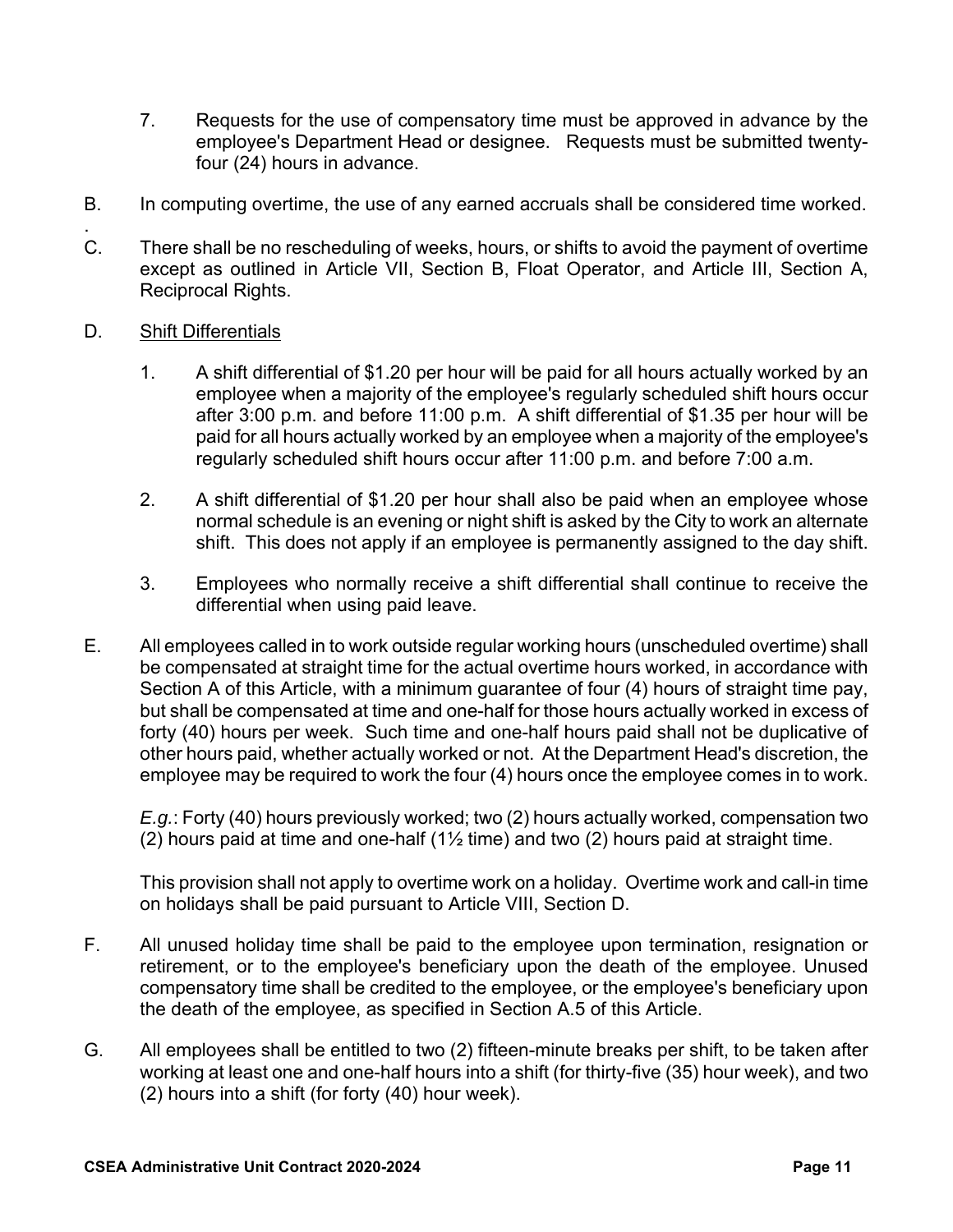7. Requests for the use of compensatory time must be approved in advance by the employee's Department Head or designee. Requests must be submitted twenty-four (24) hours in advance.

B. In computing overtime, the use of any earned accruals shall be considered time worked.

C. There shall be no rescheduling of weeks, hours, or shifts to avoid the payment of overtime except as outlined in Article VII, Section B, Float Operator, and Article III, Section A, Reciprocal Rights.

D. <u>Shift Differentials</u>

1. A shift differential of $1.20 per hour will be paid for all hours actually worked by an employee when a majority of the employee's regularly scheduled shift hours occur after 3:00 p.m. and before 11:00 p.m. A shift differential of $1.35 per hour will be paid for all hours actually worked by an employee when a majority of the employee's regularly scheduled shift hours occur after 11:00 p.m. and before 7:00 a.m.

2. A shift differential of $1.20 per hour shall also be paid when an employee whose normal schedule is an evening or night shift is asked by the City to work an alternate shift. This does not apply if an employee is permanently assigned to the day shift.

3. Employees who normally receive a shift differential shall continue to receive the differential when using paid leave.

E. All employees called in to work outside regular working hours (unscheduled overtime) shall be compensated at straight time for the actual overtime hours worked, in accordance with Section A of this Article, with a minimum guarantee of four (4) hours of straight time pay, but shall be compensated at time and one-half for those hours actually worked in excess of forty (40) hours per week. Such time and one-half hours paid shall not be duplicative of other hours paid, whether actually worked or not. At the Department Head's discretion, the employee may be required to work the four (4) hours once the employee comes in to work.

*E.g.*: Forty (40) hours previously worked; two (2) hours actually worked, compensation two (2) hours paid at time and one-half (1½ time) and two (2) hours paid at straight time.

This provision shall not apply to overtime work on a holiday. Overtime work and call-in time on holidays shall be paid pursuant to Article VIII, Section D.

F. All unused holiday time shall be paid to the employee upon termination, resignation or retirement, or to the employee's beneficiary upon the death of the employee. Unused compensatory time shall be credited to the employee, or the employee's beneficiary upon the death of the employee, as specified in Section A.5 of this Article.

G. All employees shall be entitled to two (2) fifteen-minute breaks per shift, to be taken after working at least one and one-half hours into a shift (for thirty-five (35) hour week), and two (2) hours into a shift (for forty (40) hour week).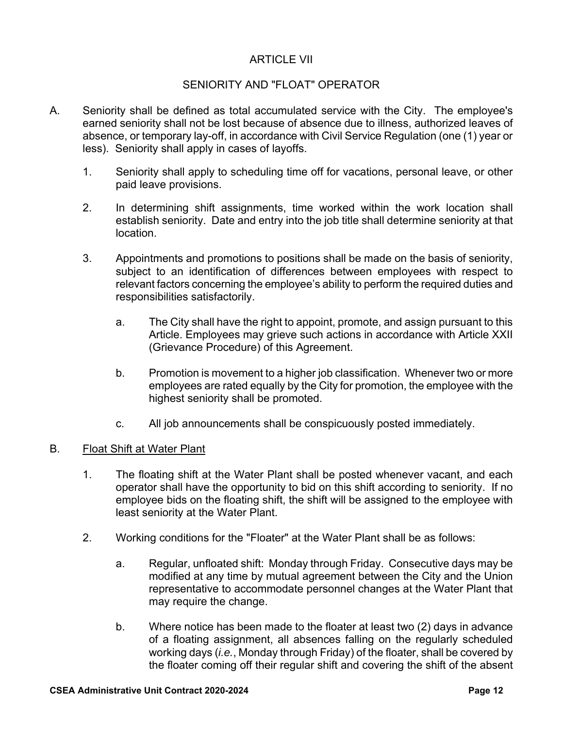# ARTICLE VII

## SENIORITY AND "FLOAT" OPERATOR

A. Seniority shall be defined as total accumulated service with the City. The employee's earned seniority shall not be lost because of absence due to illness, authorized leaves of absence, or temporary lay-off, in accordance with Civil Service Regulation (one (1) year or less). Seniority shall apply in cases of layoffs.

   1. Seniority shall apply to scheduling time off for vacations, personal leave, or other paid leave provisions.

   2. In determining shift assignments, time worked within the work location shall establish seniority. Date and entry into the job title shall determine seniority at that location.

   3. Appointments and promotions to positions shall be made on the basis of seniority, subject to an identification of differences between employees with respect to relevant factors concerning the employee's ability to perform the required duties and responsibilities satisfactorily.

      a. The City shall have the right to appoint, promote, and assign pursuant to this Article. Employees may grieve such actions in accordance with Article XXII (Grievance Procedure) of this Agreement.

      b. Promotion is movement to a higher job classification. Whenever two or more employees are rated equally by the City for promotion, the employee with the highest seniority shall be promoted.

      c. All job announcements shall be conspicuously posted immediately.

B. <u>Float Shift at Water Plant</u>

   1. The floating shift at the Water Plant shall be posted whenever vacant, and each operator shall have the opportunity to bid on this shift according to seniority. If no employee bids on the floating shift, the shift will be assigned to the employee with least seniority at the Water Plant.

   2. Working conditions for the "Floater" at the Water Plant shall be as follows:

      a. Regular, unfloated shift: Monday through Friday. Consecutive days may be modified at any time by mutual agreement between the City and the Union representative to accommodate personnel changes at the Water Plant that may require the change.

      b. Where notice has been made to the floater at least two (2) days in advance of a floating assignment, all absences falling on the regularly scheduled working days (*i.e.*, Monday through Friday) of the floater, shall be covered by the floater coming off their regular shift and covering the shift of the absent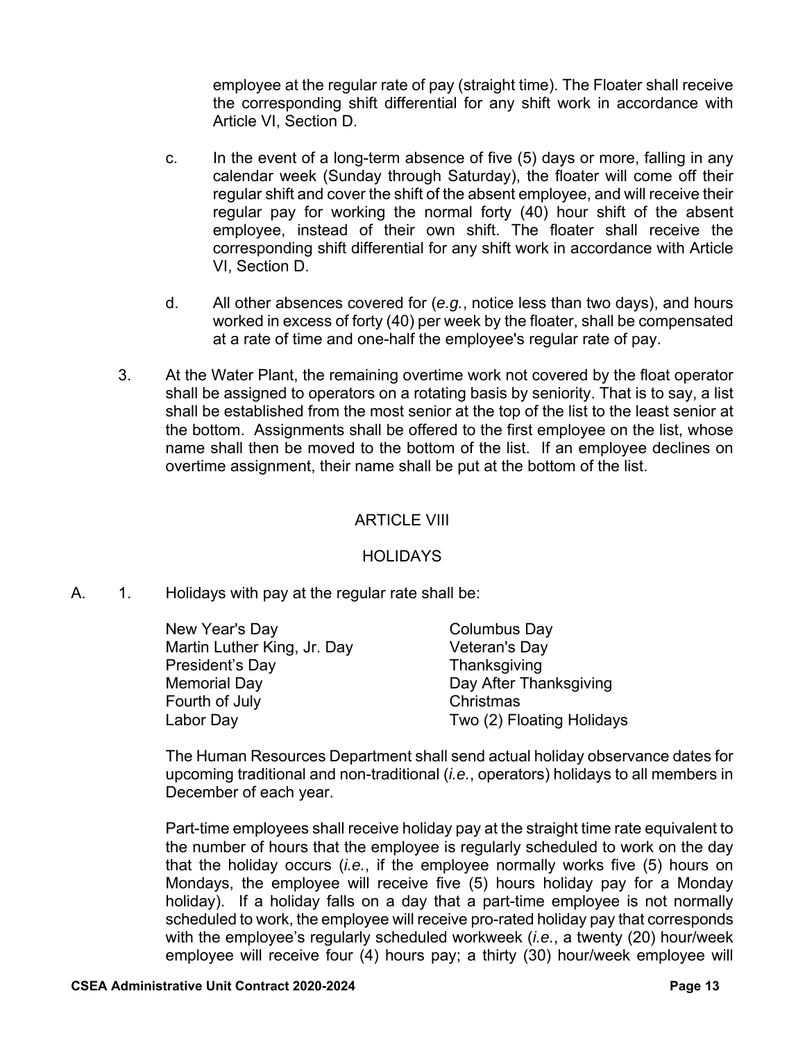employee at the regular rate of pay (straight time). The Floater shall receive the corresponding shift differential for any shift work in accordance with Article VI, Section D.

c. In the event of a long-term absence of five (5) days or more, falling in any calendar week (Sunday through Saturday), the floater will come off their regular shift and cover the shift of the absent employee, and will receive their regular pay for working the normal forty (40) hour shift of the absent employee, instead of their own shift. The floater shall receive the corresponding shift differential for any shift work in accordance with Article VI, Section D.

d. All other absences covered for (*e.g.*, notice less than two days), and hours worked in excess of forty (40) per week by the floater, shall be compensated at a rate of time and one-half the employee's regular rate of pay.

3. At the Water Plant, the remaining overtime work not covered by the float operator shall be assigned to operators on a rotating basis by seniority. That is to say, a list shall be established from the most senior at the top of the list to the least senior at the bottom. Assignments shall be offered to the first employee on the list, whose name shall then be moved to the bottom of the list. If an employee declines on overtime assignment, their name shall be put at the bottom of the list.

## ARTICLE VIII

## HOLIDAYS

A. 1. Holidays with pay at the regular rate shall be:

| | |
|---|---|
| New Year's Day | Columbus Day |
| Martin Luther King, Jr. Day | Veteran's Day |
| President's Day | Thanksgiving |
| Memorial Day | Day After Thanksgiving |
| Fourth of July | Christmas |
| Labor Day | Two (2) Floating Holidays |

The Human Resources Department shall send actual holiday observance dates for upcoming traditional and non-traditional (*i.e.*, operators) holidays to all members in December of each year.

Part-time employees shall receive holiday pay at the straight time rate equivalent to the number of hours that the employee is regularly scheduled to work on the day that the holiday occurs (*i.e.*, if the employee normally works five (5) hours on Mondays, the employee will receive five (5) hours holiday pay for a Monday holiday). If a holiday falls on a day that a part-time employee is not normally scheduled to work, the employee will receive pro-rated holiday pay that corresponds with the employee's regularly scheduled workweek (*i.e.*, a twenty (20) hour/week employee will receive four (4) hours pay; a thirty (30) hour/week employee will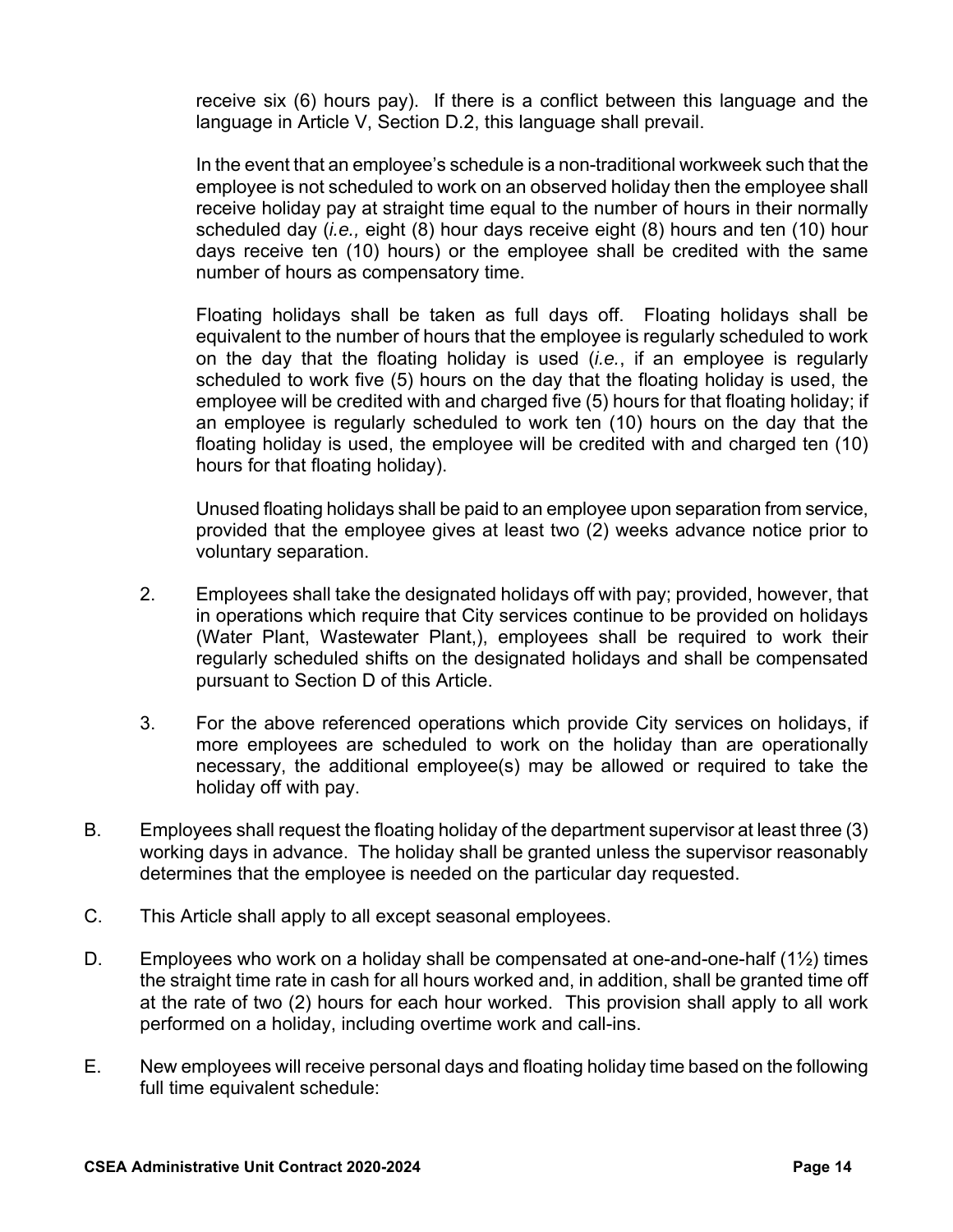receive six (6) hours pay). If there is a conflict between this language and the language in Article V, Section D.2, this language shall prevail.

In the event that an employee's schedule is a non-traditional workweek such that the employee is not scheduled to work on an observed holiday then the employee shall receive holiday pay at straight time equal to the number of hours in their normally scheduled day (*i.e.,* eight (8) hour days receive eight (8) hours and ten (10) hour days receive ten (10) hours) or the employee shall be credited with the same number of hours as compensatory time.

Floating holidays shall be taken as full days off. Floating holidays shall be equivalent to the number of hours that the employee is regularly scheduled to work on the day that the floating holiday is used (*i.e.*, if an employee is regularly scheduled to work five (5) hours on the day that the floating holiday is used, the employee will be credited with and charged five (5) hours for that floating holiday; if an employee is regularly scheduled to work ten (10) hours on the day that the floating holiday is used, the employee will be credited with and charged ten (10) hours for that floating holiday).

Unused floating holidays shall be paid to an employee upon separation from service, provided that the employee gives at least two (2) weeks advance notice prior to voluntary separation.

2. Employees shall take the designated holidays off with pay; provided, however, that in operations which require that City services continue to be provided on holidays (Water Plant, Wastewater Plant,), employees shall be required to work their regularly scheduled shifts on the designated holidays and shall be compensated pursuant to Section D of this Article.

3. For the above referenced operations which provide City services on holidays, if more employees are scheduled to work on the holiday than are operationally necessary, the additional employee(s) may be allowed or required to take the holiday off with pay.

B. Employees shall request the floating holiday of the department supervisor at least three (3) working days in advance. The holiday shall be granted unless the supervisor reasonably determines that the employee is needed on the particular day requested.

C. This Article shall apply to all except seasonal employees.

D. Employees who work on a holiday shall be compensated at one-and-one-half (1½) times the straight time rate in cash for all hours worked and, in addition, shall be granted time off at the rate of two (2) hours for each hour worked. This provision shall apply to all work performed on a holiday, including overtime work and call-ins.

E. New employees will receive personal days and floating holiday time based on the following full time equivalent schedule: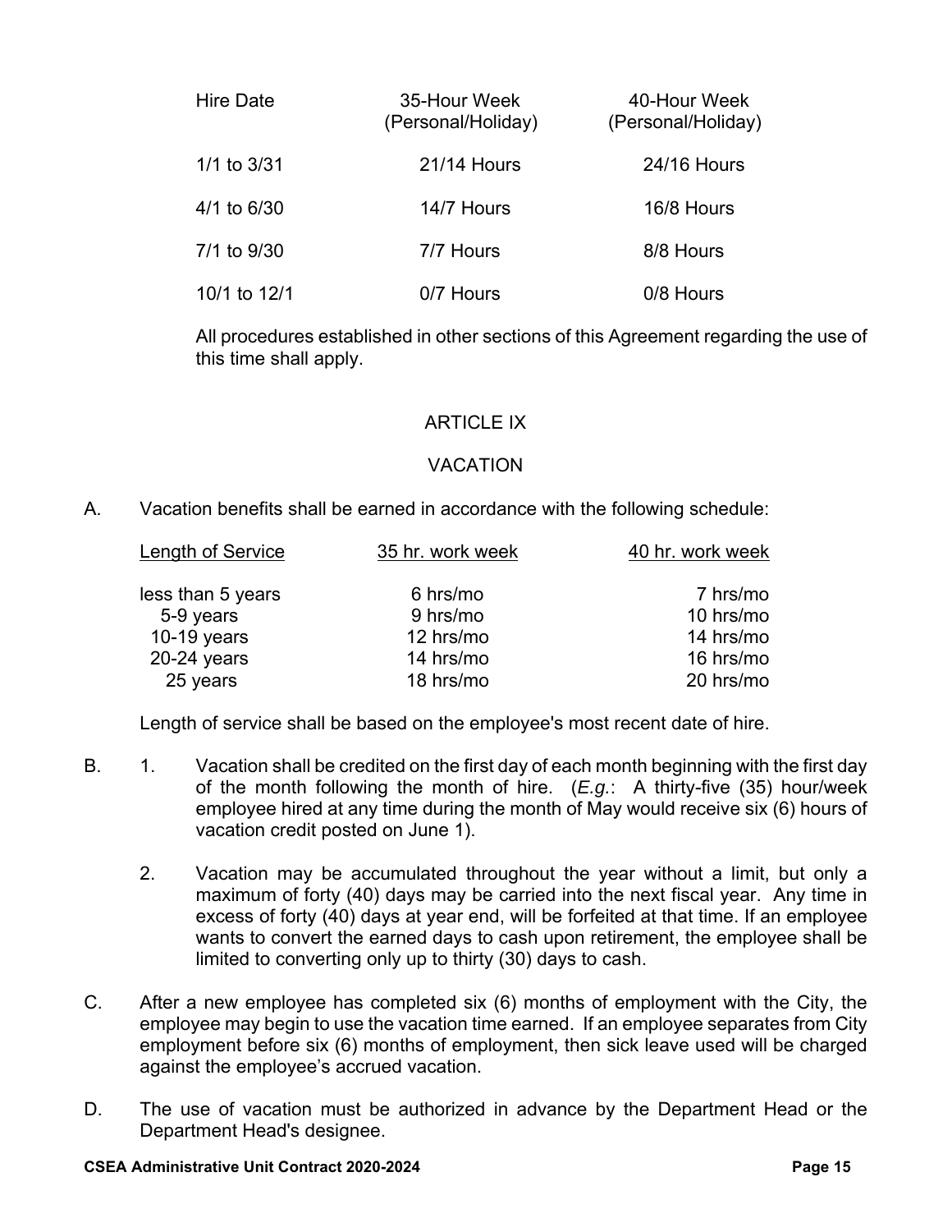| Hire Date | 35-Hour Week (Personal/Holiday) | 40-Hour Week (Personal/Holiday) |
|---|---|---|
| 1/1 to 3/31 | 21/14 Hours | 24/16 Hours |
| 4/1 to 6/30 | 14/7 Hours | 16/8 Hours |
| 7/1 to 9/30 | 7/7 Hours | 8/8 Hours |
| 10/1 to 12/1 | 0/7 Hours | 0/8 Hours |

All procedures established in other sections of this Agreement regarding the use of this time shall apply.

## ARTICLE IX

## VACATION

A. Vacation benefits shall be earned in accordance with the following schedule:

| Length of Service | 35 hr. work week | 40 hr. work week |
|---|---|---|
| less than 5 years | 6 hrs/mo | 7 hrs/mo |
| 5-9 years | 9 hrs/mo | 10 hrs/mo |
| 10-19 years | 12 hrs/mo | 14 hrs/mo |
| 20-24 years | 14 hrs/mo | 16 hrs/mo |
| 25 years | 18 hrs/mo | 20 hrs/mo |

Length of service shall be based on the employee's most recent date of hire.

B. 1. Vacation shall be credited on the first day of each month beginning with the first day of the month following the month of hire. (*E.g.*: A thirty-five (35) hour/week employee hired at any time during the month of May would receive six (6) hours of vacation credit posted on June 1).

2. Vacation may be accumulated throughout the year without a limit, but only a maximum of forty (40) days may be carried into the next fiscal year. Any time in excess of forty (40) days at year end, will be forfeited at that time. If an employee wants to convert the earned days to cash upon retirement, the employee shall be limited to converting only up to thirty (30) days to cash.

C. After a new employee has completed six (6) months of employment with the City, the employee may begin to use the vacation time earned. If an employee separates from City employment before six (6) months of employment, then sick leave used will be charged against the employee's accrued vacation.

D. The use of vacation must be authorized in advance by the Department Head or the Department Head's designee.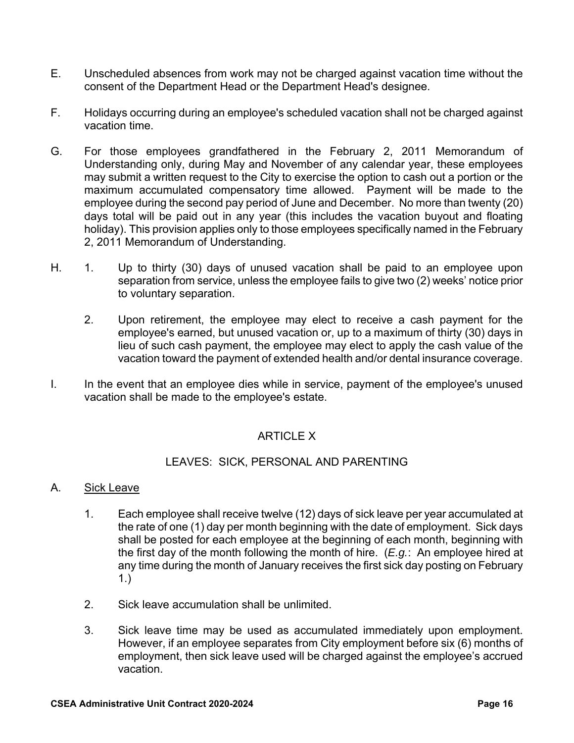E. Unscheduled absences from work may not be charged against vacation time without the consent of the Department Head or the Department Head's designee.

F. Holidays occurring during an employee's scheduled vacation shall not be charged against vacation time.

G. For those employees grandfathered in the February 2, 2011 Memorandum of Understanding only, during May and November of any calendar year, these employees may submit a written request to the City to exercise the option to cash out a portion or the maximum accumulated compensatory time allowed. Payment will be made to the employee during the second pay period of June and December. No more than twenty (20) days total will be paid out in any year (this includes the vacation buyout and floating holiday). This provision applies only to those employees specifically named in the February 2, 2011 Memorandum of Understanding.

H. 1. Up to thirty (30) days of unused vacation shall be paid to an employee upon separation from service, unless the employee fails to give two (2) weeks' notice prior to voluntary separation.

   2. Upon retirement, the employee may elect to receive a cash payment for the employee's earned, but unused vacation or, up to a maximum of thirty (30) days in lieu of such cash payment, the employee may elect to apply the cash value of the vacation toward the payment of extended health and/or dental insurance coverage.

I. In the event that an employee dies while in service, payment of the employee's unused vacation shall be made to the employee's estate.

## ARTICLE X

## LEAVES: SICK, PERSONAL AND PARENTING

A. Sick Leave

   1. Each employee shall receive twelve (12) days of sick leave per year accumulated at the rate of one (1) day per month beginning with the date of employment. Sick days shall be posted for each employee at the beginning of each month, beginning with the first day of the month following the month of hire. (*E.g.*: An employee hired at any time during the month of January receives the first sick day posting on February 1.)

   2. Sick leave accumulation shall be unlimited.

   3. Sick leave time may be used as accumulated immediately upon employment. However, if an employee separates from City employment before six (6) months of employment, then sick leave used will be charged against the employee's accrued vacation.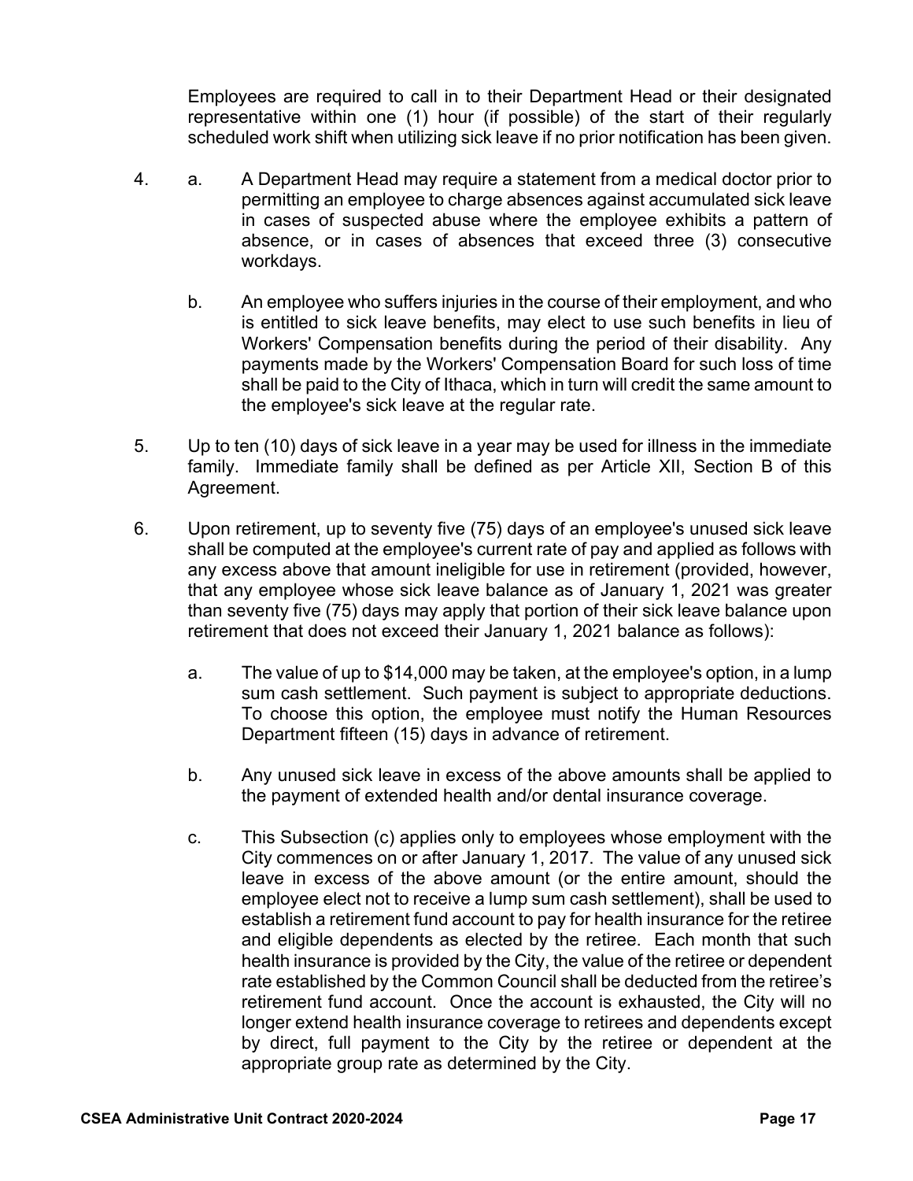Employees are required to call in to their Department Head or their designated representative within one (1) hour (if possible) of the start of their regularly scheduled work shift when utilizing sick leave if no prior notification has been given.

4. a. A Department Head may require a statement from a medical doctor prior to permitting an employee to charge absences against accumulated sick leave in cases of suspected abuse where the employee exhibits a pattern of absence, or in cases of absences that exceed three (3) consecutive workdays.

   b. An employee who suffers injuries in the course of their employment, and who is entitled to sick leave benefits, may elect to use such benefits in lieu of Workers' Compensation benefits during the period of their disability. Any payments made by the Workers' Compensation Board for such loss of time shall be paid to the City of Ithaca, which in turn will credit the same amount to the employee's sick leave at the regular rate.

5. Up to ten (10) days of sick leave in a year may be used for illness in the immediate family. Immediate family shall be defined as per Article XII, Section B of this Agreement.

6. Upon retirement, up to seventy five (75) days of an employee's unused sick leave shall be computed at the employee's current rate of pay and applied as follows with any excess above that amount ineligible for use in retirement (provided, however, that any employee whose sick leave balance as of January 1, 2021 was greater than seventy five (75) days may apply that portion of their sick leave balance upon retirement that does not exceed their January 1, 2021 balance as follows):

   a. The value of up to $14,000 may be taken, at the employee's option, in a lump sum cash settlement. Such payment is subject to appropriate deductions. To choose this option, the employee must notify the Human Resources Department fifteen (15) days in advance of retirement.

   b. Any unused sick leave in excess of the above amounts shall be applied to the payment of extended health and/or dental insurance coverage.

   c. This Subsection (c) applies only to employees whose employment with the City commences on or after January 1, 2017. The value of any unused sick leave in excess of the above amount (or the entire amount, should the employee elect not to receive a lump sum cash settlement), shall be used to establish a retirement fund account to pay for health insurance for the retiree and eligible dependents as elected by the retiree. Each month that such health insurance is provided by the City, the value of the retiree or dependent rate established by the Common Council shall be deducted from the retiree's retirement fund account. Once the account is exhausted, the City will no longer extend health insurance coverage to retirees and dependents except by direct, full payment to the City by the retiree or dependent at the appropriate group rate as determined by the City.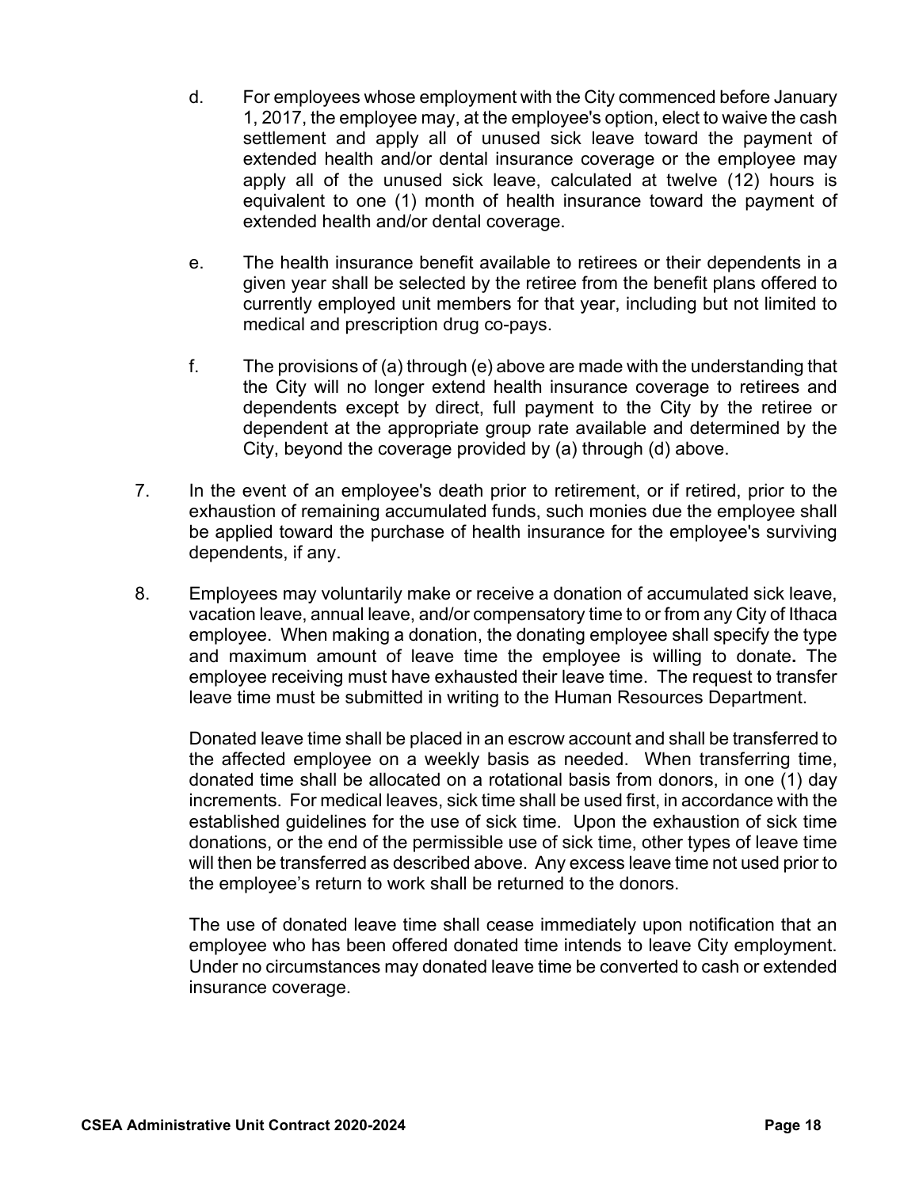d. For employees whose employment with the City commenced before January 1, 2017, the employee may, at the employee's option, elect to waive the cash settlement and apply all of unused sick leave toward the payment of extended health and/or dental insurance coverage or the employee may apply all of the unused sick leave, calculated at twelve (12) hours is equivalent to one (1) month of health insurance toward the payment of extended health and/or dental coverage.

e. The health insurance benefit available to retirees or their dependents in a given year shall be selected by the retiree from the benefit plans offered to currently employed unit members for that year, including but not limited to medical and prescription drug co-pays.

f. The provisions of (a) through (e) above are made with the understanding that the City will no longer extend health insurance coverage to retirees and dependents except by direct, full payment to the City by the retiree or dependent at the appropriate group rate available and determined by the City, beyond the coverage provided by (a) through (d) above.

7. In the event of an employee's death prior to retirement, or if retired, prior to the exhaustion of remaining accumulated funds, such monies due the employee shall be applied toward the purchase of health insurance for the employee's surviving dependents, if any.

8. Employees may voluntarily make or receive a donation of accumulated sick leave, vacation leave, annual leave, and/or compensatory time to or from any City of Ithaca employee. When making a donation, the donating employee shall specify the type and maximum amount of leave time the employee is willing to donate**.** The employee receiving must have exhausted their leave time. The request to transfer leave time must be submitted in writing to the Human Resources Department.

   Donated leave time shall be placed in an escrow account and shall be transferred to the affected employee on a weekly basis as needed. When transferring time, donated time shall be allocated on a rotational basis from donors, in one (1) day increments. For medical leaves, sick time shall be used first, in accordance with the established guidelines for the use of sick time. Upon the exhaustion of sick time donations, or the end of the permissible use of sick time, other types of leave time will then be transferred as described above. Any excess leave time not used prior to the employee's return to work shall be returned to the donors.

   The use of donated leave time shall cease immediately upon notification that an employee who has been offered donated time intends to leave City employment. Under no circumstances may donated leave time be converted to cash or extended insurance coverage.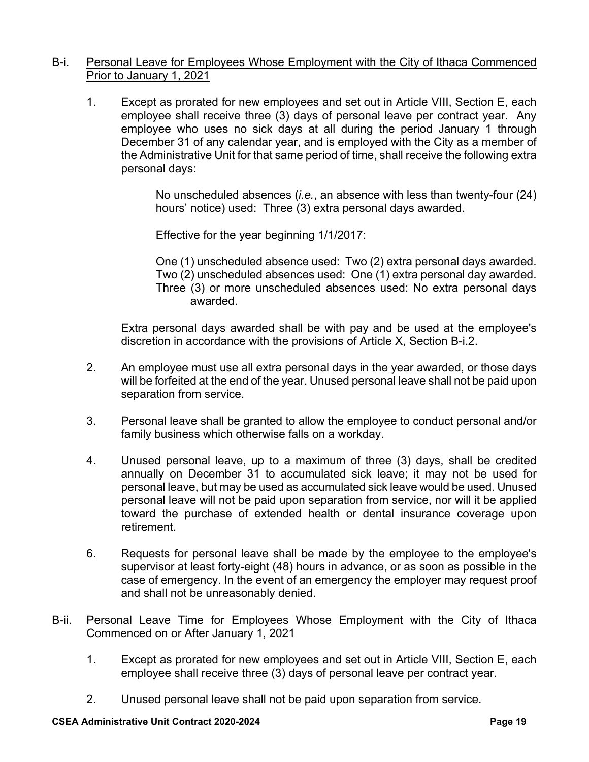B-i. <u>Personal Leave for Employees Whose Employment with the City of Ithaca Commenced Prior to January 1, 2021</u>

1. Except as prorated for new employees and set out in Article VIII, Section E, each employee shall receive three (3) days of personal leave per contract year. Any employee who uses no sick days at all during the period January 1 through December 31 of any calendar year, and is employed with the City as a member of the Administrative Unit for that same period of time, shall receive the following extra personal days:

   No unscheduled absences (*i.e.*, an absence with less than twenty-four (24) hours' notice) used: Three (3) extra personal days awarded.

   Effective for the year beginning 1/1/2017:

   One (1) unscheduled absence used: Two (2) extra personal days awarded.
   Two (2) unscheduled absences used: One (1) extra personal day awarded.
   Three (3) or more unscheduled absences used: No extra personal days awarded.

   Extra personal days awarded shall be with pay and be used at the employee's discretion in accordance with the provisions of Article X, Section B-i.2.

2. An employee must use all extra personal days in the year awarded, or those days will be forfeited at the end of the year. Unused personal leave shall not be paid upon separation from service.

3. Personal leave shall be granted to allow the employee to conduct personal and/or family business which otherwise falls on a workday.

4. Unused personal leave, up to a maximum of three (3) days, shall be credited annually on December 31 to accumulated sick leave; it may not be used for personal leave, but may be used as accumulated sick leave would be used. Unused personal leave will not be paid upon separation from service, nor will it be applied toward the purchase of extended health or dental insurance coverage upon retirement.

6. Requests for personal leave shall be made by the employee to the employee's supervisor at least forty-eight (48) hours in advance, or as soon as possible in the case of emergency. In the event of an emergency the employer may request proof and shall not be unreasonably denied.

B-ii. Personal Leave Time for Employees Whose Employment with the City of Ithaca Commenced on or After January 1, 2021

1. Except as prorated for new employees and set out in Article VIII, Section E, each employee shall receive three (3) days of personal leave per contract year.

2. Unused personal leave shall not be paid upon separation from service.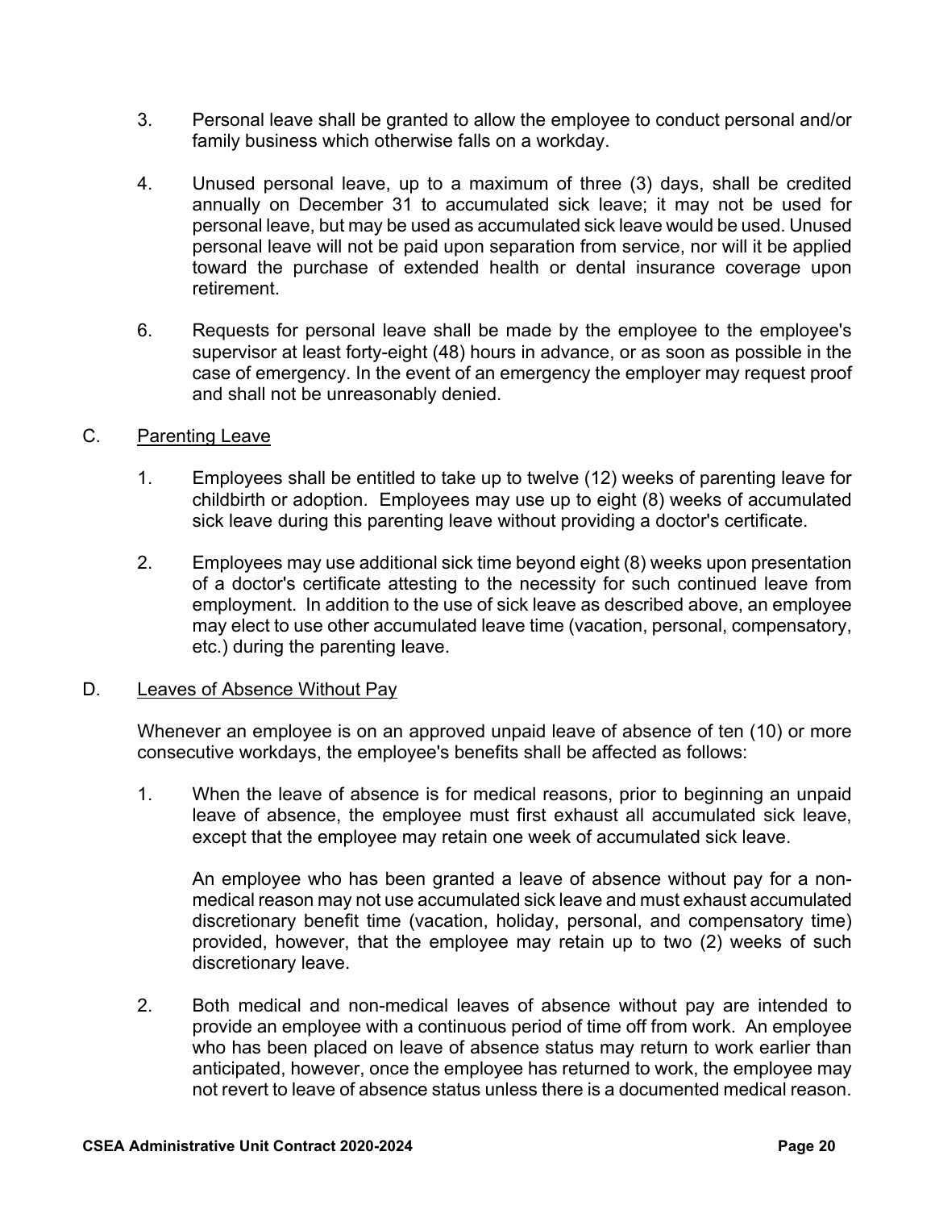3. Personal leave shall be granted to allow the employee to conduct personal and/or family business which otherwise falls on a workday.

4. Unused personal leave, up to a maximum of three (3) days, shall be credited annually on December 31 to accumulated sick leave; it may not be used for personal leave, but may be used as accumulated sick leave would be used. Unused personal leave will not be paid upon separation from service, nor will it be applied toward the purchase of extended health or dental insurance coverage upon retirement.

6. Requests for personal leave shall be made by the employee to the employee's supervisor at least forty-eight (48) hours in advance, or as soon as possible in the case of emergency. In the event of an emergency the employer may request proof and shall not be unreasonably denied.

C. <u>Parenting Leave</u>

1. Employees shall be entitled to take up to twelve (12) weeks of parenting leave for childbirth or adoption. Employees may use up to eight (8) weeks of accumulated sick leave during this parenting leave without providing a doctor's certificate.

2. Employees may use additional sick time beyond eight (8) weeks upon presentation of a doctor's certificate attesting to the necessity for such continued leave from employment. In addition to the use of sick leave as described above, an employee may elect to use other accumulated leave time (vacation, personal, compensatory, etc.) during the parenting leave.

D. <u>Leaves of Absence Without Pay</u>

Whenever an employee is on an approved unpaid leave of absence of ten (10) or more consecutive workdays, the employee's benefits shall be affected as follows:

1. When the leave of absence is for medical reasons, prior to beginning an unpaid leave of absence, the employee must first exhaust all accumulated sick leave, except that the employee may retain one week of accumulated sick leave.

   An employee who has been granted a leave of absence without pay for a non-medical reason may not use accumulated sick leave and must exhaust accumulated discretionary benefit time (vacation, holiday, personal, and compensatory time) provided, however, that the employee may retain up to two (2) weeks of such discretionary leave.

2. Both medical and non-medical leaves of absence without pay are intended to provide an employee with a continuous period of time off from work. An employee who has been placed on leave of absence status may return to work earlier than anticipated, however, once the employee has returned to work, the employee may not revert to leave of absence status unless there is a documented medical reason.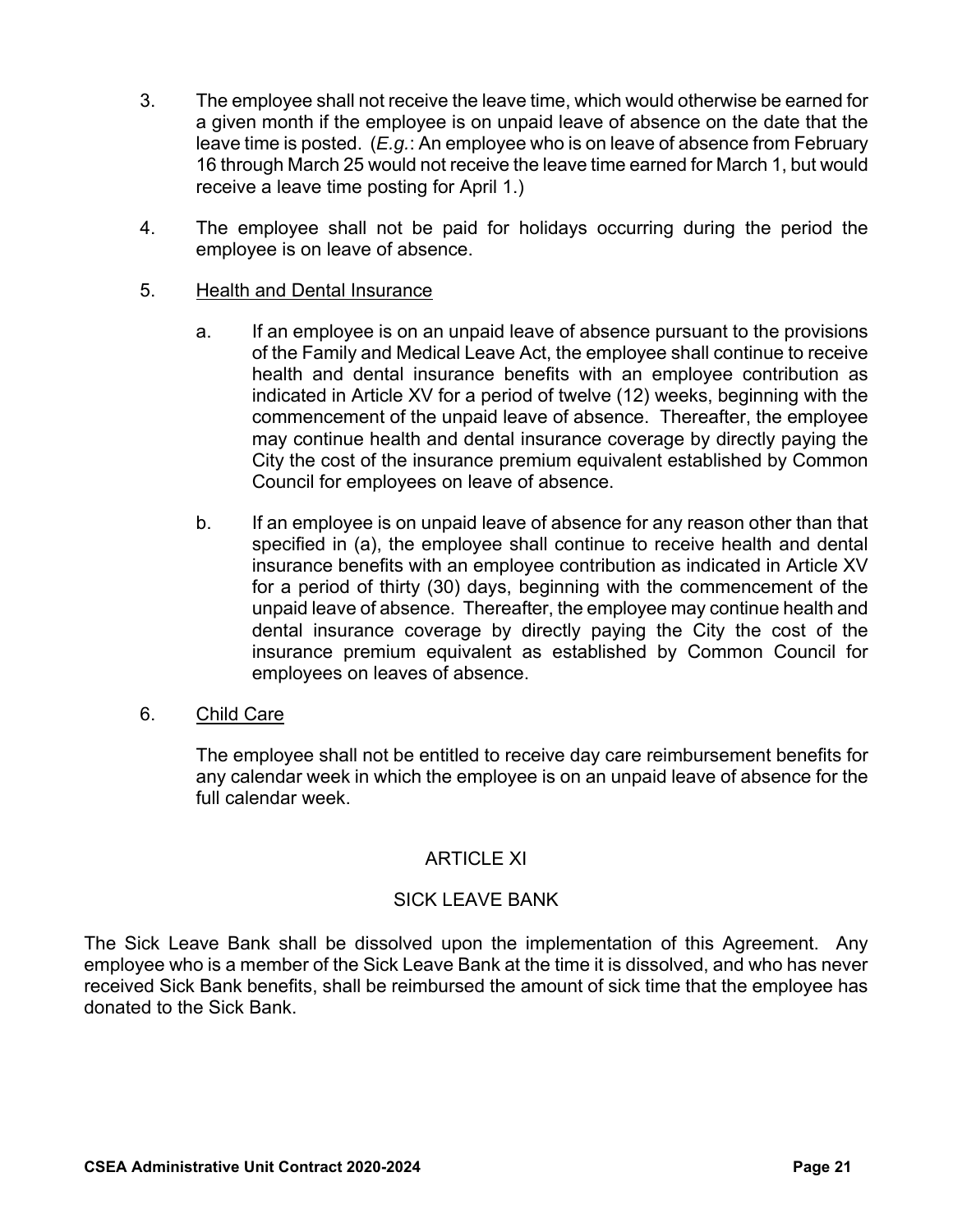3. The employee shall not receive the leave time, which would otherwise be earned for a given month if the employee is on unpaid leave of absence on the date that the leave time is posted. (*E.g.*: An employee who is on leave of absence from February 16 through March 25 would not receive the leave time earned for March 1, but would receive a leave time posting for April 1.)

4. The employee shall not be paid for holidays occurring during the period the employee is on leave of absence.

5. <u>Health and Dental Insurance</u>

   a. If an employee is on an unpaid leave of absence pursuant to the provisions of the Family and Medical Leave Act, the employee shall continue to receive health and dental insurance benefits with an employee contribution as indicated in Article XV for a period of twelve (12) weeks, beginning with the commencement of the unpaid leave of absence. Thereafter, the employee may continue health and dental insurance coverage by directly paying the City the cost of the insurance premium equivalent established by Common Council for employees on leave of absence.

   b. If an employee is on unpaid leave of absence for any reason other than that specified in (a), the employee shall continue to receive health and dental insurance benefits with an employee contribution as indicated in Article XV for a period of thirty (30) days, beginning with the commencement of the unpaid leave of absence. Thereafter, the employee may continue health and dental insurance coverage by directly paying the City the cost of the insurance premium equivalent as established by Common Council for employees on leaves of absence.

6. <u>Child Care</u>

   The employee shall not be entitled to receive day care reimbursement benefits for any calendar week in which the employee is on an unpaid leave of absence for the full calendar week.

## ARTICLE XI

## SICK LEAVE BANK

The Sick Leave Bank shall be dissolved upon the implementation of this Agreement. Any employee who is a member of the Sick Leave Bank at the time it is dissolved, and who has never received Sick Bank benefits, shall be reimbursed the amount of sick time that the employee has donated to the Sick Bank.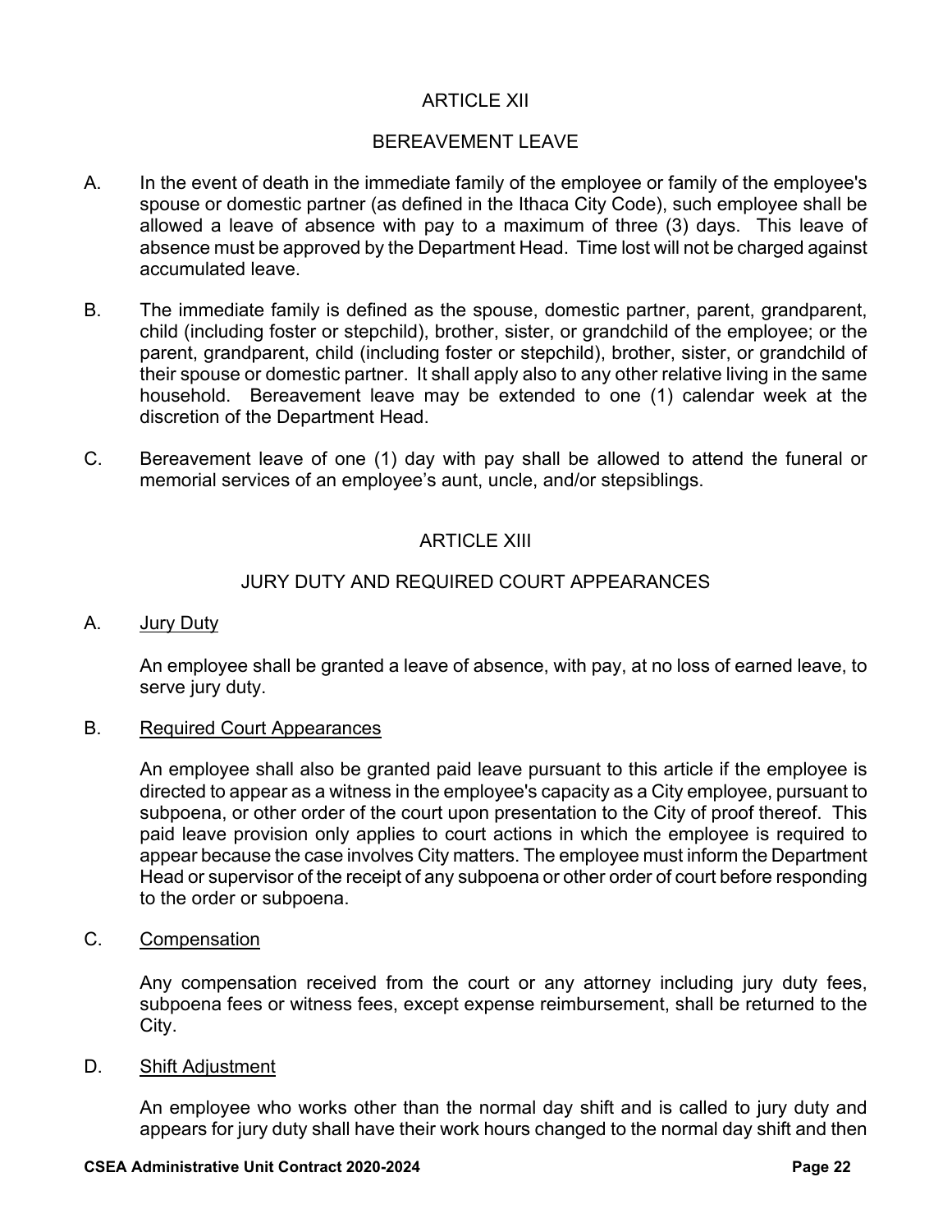## ARTICLE XII

## BEREAVEMENT LEAVE

A. In the event of death in the immediate family of the employee or family of the employee's spouse or domestic partner (as defined in the Ithaca City Code), such employee shall be allowed a leave of absence with pay to a maximum of three (3) days. This leave of absence must be approved by the Department Head. Time lost will not be charged against accumulated leave.

B. The immediate family is defined as the spouse, domestic partner, parent, grandparent, child (including foster or stepchild), brother, sister, or grandchild of the employee; or the parent, grandparent, child (including foster or stepchild), brother, sister, or grandchild of their spouse or domestic partner. It shall apply also to any other relative living in the same household. Bereavement leave may be extended to one (1) calendar week at the discretion of the Department Head.

C. Bereavement leave of one (1) day with pay shall be allowed to attend the funeral or memorial services of an employee's aunt, uncle, and/or stepsiblings.

## ARTICLE XIII

## JURY DUTY AND REQUIRED COURT APPEARANCES

A. Jury Duty

An employee shall be granted a leave of absence, with pay, at no loss of earned leave, to serve jury duty.

B. Required Court Appearances

An employee shall also be granted paid leave pursuant to this article if the employee is directed to appear as a witness in the employee's capacity as a City employee, pursuant to subpoena, or other order of the court upon presentation to the City of proof thereof. This paid leave provision only applies to court actions in which the employee is required to appear because the case involves City matters. The employee must inform the Department Head or supervisor of the receipt of any subpoena or other order of court before responding to the order or subpoena.

C. Compensation

Any compensation received from the court or any attorney including jury duty fees, subpoena fees or witness fees, except expense reimbursement, shall be returned to the City.

D. Shift Adjustment

An employee who works other than the normal day shift and is called to jury duty and appears for jury duty shall have their work hours changed to the normal day shift and then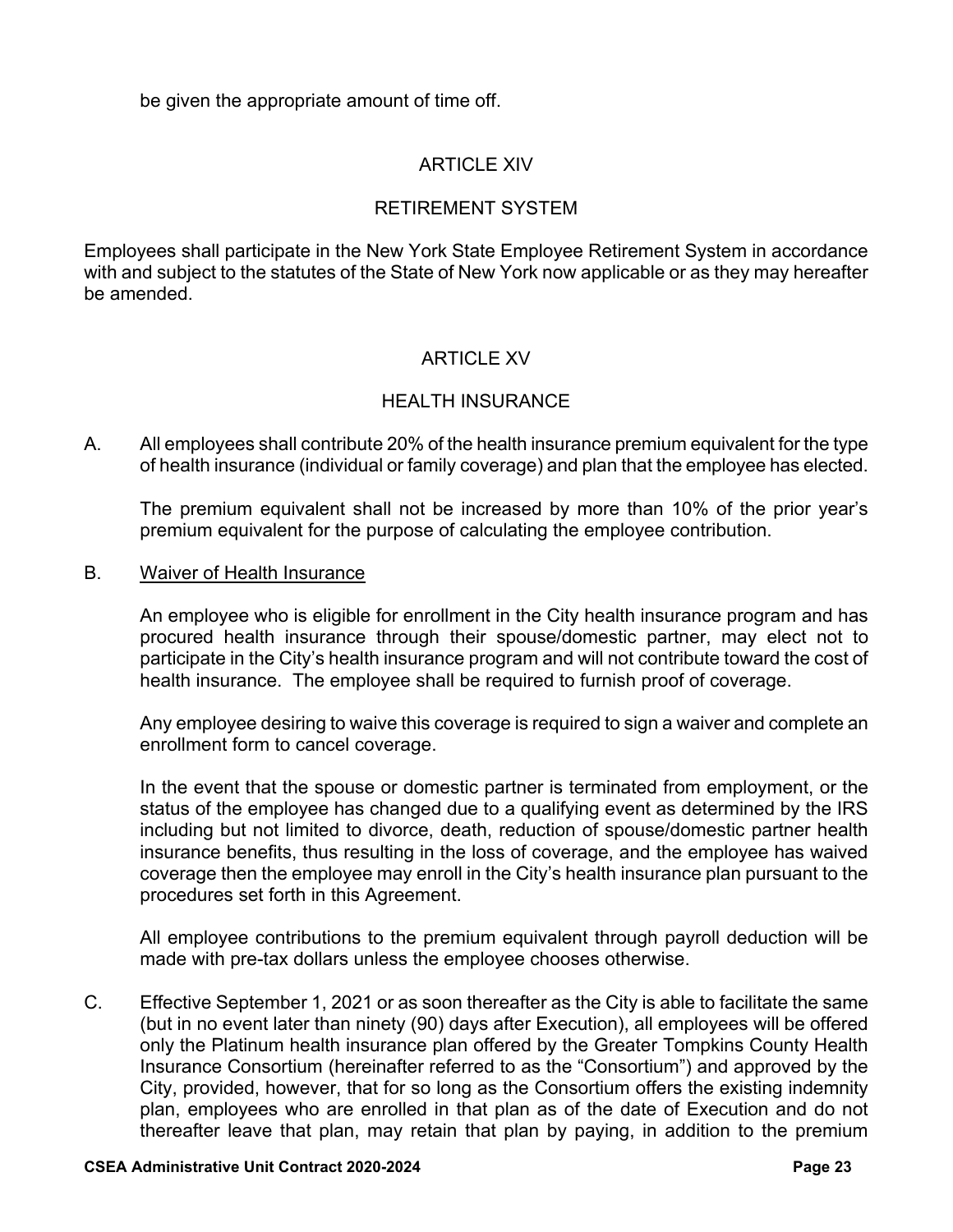be given the appropriate amount of time off.

## ARTICLE XIV

## RETIREMENT SYSTEM

Employees shall participate in the New York State Employee Retirement System in accordance with and subject to the statutes of the State of New York now applicable or as they may hereafter be amended.

## ARTICLE XV

## HEALTH INSURANCE

A. All employees shall contribute 20% of the health insurance premium equivalent for the type of health insurance (individual or family coverage) and plan that the employee has elected.

The premium equivalent shall not be increased by more than 10% of the prior year's premium equivalent for the purpose of calculating the employee contribution.

B. Waiver of Health Insurance

An employee who is eligible for enrollment in the City health insurance program and has procured health insurance through their spouse/domestic partner, may elect not to participate in the City's health insurance program and will not contribute toward the cost of health insurance. The employee shall be required to furnish proof of coverage.

Any employee desiring to waive this coverage is required to sign a waiver and complete an enrollment form to cancel coverage.

In the event that the spouse or domestic partner is terminated from employment, or the status of the employee has changed due to a qualifying event as determined by the IRS including but not limited to divorce, death, reduction of spouse/domestic partner health insurance benefits, thus resulting in the loss of coverage, and the employee has waived coverage then the employee may enroll in the City's health insurance plan pursuant to the procedures set forth in this Agreement.

All employee contributions to the premium equivalent through payroll deduction will be made with pre-tax dollars unless the employee chooses otherwise.

C. Effective September 1, 2021 or as soon thereafter as the City is able to facilitate the same (but in no event later than ninety (90) days after Execution), all employees will be offered only the Platinum health insurance plan offered by the Greater Tompkins County Health Insurance Consortium (hereinafter referred to as the "Consortium") and approved by the City, provided, however, that for so long as the Consortium offers the existing indemnity plan, employees who are enrolled in that plan as of the date of Execution and do not thereafter leave that plan, may retain that plan by paying, in addition to the premium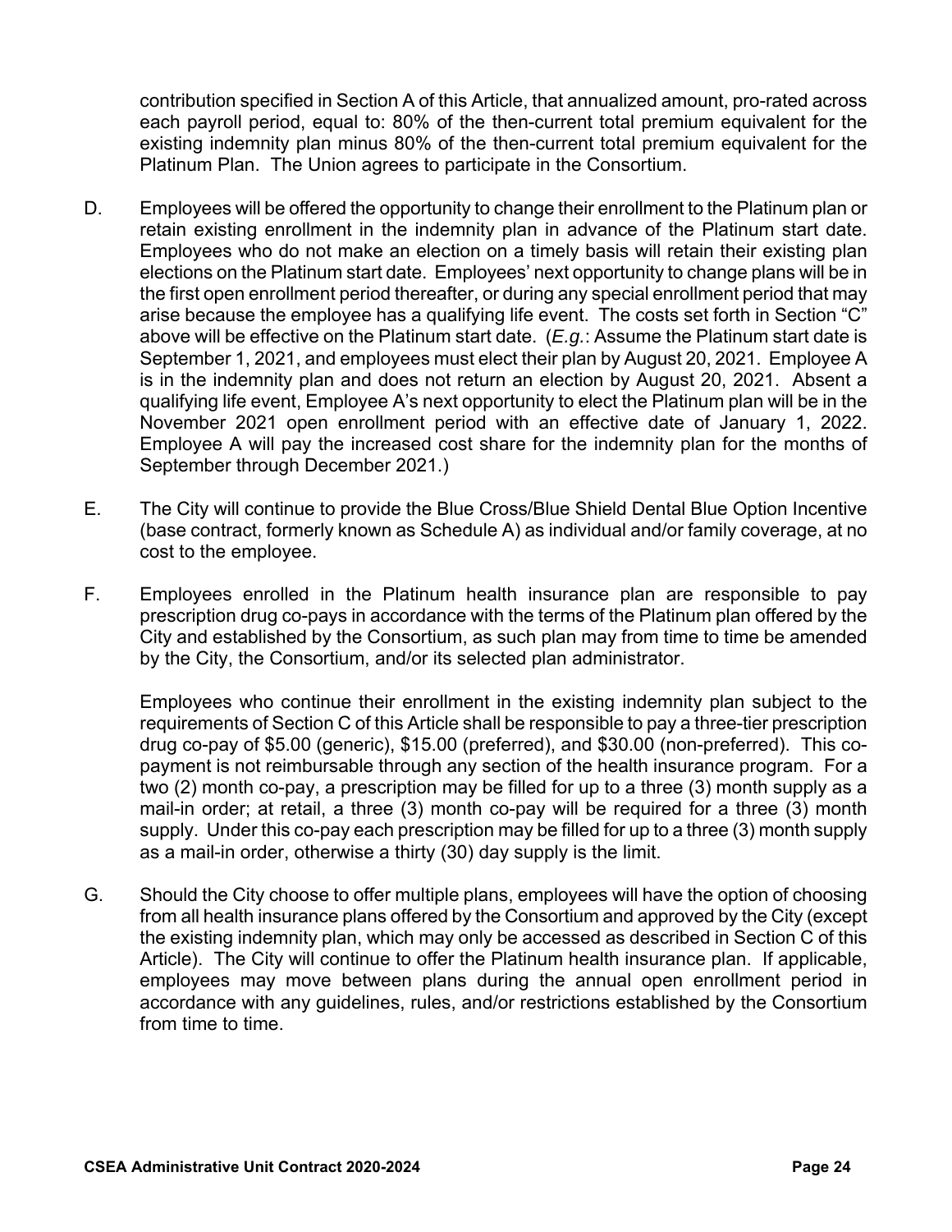contribution specified in Section A of this Article, that annualized amount, pro-rated across each payroll period, equal to: 80% of the then-current total premium equivalent for the existing indemnity plan minus 80% of the then-current total premium equivalent for the Platinum Plan. The Union agrees to participate in the Consortium.

D. Employees will be offered the opportunity to change their enrollment to the Platinum plan or retain existing enrollment in the indemnity plan in advance of the Platinum start date. Employees who do not make an election on a timely basis will retain their existing plan elections on the Platinum start date. Employees' next opportunity to change plans will be in the first open enrollment period thereafter, or during any special enrollment period that may arise because the employee has a qualifying life event. The costs set forth in Section "C" above will be effective on the Platinum start date. (*E.g.*: Assume the Platinum start date is September 1, 2021, and employees must elect their plan by August 20, 2021. Employee A is in the indemnity plan and does not return an election by August 20, 2021. Absent a qualifying life event, Employee A's next opportunity to elect the Platinum plan will be in the November 2021 open enrollment period with an effective date of January 1, 2022. Employee A will pay the increased cost share for the indemnity plan for the months of September through December 2021.)

E. The City will continue to provide the Blue Cross/Blue Shield Dental Blue Option Incentive (base contract, formerly known as Schedule A) as individual and/or family coverage, at no cost to the employee.

F. Employees enrolled in the Platinum health insurance plan are responsible to pay prescription drug co-pays in accordance with the terms of the Platinum plan offered by the City and established by the Consortium, as such plan may from time to time be amended by the City, the Consortium, and/or its selected plan administrator.

   Employees who continue their enrollment in the existing indemnity plan subject to the requirements of Section C of this Article shall be responsible to pay a three-tier prescription drug co-pay of $5.00 (generic), $15.00 (preferred), and $30.00 (non-preferred). This co-payment is not reimbursable through any section of the health insurance program. For a two (2) month co-pay, a prescription may be filled for up to a three (3) month supply as a mail-in order; at retail, a three (3) month co-pay will be required for a three (3) month supply. Under this co-pay each prescription may be filled for up to a three (3) month supply as a mail-in order, otherwise a thirty (30) day supply is the limit.

G. Should the City choose to offer multiple plans, employees will have the option of choosing from all health insurance plans offered by the Consortium and approved by the City (except the existing indemnity plan, which may only be accessed as described in Section C of this Article). The City will continue to offer the Platinum health insurance plan. If applicable, employees may move between plans during the annual open enrollment period in accordance with any guidelines, rules, and/or restrictions established by the Consortium from time to time.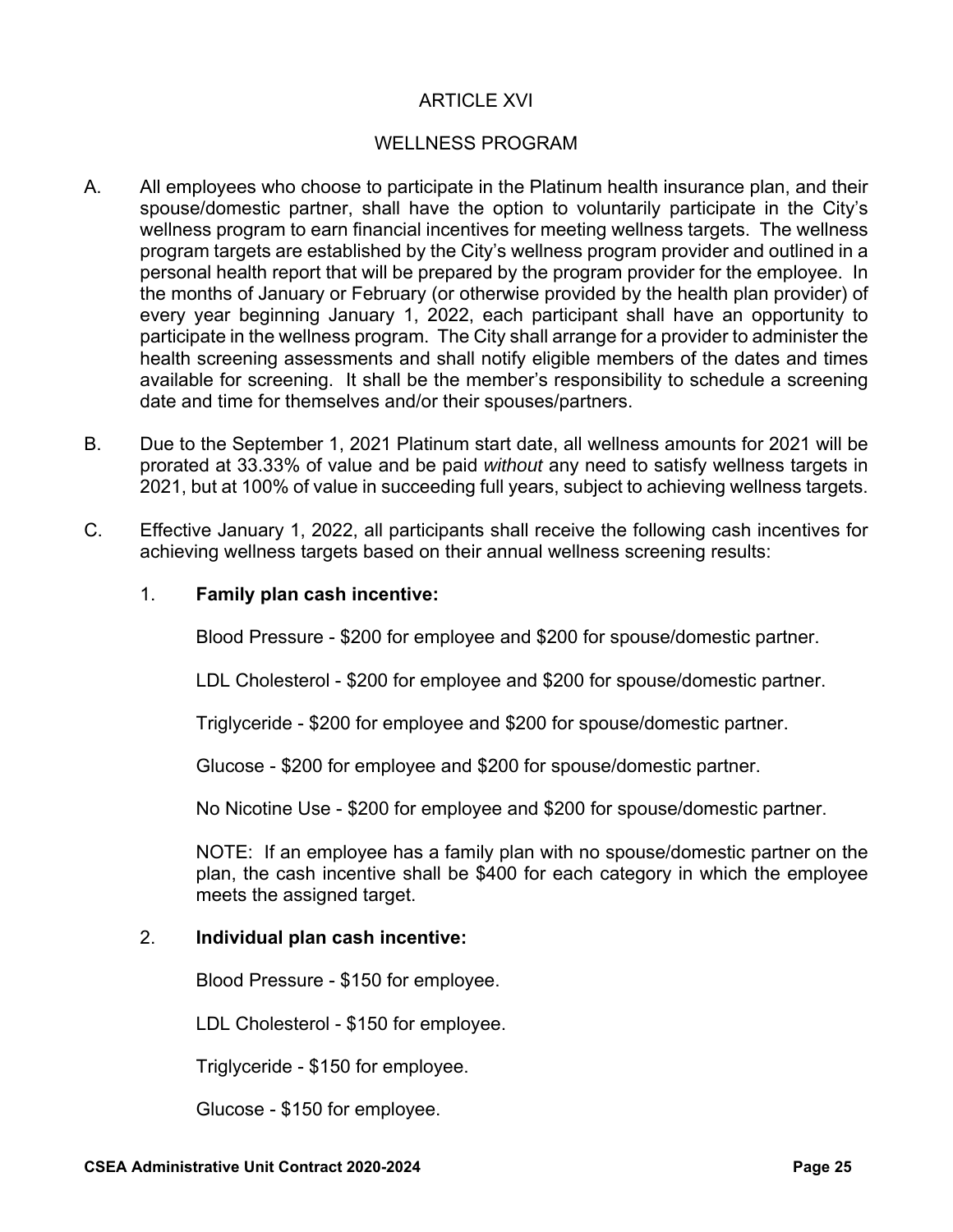# ARTICLE XVI

## WELLNESS PROGRAM

A. All employees who choose to participate in the Platinum health insurance plan, and their spouse/domestic partner, shall have the option to voluntarily participate in the City's wellness program to earn financial incentives for meeting wellness targets. The wellness program targets are established by the City's wellness program provider and outlined in a personal health report that will be prepared by the program provider for the employee. In the months of January or February (or otherwise provided by the health plan provider) of every year beginning January 1, 2022, each participant shall have an opportunity to participate in the wellness program. The City shall arrange for a provider to administer the health screening assessments and shall notify eligible members of the dates and times available for screening. It shall be the member's responsibility to schedule a screening date and time for themselves and/or their spouses/partners.

B. Due to the September 1, 2021 Platinum start date, all wellness amounts for 2021 will be prorated at 33.33% of value and be paid *without* any need to satisfy wellness targets in 2021, but at 100% of value in succeeding full years, subject to achieving wellness targets.

C. Effective January 1, 2022, all participants shall receive the following cash incentives for achieving wellness targets based on their annual wellness screening results:

1. **Family plan cash incentive:**

   Blood Pressure - $200 for employee and $200 for spouse/domestic partner.

   LDL Cholesterol - $200 for employee and $200 for spouse/domestic partner.

   Triglyceride - $200 for employee and $200 for spouse/domestic partner.

   Glucose - $200 for employee and $200 for spouse/domestic partner.

   No Nicotine Use - $200 for employee and $200 for spouse/domestic partner.

   NOTE: If an employee has a family plan with no spouse/domestic partner on the plan, the cash incentive shall be $400 for each category in which the employee meets the assigned target.

2. **Individual plan cash incentive:**

   Blood Pressure - $150 for employee.

   LDL Cholesterol - $150 for employee.

   Triglyceride - $150 for employee.

   Glucose - $150 for employee.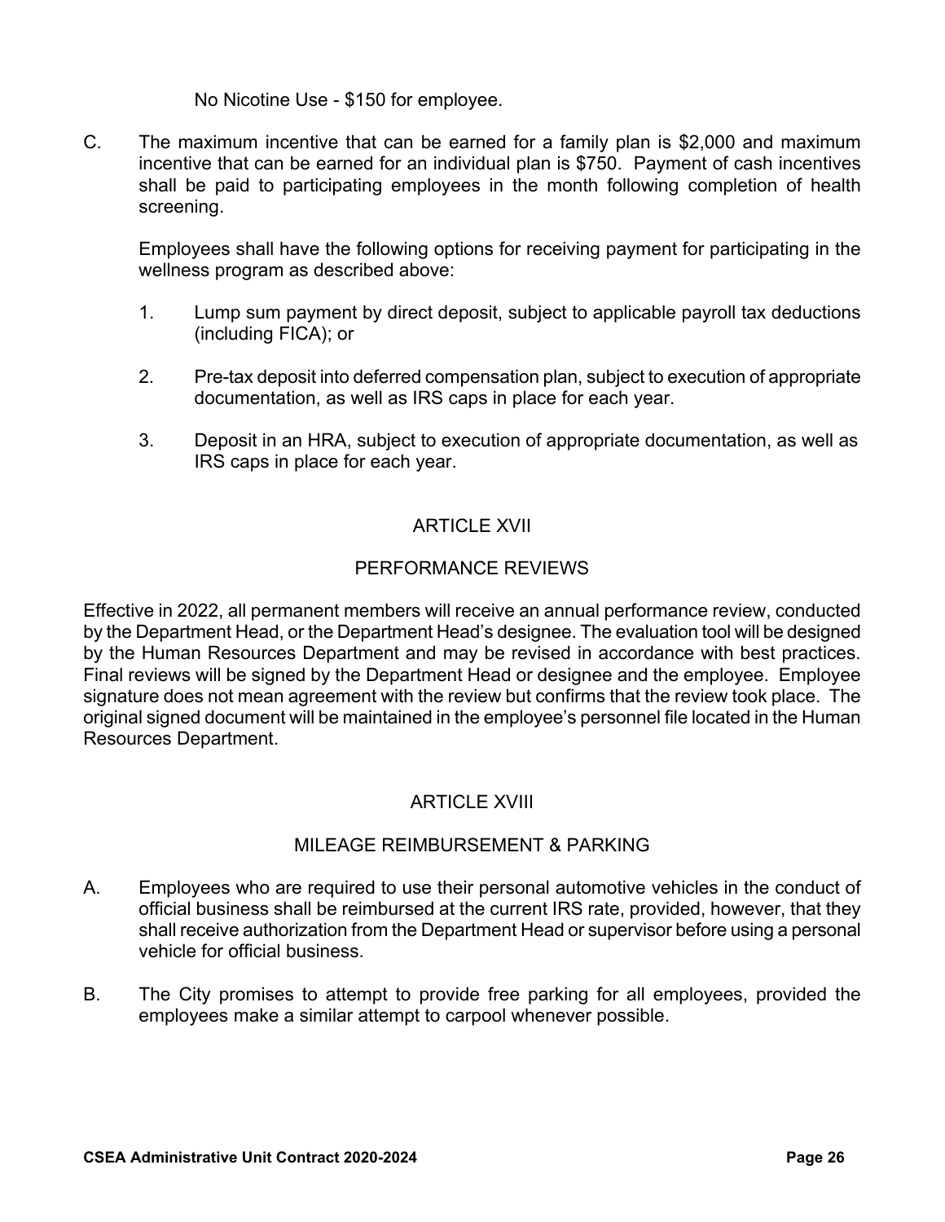No Nicotine Use - $150 for employee.

C. The maximum incentive that can be earned for a family plan is $2,000 and maximum incentive that can be earned for an individual plan is $750. Payment of cash incentives shall be paid to participating employees in the month following completion of health screening.

   Employees shall have the following options for receiving payment for participating in the wellness program as described above:

   1. Lump sum payment by direct deposit, subject to applicable payroll tax deductions (including FICA); or

   2. Pre-tax deposit into deferred compensation plan, subject to execution of appropriate documentation, as well as IRS caps in place for each year.

   3. Deposit in an HRA, subject to execution of appropriate documentation, as well as IRS caps in place for each year.

## ARTICLE XVII

## PERFORMANCE REVIEWS

Effective in 2022, all permanent members will receive an annual performance review, conducted by the Department Head, or the Department Head's designee. The evaluation tool will be designed by the Human Resources Department and may be revised in accordance with best practices. Final reviews will be signed by the Department Head or designee and the employee. Employee signature does not mean agreement with the review but confirms that the review took place. The original signed document will be maintained in the employee's personnel file located in the Human Resources Department.

## ARTICLE XVIII

## MILEAGE REIMBURSEMENT & PARKING

A. Employees who are required to use their personal automotive vehicles in the conduct of official business shall be reimbursed at the current IRS rate, provided, however, that they shall receive authorization from the Department Head or supervisor before using a personal vehicle for official business.

B. The City promises to attempt to provide free parking for all employees, provided the employees make a similar attempt to carpool whenever possible.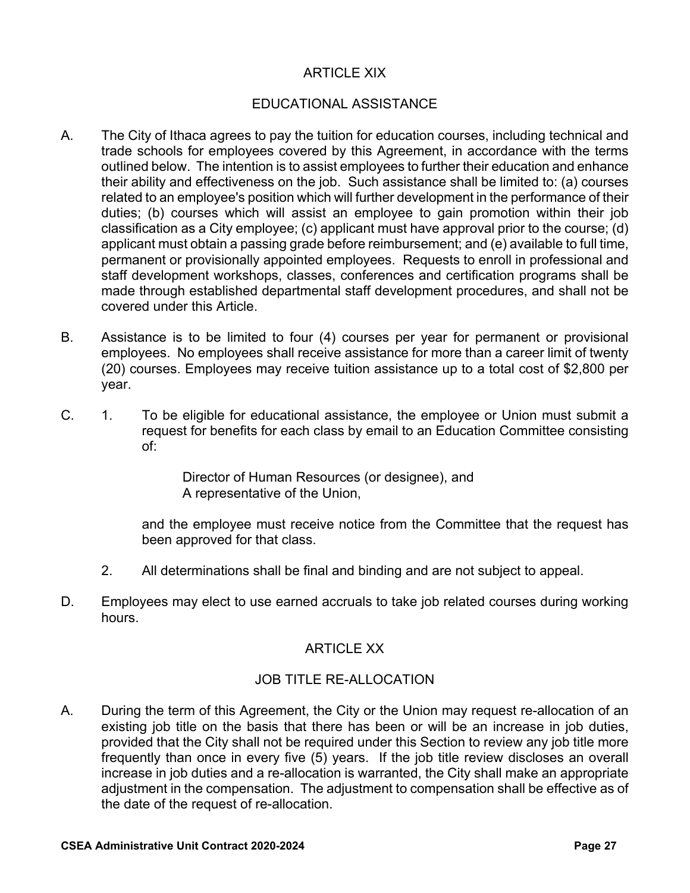## ARTICLE XIX

## EDUCATIONAL ASSISTANCE

A. The City of Ithaca agrees to pay the tuition for education courses, including technical and trade schools for employees covered by this Agreement, in accordance with the terms outlined below. The intention is to assist employees to further their education and enhance their ability and effectiveness on the job. Such assistance shall be limited to: (a) courses related to an employee's position which will further development in the performance of their duties; (b) courses which will assist an employee to gain promotion within their job classification as a City employee; (c) applicant must have approval prior to the course; (d) applicant must obtain a passing grade before reimbursement; and (e) available to full time, permanent or provisionally appointed employees. Requests to enroll in professional and staff development workshops, classes, conferences and certification programs shall be made through established departmental staff development procedures, and shall not be covered under this Article.

B. Assistance is to be limited to four (4) courses per year for permanent or provisional employees. No employees shall receive assistance for more than a career limit of twenty (20) courses. Employees may receive tuition assistance up to a total cost of $2,800 per year.

C. 1. To be eligible for educational assistance, the employee or Union must submit a request for benefits for each class by email to an Education Committee consisting of:

Director of Human Resources (or designee), and
A representative of the Union,

and the employee must receive notice from the Committee that the request has been approved for that class.

2. All determinations shall be final and binding and are not subject to appeal.

D. Employees may elect to use earned accruals to take job related courses during working hours.

## ARTICLE XX

## JOB TITLE RE-ALLOCATION

A. During the term of this Agreement, the City or the Union may request re-allocation of an existing job title on the basis that there has been or will be an increase in job duties, provided that the City shall not be required under this Section to review any job title more frequently than once in every five (5) years. If the job title review discloses an overall increase in job duties and a re-allocation is warranted, the City shall make an appropriate adjustment in the compensation. The adjustment to compensation shall be effective as of the date of the request of re-allocation.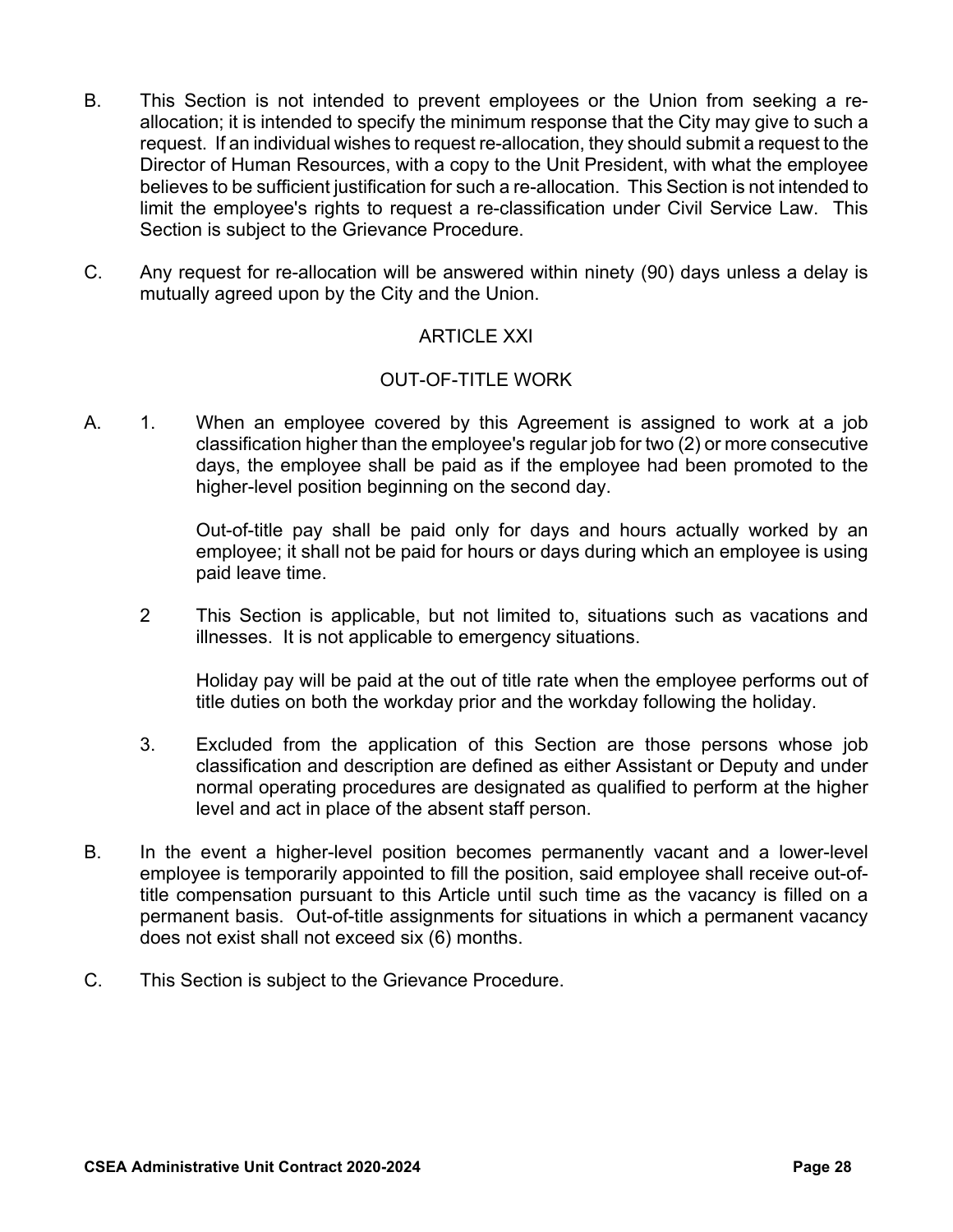B. This Section is not intended to prevent employees or the Union from seeking a re-allocation; it is intended to specify the minimum response that the City may give to such a request. If an individual wishes to request re-allocation, they should submit a request to the Director of Human Resources, with a copy to the Unit President, with what the employee believes to be sufficient justification for such a re-allocation. This Section is not intended to limit the employee's rights to request a re-classification under Civil Service Law. This Section is subject to the Grievance Procedure.

C. Any request for re-allocation will be answered within ninety (90) days unless a delay is mutually agreed upon by the City and the Union.

## ARTICLE XXI

## OUT-OF-TITLE WORK

A. 1. When an employee covered by this Agreement is assigned to work at a job classification higher than the employee's regular job for two (2) or more consecutive days, the employee shall be paid as if the employee had been promoted to the higher-level position beginning on the second day.

Out-of-title pay shall be paid only for days and hours actually worked by an employee; it shall not be paid for hours or days during which an employee is using paid leave time.

2 This Section is applicable, but not limited to, situations such as vacations and illnesses. It is not applicable to emergency situations.

Holiday pay will be paid at the out of title rate when the employee performs out of title duties on both the workday prior and the workday following the holiday.

3. Excluded from the application of this Section are those persons whose job classification and description are defined as either Assistant or Deputy and under normal operating procedures are designated as qualified to perform at the higher level and act in place of the absent staff person.

B. In the event a higher-level position becomes permanently vacant and a lower-level employee is temporarily appointed to fill the position, said employee shall receive out-of-title compensation pursuant to this Article until such time as the vacancy is filled on a permanent basis. Out-of-title assignments for situations in which a permanent vacancy does not exist shall not exceed six (6) months.

C. This Section is subject to the Grievance Procedure.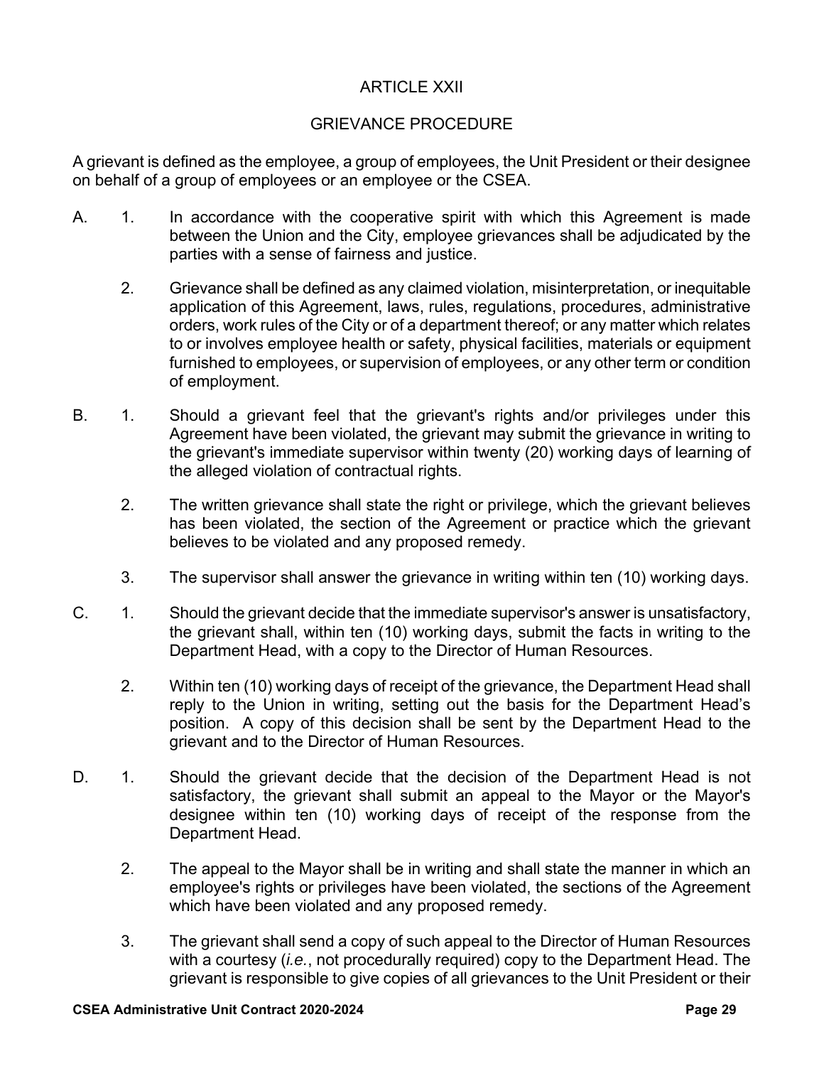## ARTICLE XXII

## GRIEVANCE PROCEDURE

A grievant is defined as the employee, a group of employees, the Unit President or their designee on behalf of a group of employees or an employee or the CSEA.

A.

1. In accordance with the cooperative spirit with which this Agreement is made between the Union and the City, employee grievances shall be adjudicated by the parties with a sense of fairness and justice.

2. Grievance shall be defined as any claimed violation, misinterpretation, or inequitable application of this Agreement, laws, rules, regulations, procedures, administrative orders, work rules of the City or of a department thereof; or any matter which relates to or involves employee health or safety, physical facilities, materials or equipment furnished to employees, or supervision of employees, or any other term or condition of employment.

B.

1. Should a grievant feel that the grievant's rights and/or privileges under this Agreement have been violated, the grievant may submit the grievance in writing to the grievant's immediate supervisor within twenty (20) working days of learning of the alleged violation of contractual rights.

2. The written grievance shall state the right or privilege, which the grievant believes has been violated, the section of the Agreement or practice which the grievant believes to be violated and any proposed remedy.

3. The supervisor shall answer the grievance in writing within ten (10) working days.

C.

1. Should the grievant decide that the immediate supervisor's answer is unsatisfactory, the grievant shall, within ten (10) working days, submit the facts in writing to the Department Head, with a copy to the Director of Human Resources.

2. Within ten (10) working days of receipt of the grievance, the Department Head shall reply to the Union in writing, setting out the basis for the Department Head's position. A copy of this decision shall be sent by the Department Head to the grievant and to the Director of Human Resources.

D.

1. Should the grievant decide that the decision of the Department Head is not satisfactory, the grievant shall submit an appeal to the Mayor or the Mayor's designee within ten (10) working days of receipt of the response from the Department Head.

2. The appeal to the Mayor shall be in writing and shall state the manner in which an employee's rights or privileges have been violated, the sections of the Agreement which have been violated and any proposed remedy.

3. The grievant shall send a copy of such appeal to the Director of Human Resources with a courtesy (*i.e.*, not procedurally required) copy to the Department Head. The grievant is responsible to give copies of all grievances to the Unit President or their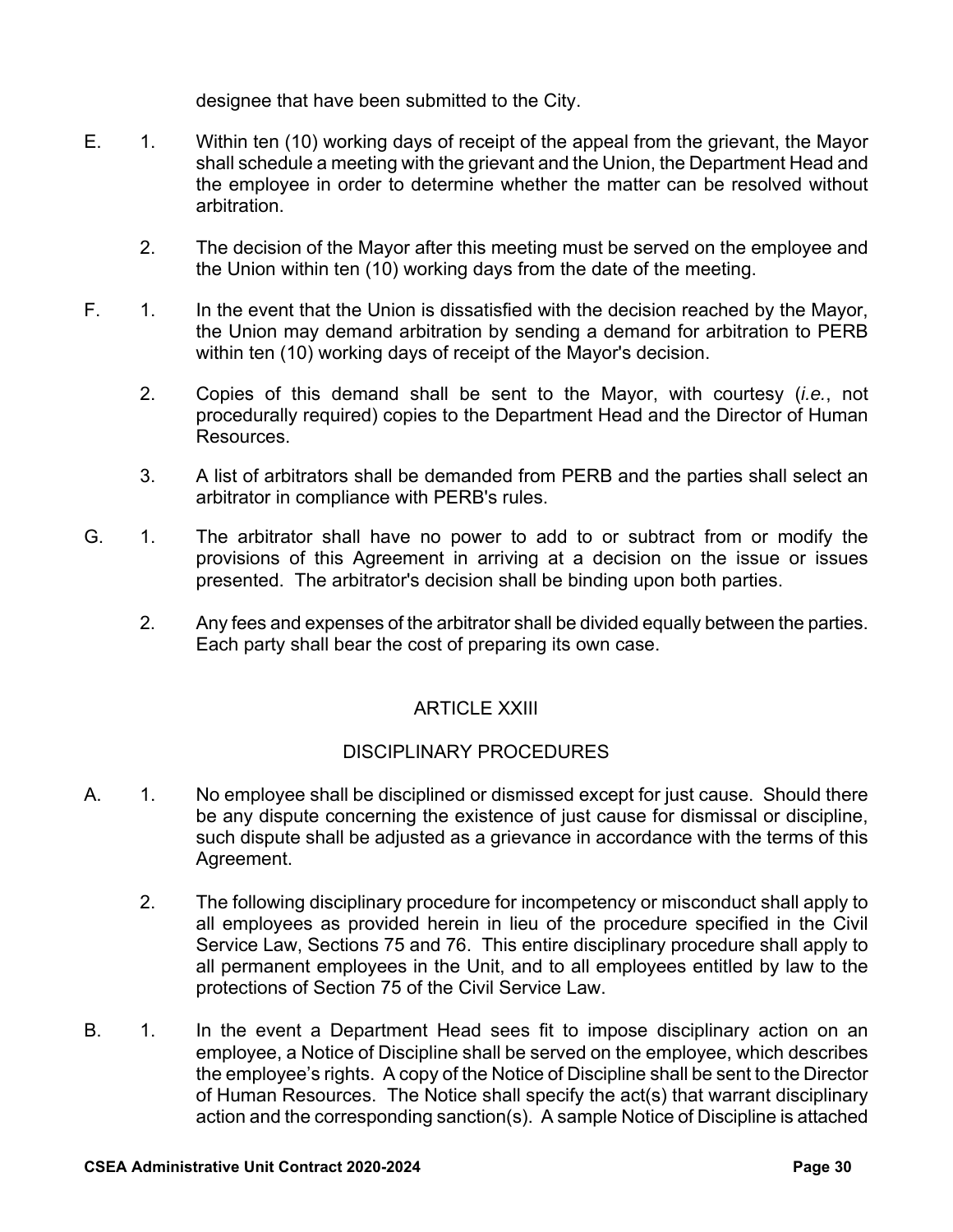designee that have been submitted to the City.

E. 1. Within ten (10) working days of receipt of the appeal from the grievant, the Mayor shall schedule a meeting with the grievant and the Union, the Department Head and the employee in order to determine whether the matter can be resolved without arbitration.

2. The decision of the Mayor after this meeting must be served on the employee and the Union within ten (10) working days from the date of the meeting.

F. 1. In the event that the Union is dissatisfied with the decision reached by the Mayor, the Union may demand arbitration by sending a demand for arbitration to PERB within ten (10) working days of receipt of the Mayor's decision.

2. Copies of this demand shall be sent to the Mayor, with courtesy (*i.e.*, not procedurally required) copies to the Department Head and the Director of Human Resources.

3. A list of arbitrators shall be demanded from PERB and the parties shall select an arbitrator in compliance with PERB's rules.

G. 1. The arbitrator shall have no power to add to or subtract from or modify the provisions of this Agreement in arriving at a decision on the issue or issues presented. The arbitrator's decision shall be binding upon both parties.

2. Any fees and expenses of the arbitrator shall be divided equally between the parties. Each party shall bear the cost of preparing its own case.

## ARTICLE XXIII

## DISCIPLINARY PROCEDURES

A. 1. No employee shall be disciplined or dismissed except for just cause. Should there be any dispute concerning the existence of just cause for dismissal or discipline, such dispute shall be adjusted as a grievance in accordance with the terms of this Agreement.

2. The following disciplinary procedure for incompetency or misconduct shall apply to all employees as provided herein in lieu of the procedure specified in the Civil Service Law, Sections 75 and 76. This entire disciplinary procedure shall apply to all permanent employees in the Unit, and to all employees entitled by law to the protections of Section 75 of the Civil Service Law.

B. 1. In the event a Department Head sees fit to impose disciplinary action on an employee, a Notice of Discipline shall be served on the employee, which describes the employee's rights. A copy of the Notice of Discipline shall be sent to the Director of Human Resources. The Notice shall specify the act(s) that warrant disciplinary action and the corresponding sanction(s). A sample Notice of Discipline is attached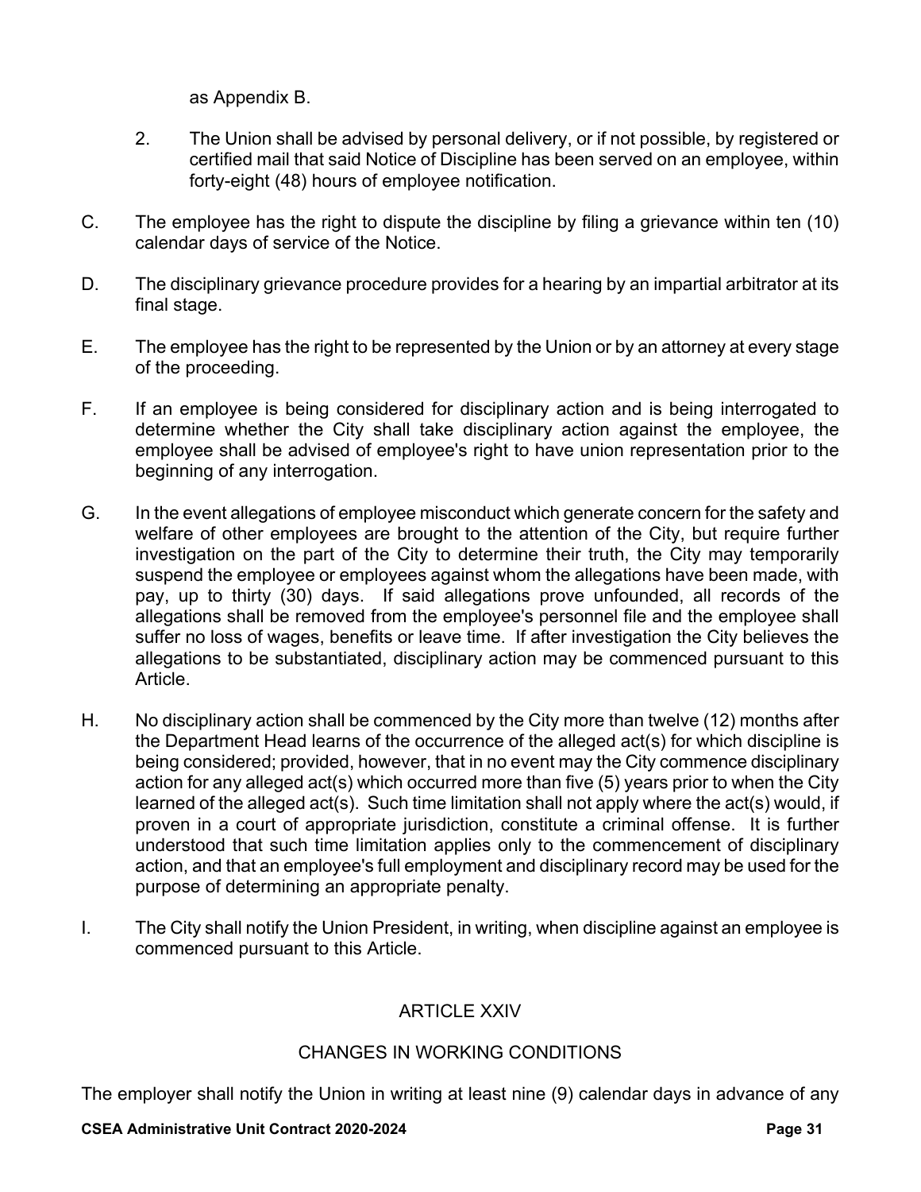as Appendix B.

2. The Union shall be advised by personal delivery, or if not possible, by registered or certified mail that said Notice of Discipline has been served on an employee, within forty-eight (48) hours of employee notification.

C. The employee has the right to dispute the discipline by filing a grievance within ten (10) calendar days of service of the Notice.

D. The disciplinary grievance procedure provides for a hearing by an impartial arbitrator at its final stage.

E. The employee has the right to be represented by the Union or by an attorney at every stage of the proceeding.

F. If an employee is being considered for disciplinary action and is being interrogated to determine whether the City shall take disciplinary action against the employee, the employee shall be advised of employee's right to have union representation prior to the beginning of any interrogation.

G. In the event allegations of employee misconduct which generate concern for the safety and welfare of other employees are brought to the attention of the City, but require further investigation on the part of the City to determine their truth, the City may temporarily suspend the employee or employees against whom the allegations have been made, with pay, up to thirty (30) days. If said allegations prove unfounded, all records of the allegations shall be removed from the employee's personnel file and the employee shall suffer no loss of wages, benefits or leave time. If after investigation the City believes the allegations to be substantiated, disciplinary action may be commenced pursuant to this Article.

H. No disciplinary action shall be commenced by the City more than twelve (12) months after the Department Head learns of the occurrence of the alleged act(s) for which discipline is being considered; provided, however, that in no event may the City commence disciplinary action for any alleged act(s) which occurred more than five (5) years prior to when the City learned of the alleged act(s). Such time limitation shall not apply where the act(s) would, if proven in a court of appropriate jurisdiction, constitute a criminal offense. It is further understood that such time limitation applies only to the commencement of disciplinary action, and that an employee's full employment and disciplinary record may be used for the purpose of determining an appropriate penalty.

I. The City shall notify the Union President, in writing, when discipline against an employee is commenced pursuant to this Article.

## ARTICLE XXIV

## CHANGES IN WORKING CONDITIONS

The employer shall notify the Union in writing at least nine (9) calendar days in advance of any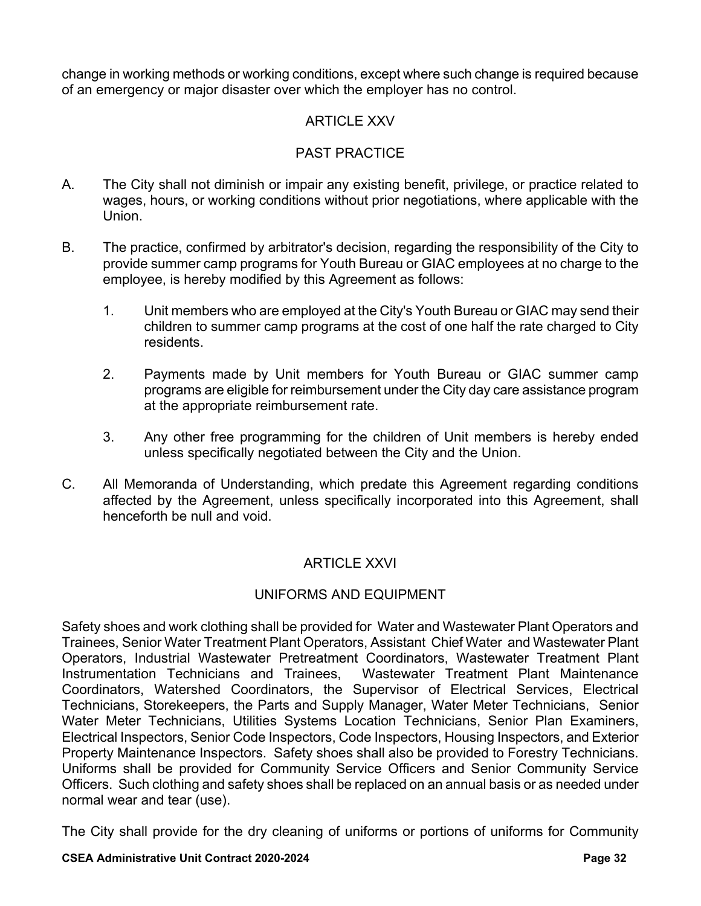change in working methods or working conditions, except where such change is required because of an emergency or major disaster over which the employer has no control.

## ARTICLE XXV

## PAST PRACTICE

A. The City shall not diminish or impair any existing benefit, privilege, or practice related to wages, hours, or working conditions without prior negotiations, where applicable with the Union.

B. The practice, confirmed by arbitrator's decision, regarding the responsibility of the City to provide summer camp programs for Youth Bureau or GIAC employees at no charge to the employee, is hereby modified by this Agreement as follows:

   1. Unit members who are employed at the City's Youth Bureau or GIAC may send their children to summer camp programs at the cost of one half the rate charged to City residents.

   2. Payments made by Unit members for Youth Bureau or GIAC summer camp programs are eligible for reimbursement under the City day care assistance program at the appropriate reimbursement rate.

   3. Any other free programming for the children of Unit members is hereby ended unless specifically negotiated between the City and the Union.

C. All Memoranda of Understanding, which predate this Agreement regarding conditions affected by the Agreement, unless specifically incorporated into this Agreement, shall henceforth be null and void.

## ARTICLE XXVI

## UNIFORMS AND EQUIPMENT

Safety shoes and work clothing shall be provided for Water and Wastewater Plant Operators and Trainees, Senior Water Treatment Plant Operators, Assistant Chief Water and Wastewater Plant Operators, Industrial Wastewater Pretreatment Coordinators, Wastewater Treatment Plant Instrumentation Technicians and Trainees, Wastewater Treatment Plant Maintenance Coordinators, Watershed Coordinators, the Supervisor of Electrical Services, Electrical Technicians, Storekeepers, the Parts and Supply Manager, Water Meter Technicians, Senior Water Meter Technicians, Utilities Systems Location Technicians, Senior Plan Examiners, Electrical Inspectors, Senior Code Inspectors, Code Inspectors, Housing Inspectors, and Exterior Property Maintenance Inspectors. Safety shoes shall also be provided to Forestry Technicians. Uniforms shall be provided for Community Service Officers and Senior Community Service Officers. Such clothing and safety shoes shall be replaced on an annual basis or as needed under normal wear and tear (use).

The City shall provide for the dry cleaning of uniforms or portions of uniforms for Community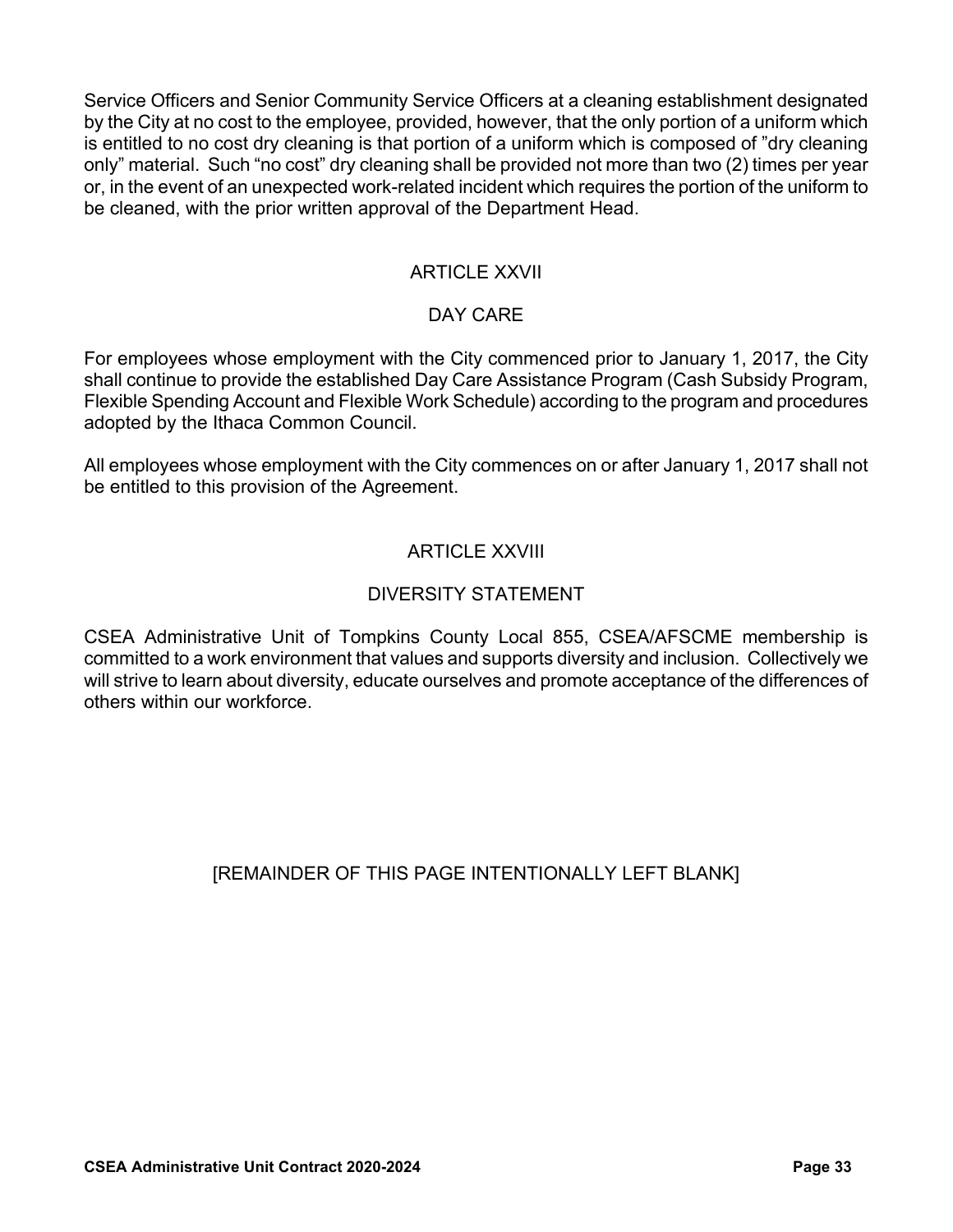Service Officers and Senior Community Service Officers at a cleaning establishment designated by the City at no cost to the employee, provided, however, that the only portion of a uniform which is entitled to no cost dry cleaning is that portion of a uniform which is composed of "dry cleaning only" material. Such "no cost" dry cleaning shall be provided not more than two (2) times per year or, in the event of an unexpected work-related incident which requires the portion of the uniform to be cleaned, with the prior written approval of the Department Head.

## ARTICLE XXVII

## DAY CARE

For employees whose employment with the City commenced prior to January 1, 2017, the City shall continue to provide the established Day Care Assistance Program (Cash Subsidy Program, Flexible Spending Account and Flexible Work Schedule) according to the program and procedures adopted by the Ithaca Common Council.

All employees whose employment with the City commences on or after January 1, 2017 shall not be entitled to this provision of the Agreement.

## ARTICLE XXVIII

## DIVERSITY STATEMENT

CSEA Administrative Unit of Tompkins County Local 855, CSEA/AFSCME membership is committed to a work environment that values and supports diversity and inclusion. Collectively we will strive to learn about diversity, educate ourselves and promote acceptance of the differences of others within our workforce.

[REMAINDER OF THIS PAGE INTENTIONALLY LEFT BLANK]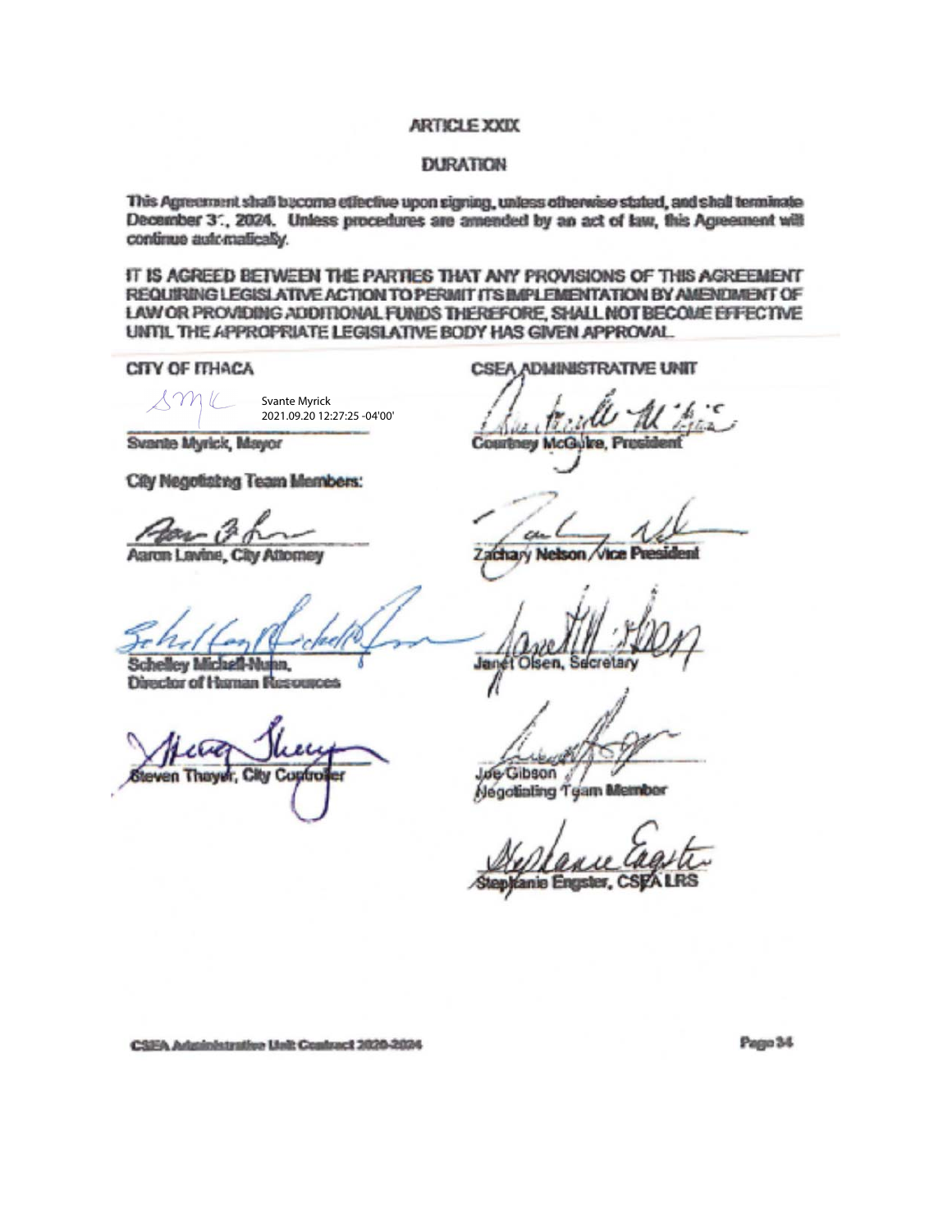## ARTICLE XXIX

## DURATION

This Agreement shall become effective upon signing, unless otherwise stated, and shall terminate December 31, 2024. Unless procedures are amended by an act of law, this Agreement will continue automatically.

IT IS AGREED BETWEEN THE PARTIES THAT ANY PROVISIONS OF THIS AGREEMENT REQUIRING LEGISLATIVE ACTION TO PERMIT ITS IMPLEMENTATION BY AMENDMENT OF LAW OR PROVIDING ADDITIONAL FUNDS THEREFORE, SHALL NOT BECOME EFFECTIVE UNTIL THE APPROPRIATE LEGISLATIVE BODY HAS GIVEN APPROVAL.

**CITY OF ITHACA**

Svante Myrick
2021.09.20 12:27:25 -04'00'

Svante Myrick, Mayor

City Negotiating Team Members:

Aaron Lavine, City Attorney

Schelley Michell-Nunn,
Director of Human Resources

Steven Thayer, City Controller

**CSEA ADMINISTRATIVE UNIT**

Courtney McGuire, President

Zachary Nelson, Vice President

Janet Olsen, Secretary

Joe Gibson
Negotiating Team Member

Stephanie Engster, CSEA LRS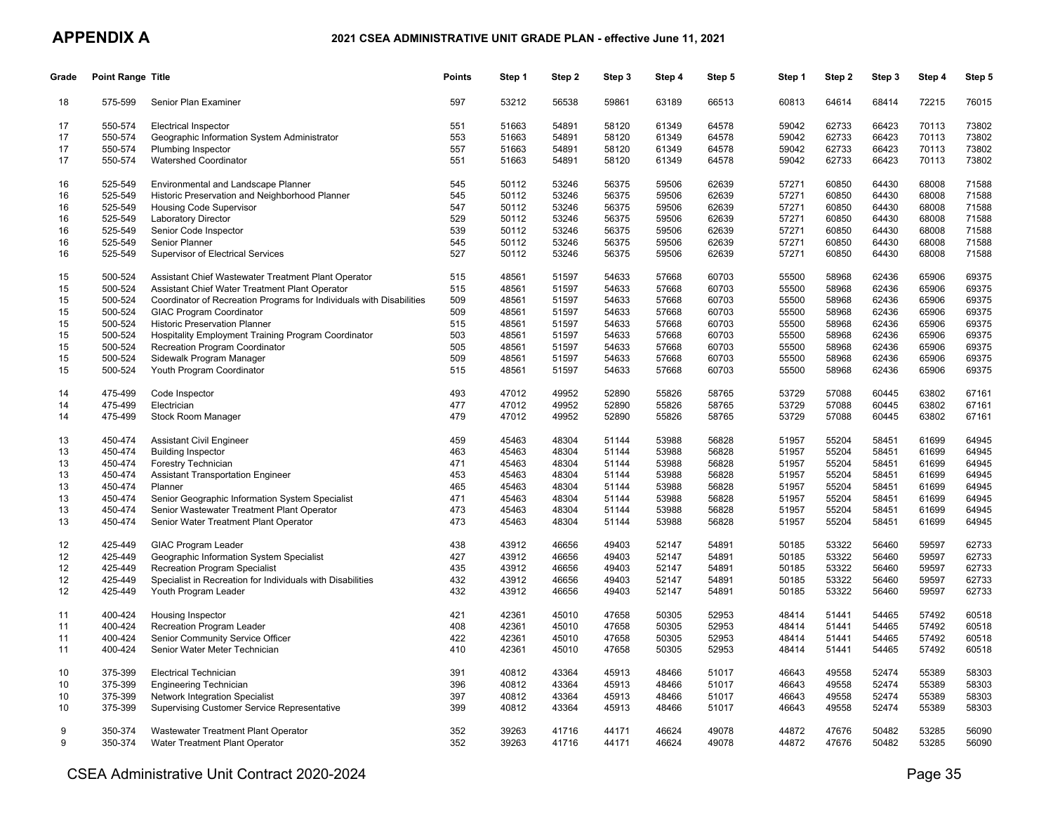# APPENDIX A

## 2021 CSEA ADMINISTRATIVE UNIT GRADE PLAN - effective June 11, 2021

| Grade | Point Range | Title | Points | Step 1 | Step 2 | Step 3 | Step 4 | Step 5 | Step 1 | Step 2 | Step 3 | Step 4 | Step 5 |
|---|---|---|---|---|---|---|---|---|---|---|---|---|---|
| 18 | 575-599 | Senior Plan Examiner | 597 | 53212 | 56538 | 59861 | 63189 | 66513 | 60813 | 64614 | 68414 | 72215 | 76015 |
| 17 | 550-574 | Electrical Inspector | 551 | 51663 | 54891 | 58120 | 61349 | 64578 | 59042 | 62733 | 66423 | 70113 | 73802 |
| 17 | 550-574 | Geographic Information System Administrator | 553 | 51663 | 54891 | 58120 | 61349 | 64578 | 59042 | 62733 | 66423 | 70113 | 73802 |
| 17 | 550-574 | Plumbing Inspector | 557 | 51663 | 54891 | 58120 | 61349 | 64578 | 59042 | 62733 | 66423 | 70113 | 73802 |
| 17 | 550-574 | Watershed Coordinator | 551 | 51663 | 54891 | 58120 | 61349 | 64578 | 59042 | 62733 | 66423 | 70113 | 73802 |
| 16 | 525-549 | Environmental and Landscape Planner | 545 | 50112 | 53246 | 56375 | 59506 | 62639 | 57271 | 60850 | 64430 | 68008 | 71588 |
| 16 | 525-549 | Historic Preservation and Neighborhood Planner | 545 | 50112 | 53246 | 56375 | 59506 | 62639 | 57271 | 60850 | 64430 | 68008 | 71588 |
| 16 | 525-549 | Housing Code Supervisor | 547 | 50112 | 53246 | 56375 | 59506 | 62639 | 57271 | 60850 | 64430 | 68008 | 71588 |
| 16 | 525-549 | Laboratory Director | 529 | 50112 | 53246 | 56375 | 59506 | 62639 | 57271 | 60850 | 64430 | 68008 | 71588 |
| 16 | 525-549 | Senior Code Inspector | 539 | 50112 | 53246 | 56375 | 59506 | 62639 | 57271 | 60850 | 64430 | 68008 | 71588 |
| 16 | 525-549 | Senior Planner | 545 | 50112 | 53246 | 56375 | 59506 | 62639 | 57271 | 60850 | 64430 | 68008 | 71588 |
| 16 | 525-549 | Supervisor of Electrical Services | 527 | 50112 | 53246 | 56375 | 59506 | 62639 | 57271 | 60850 | 64430 | 68008 | 71588 |
| 15 | 500-524 | Assistant Chief Wastewater Treatment Plant Operator | 515 | 48561 | 51597 | 54633 | 57668 | 60703 | 55500 | 58968 | 62436 | 65906 | 69375 |
| 15 | 500-524 | Assistant Chief Water Treatment Plant Operator | 515 | 48561 | 51597 | 54633 | 57668 | 60703 | 55500 | 58968 | 62436 | 65906 | 69375 |
| 15 | 500-524 | Coordinator of Recreation Programs for Individuals with Disabilities | 509 | 48561 | 51597 | 54633 | 57668 | 60703 | 55500 | 58968 | 62436 | 65906 | 69375 |
| 15 | 500-524 | GIAC Program Coordinator | 509 | 48561 | 51597 | 54633 | 57668 | 60703 | 55500 | 58968 | 62436 | 65906 | 69375 |
| 15 | 500-524 | Historic Preservation Planner | 515 | 48561 | 51597 | 54633 | 57668 | 60703 | 55500 | 58968 | 62436 | 65906 | 69375 |
| 15 | 500-524 | Hospitality Employment Training Program Coordinator | 503 | 48561 | 51597 | 54633 | 57668 | 60703 | 55500 | 58968 | 62436 | 65906 | 69375 |
| 15 | 500-524 | Recreation Program Coordinator | 505 | 48561 | 51597 | 54633 | 57668 | 60703 | 55500 | 58968 | 62436 | 65906 | 69375 |
| 15 | 500-524 | Sidewalk Program Manager | 509 | 48561 | 51597 | 54633 | 57668 | 60703 | 55500 | 58968 | 62436 | 65906 | 69375 |
| 15 | 500-524 | Youth Program Coordinator | 515 | 48561 | 51597 | 54633 | 57668 | 60703 | 55500 | 58968 | 62436 | 65906 | 69375 |
| 14 | 475-499 | Code Inspector | 493 | 47012 | 49952 | 52890 | 55826 | 58765 | 53729 | 57088 | 60445 | 63802 | 67161 |
| 14 | 475-499 | Electrician | 477 | 47012 | 49952 | 52890 | 55826 | 58765 | 53729 | 57088 | 60445 | 63802 | 67161 |
| 14 | 475-499 | Stock Room Manager | 479 | 47012 | 49952 | 52890 | 55826 | 58765 | 53729 | 57088 | 60445 | 63802 | 67161 |
| 13 | 450-474 | Assistant Civil Engineer | 459 | 45463 | 48304 | 51144 | 53988 | 56828 | 51957 | 55204 | 58451 | 61699 | 64945 |
| 13 | 450-474 | Building Inspector | 463 | 45463 | 48304 | 51144 | 53988 | 56828 | 51957 | 55204 | 58451 | 61699 | 64945 |
| 13 | 450-474 | Forestry Technician | 471 | 45463 | 48304 | 51144 | 53988 | 56828 | 51957 | 55204 | 58451 | 61699 | 64945 |
| 13 | 450-474 | Assistant Transportation Engineer | 453 | 45463 | 48304 | 51144 | 53988 | 56828 | 51957 | 55204 | 58451 | 61699 | 64945 |
| 13 | 450-474 | Planner | 465 | 45463 | 48304 | 51144 | 53988 | 56828 | 51957 | 55204 | 58451 | 61699 | 64945 |
| 13 | 450-474 | Senior Geographic Information System Specialist | 471 | 45463 | 48304 | 51144 | 53988 | 56828 | 51957 | 55204 | 58451 | 61699 | 64945 |
| 13 | 450-474 | Senior Wastewater Treatment Plant Operator | 473 | 45463 | 48304 | 51144 | 53988 | 56828 | 51957 | 55204 | 58451 | 61699 | 64945 |
| 13 | 450-474 | Senior Water Treatment Plant Operator | 473 | 45463 | 48304 | 51144 | 53988 | 56828 | 51957 | 55204 | 58451 | 61699 | 64945 |
| 12 | 425-449 | GIAC Program Leader | 438 | 43912 | 46656 | 49403 | 52147 | 54891 | 50185 | 53322 | 56460 | 59597 | 62733 |
| 12 | 425-449 | Geographic Information System Specialist | 427 | 43912 | 46656 | 49403 | 52147 | 54891 | 50185 | 53322 | 56460 | 59597 | 62733 |
| 12 | 425-449 | Recreation Program Specialist | 435 | 43912 | 46656 | 49403 | 52147 | 54891 | 50185 | 53322 | 56460 | 59597 | 62733 |
| 12 | 425-449 | Specialist in Recreation for Individuals with Disabilities | 432 | 43912 | 46656 | 49403 | 52147 | 54891 | 50185 | 53322 | 56460 | 59597 | 62733 |
| 12 | 425-449 | Youth Program Leader | 432 | 43912 | 46656 | 49403 | 52147 | 54891 | 50185 | 53322 | 56460 | 59597 | 62733 |
| 11 | 400-424 | Housing Inspector | 421 | 42361 | 45010 | 47658 | 50305 | 52953 | 48414 | 51441 | 54465 | 57492 | 60518 |
| 11 | 400-424 | Recreation Program Leader | 408 | 42361 | 45010 | 47658 | 50305 | 52953 | 48414 | 51441 | 54465 | 57492 | 60518 |
| 11 | 400-424 | Senior Community Service Officer | 422 | 42361 | 45010 | 47658 | 50305 | 52953 | 48414 | 51441 | 54465 | 57492 | 60518 |
| 11 | 400-424 | Senior Water Meter Technician | 410 | 42361 | 45010 | 47658 | 50305 | 52953 | 48414 | 51441 | 54465 | 57492 | 60518 |
| 10 | 375-399 | Electrical Technician | 391 | 40812 | 43364 | 45913 | 48466 | 51017 | 46643 | 49558 | 52474 | 55389 | 58303 |
| 10 | 375-399 | Engineering Technician | 396 | 40812 | 43364 | 45913 | 48466 | 51017 | 46643 | 49558 | 52474 | 55389 | 58303 |
| 10 | 375-399 | Network Integration Specialist | 397 | 40812 | 43364 | 45913 | 48466 | 51017 | 46643 | 49558 | 52474 | 55389 | 58303 |
| 10 | 375-399 | Supervising Customer Service Representative | 399 | 40812 | 43364 | 45913 | 48466 | 51017 | 46643 | 49558 | 52474 | 55389 | 58303 |
| 9 | 350-374 | Wastewater Treatment Plant Operator | 352 | 39263 | 41716 | 44171 | 46624 | 49078 | 44872 | 47676 | 50482 | 53285 | 56090 |
| 9 | 350-374 | Water Treatment Plant Operator | 352 | 39263 | 41716 | 44171 | 46624 | 49078 | 44872 | 47676 | 50482 | 53285 | 56090 |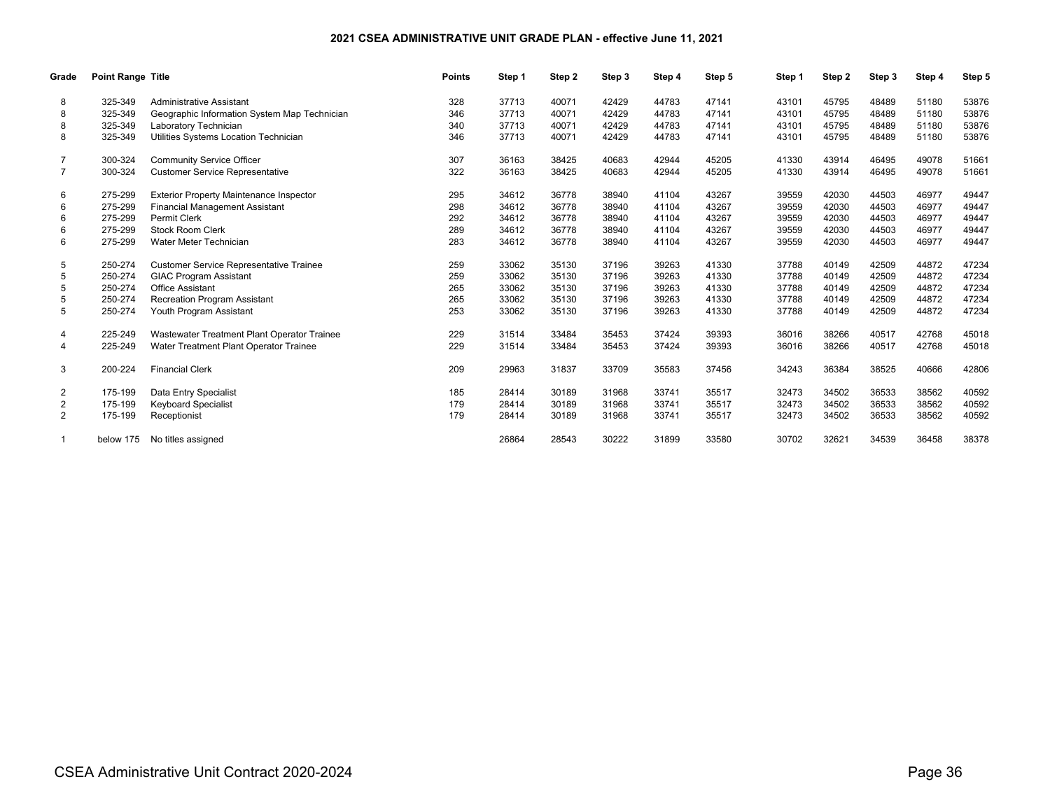# 2021 CSEA ADMINISTRATIVE UNIT GRADE PLAN - effective June 11, 2021

| Grade | Point Range | Title | Points | Step 1 | Step 2 | Step 3 | Step 4 | Step 5 | Step 1 | Step 2 | Step 3 | Step 4 | Step 5 |
|---|---|---|---|---|---|---|---|---|---|---|---|---|---|
| 8 | 325-349 | Administrative Assistant | 328 | 37713 | 40071 | 42429 | 44783 | 47141 | 43101 | 45795 | 48489 | 51180 | 53876 |
| 8 | 325-349 | Geographic Information System Map Technician | 346 | 37713 | 40071 | 42429 | 44783 | 47141 | 43101 | 45795 | 48489 | 51180 | 53876 |
| 8 | 325-349 | Laboratory Technician | 340 | 37713 | 40071 | 42429 | 44783 | 47141 | 43101 | 45795 | 48489 | 51180 | 53876 |
| 8 | 325-349 | Utilities Systems Location Technician | 346 | 37713 | 40071 | 42429 | 44783 | 47141 | 43101 | 45795 | 48489 | 51180 | 53876 |
| 7 | 300-324 | Community Service Officer | 307 | 36163 | 38425 | 40683 | 42944 | 45205 | 41330 | 43914 | 46495 | 49078 | 51661 |
| 7 | 300-324 | Customer Service Representative | 322 | 36163 | 38425 | 40683 | 42944 | 45205 | 41330 | 43914 | 46495 | 49078 | 51661 |
| 6 | 275-299 | Exterior Property Maintenance Inspector | 295 | 34612 | 36778 | 38940 | 41104 | 43267 | 39559 | 42030 | 44503 | 46977 | 49447 |
| 6 | 275-299 | Financial Management Assistant | 298 | 34612 | 36778 | 38940 | 41104 | 43267 | 39559 | 42030 | 44503 | 46977 | 49447 |
| 6 | 275-299 | Permit Clerk | 292 | 34612 | 36778 | 38940 | 41104 | 43267 | 39559 | 42030 | 44503 | 46977 | 49447 |
| 6 | 275-299 | Stock Room Clerk | 289 | 34612 | 36778 | 38940 | 41104 | 43267 | 39559 | 42030 | 44503 | 46977 | 49447 |
| 6 | 275-299 | Water Meter Technician | 283 | 34612 | 36778 | 38940 | 41104 | 43267 | 39559 | 42030 | 44503 | 46977 | 49447 |
| 5 | 250-274 | Customer Service Representative Trainee | 259 | 33062 | 35130 | 37196 | 39263 | 41330 | 37788 | 40149 | 42509 | 44872 | 47234 |
| 5 | 250-274 | GIAC Program Assistant | 259 | 33062 | 35130 | 37196 | 39263 | 41330 | 37788 | 40149 | 42509 | 44872 | 47234 |
| 5 | 250-274 | Office Assistant | 265 | 33062 | 35130 | 37196 | 39263 | 41330 | 37788 | 40149 | 42509 | 44872 | 47234 |
| 5 | 250-274 | Recreation Program Assistant | 265 | 33062 | 35130 | 37196 | 39263 | 41330 | 37788 | 40149 | 42509 | 44872 | 47234 |
| 5 | 250-274 | Youth Program Assistant | 253 | 33062 | 35130 | 37196 | 39263 | 41330 | 37788 | 40149 | 42509 | 44872 | 47234 |
| 4 | 225-249 | Wastewater Treatment Plant Operator Trainee | 229 | 31514 | 33484 | 35453 | 37424 | 39393 | 36016 | 38266 | 40517 | 42768 | 45018 |
| 4 | 225-249 | Water Treatment Plant Operator Trainee | 229 | 31514 | 33484 | 35453 | 37424 | 39393 | 36016 | 38266 | 40517 | 42768 | 45018 |
| 3 | 200-224 | Financial Clerk | 209 | 29963 | 31837 | 33709 | 35583 | 37456 | 34243 | 36384 | 38525 | 40666 | 42806 |
| 2 | 175-199 | Data Entry Specialist | 185 | 28414 | 30189 | 31968 | 33741 | 35517 | 32473 | 34502 | 36533 | 38562 | 40592 |
| 2 | 175-199 | Keyboard Specialist | 179 | 28414 | 30189 | 31968 | 33741 | 35517 | 32473 | 34502 | 36533 | 38562 | 40592 |
| 2 | 175-199 | Receptionist | 179 | 28414 | 30189 | 31968 | 33741 | 35517 | 32473 | 34502 | 36533 | 38562 | 40592 |
| 1 | below 175 | No titles assigned | | 26864 | 28543 | 30222 | 31899 | 33580 | 30702 | 32621 | 34539 | 36458 | 38378 |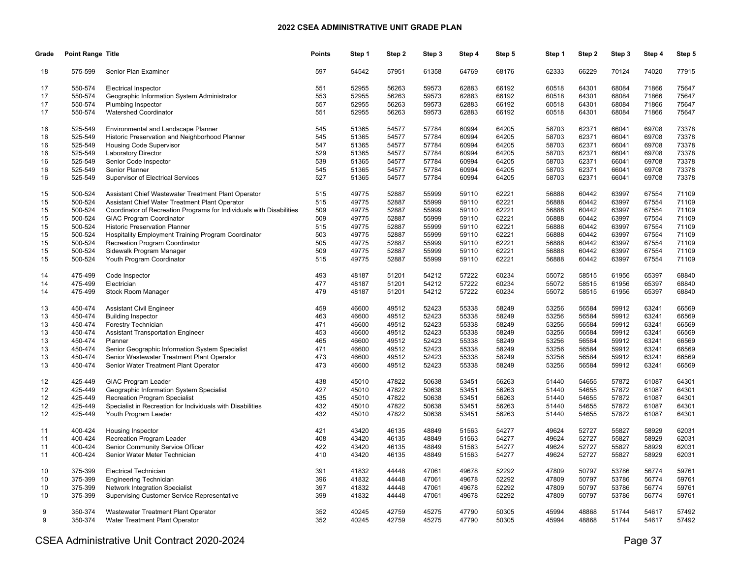## 2022 CSEA ADMINISTRATIVE UNIT GRADE PLAN

| Grade | Point Range | Title | Points | Step 1 | Step 2 | Step 3 | Step 4 | Step 5 | Step 1 | Step 2 | Step 3 | Step 4 | Step 5 |
|---|---|---|---|---|---|---|---|---|---|---|---|---|---|
| 18 | 575-599 | Senior Plan Examiner | 597 | 54542 | 57951 | 61358 | 64769 | 68176 | 62333 | 66229 | 70124 | 74020 | 77915 |
| 17 | 550-574 | Electrical Inspector | 551 | 52955 | 56263 | 59573 | 62883 | 66192 | 60518 | 64301 | 68084 | 71866 | 75647 |
| 17 | 550-574 | Geographic Information System Administrator | 553 | 52955 | 56263 | 59573 | 62883 | 66192 | 60518 | 64301 | 68084 | 71866 | 75647 |
| 17 | 550-574 | Plumbing Inspector | 557 | 52955 | 56263 | 59573 | 62883 | 66192 | 60518 | 64301 | 68084 | 71866 | 75647 |
| 17 | 550-574 | Watershed Coordinator | 551 | 52955 | 56263 | 59573 | 62883 | 66192 | 60518 | 64301 | 68084 | 71866 | 75647 |
| 16 | 525-549 | Environmental and Landscape Planner | 545 | 51365 | 54577 | 57784 | 60994 | 64205 | 58703 | 62371 | 66041 | 69708 | 73378 |
| 16 | 525-549 | Historic Preservation and Neighborhood Planner | 545 | 51365 | 54577 | 57784 | 60994 | 64205 | 58703 | 62371 | 66041 | 69708 | 73378 |
| 16 | 525-549 | Housing Code Supervisor | 547 | 51365 | 54577 | 57784 | 60994 | 64205 | 58703 | 62371 | 66041 | 69708 | 73378 |
| 16 | 525-549 | Laboratory Director | 529 | 51365 | 54577 | 57784 | 60994 | 64205 | 58703 | 62371 | 66041 | 69708 | 73378 |
| 16 | 525-549 | Senior Code Inspector | 539 | 51365 | 54577 | 57784 | 60994 | 64205 | 58703 | 62371 | 66041 | 69708 | 73378 |
| 16 | 525-549 | Senior Planner | 545 | 51365 | 54577 | 57784 | 60994 | 64205 | 58703 | 62371 | 66041 | 69708 | 73378 |
| 16 | 525-549 | Supervisor of Electrical Services | 527 | 51365 | 54577 | 57784 | 60994 | 64205 | 58703 | 62371 | 66041 | 69708 | 73378 |
| 15 | 500-524 | Assistant Chief Wastewater Treatment Plant Operator | 515 | 49775 | 52887 | 55999 | 59110 | 62221 | 56888 | 60442 | 63997 | 67554 | 71109 |
| 15 | 500-524 | Assistant Chief Water Treatment Plant Operator | 515 | 49775 | 52887 | 55999 | 59110 | 62221 | 56888 | 60442 | 63997 | 67554 | 71109 |
| 15 | 500-524 | Coordinator of Recreation Programs for Individuals with Disabilities | 509 | 49775 | 52887 | 55999 | 59110 | 62221 | 56888 | 60442 | 63997 | 67554 | 71109 |
| 15 | 500-524 | GIAC Program Coordinator | 509 | 49775 | 52887 | 55999 | 59110 | 62221 | 56888 | 60442 | 63997 | 67554 | 71109 |
| 15 | 500-524 | Historic Preservation Planner | 515 | 49775 | 52887 | 55999 | 59110 | 62221 | 56888 | 60442 | 63997 | 67554 | 71109 |
| 15 | 500-524 | Hospitality Employment Training Program Coordinator | 503 | 49775 | 52887 | 55999 | 59110 | 62221 | 56888 | 60442 | 63997 | 67554 | 71109 |
| 15 | 500-524 | Recreation Program Coordinator | 505 | 49775 | 52887 | 55999 | 59110 | 62221 | 56888 | 60442 | 63997 | 67554 | 71109 |
| 15 | 500-524 | Sidewalk Program Manager | 509 | 49775 | 52887 | 55999 | 59110 | 62221 | 56888 | 60442 | 63997 | 67554 | 71109 |
| 15 | 500-524 | Youth Program Coordinator | 515 | 49775 | 52887 | 55999 | 59110 | 62221 | 56888 | 60442 | 63997 | 67554 | 71109 |
| 14 | 475-499 | Code Inspector | 493 | 48187 | 51201 | 54212 | 57222 | 60234 | 55072 | 58515 | 61956 | 65397 | 68840 |
| 14 | 475-499 | Electrician | 477 | 48187 | 51201 | 54212 | 57222 | 60234 | 55072 | 58515 | 61956 | 65397 | 68840 |
| 14 | 475-499 | Stock Room Manager | 479 | 48187 | 51201 | 54212 | 57222 | 60234 | 55072 | 58515 | 61956 | 65397 | 68840 |
| 13 | 450-474 | Assistant Civil Engineer | 459 | 46600 | 49512 | 52423 | 55338 | 58249 | 53256 | 56584 | 59912 | 63241 | 66569 |
| 13 | 450-474 | Building Inspector | 463 | 46600 | 49512 | 52423 | 55338 | 58249 | 53256 | 56584 | 59912 | 63241 | 66569 |
| 13 | 450-474 | Forestry Technician | 471 | 46600 | 49512 | 52423 | 55338 | 58249 | 53256 | 56584 | 59912 | 63241 | 66569 |
| 13 | 450-474 | Assistant Transportation Engineer | 453 | 46600 | 49512 | 52423 | 55338 | 58249 | 53256 | 56584 | 59912 | 63241 | 66569 |
| 13 | 450-474 | Planner | 465 | 46600 | 49512 | 52423 | 55338 | 58249 | 53256 | 56584 | 59912 | 63241 | 66569 |
| 13 | 450-474 | Senior Geographic Information System Specialist | 471 | 46600 | 49512 | 52423 | 55338 | 58249 | 53256 | 56584 | 59912 | 63241 | 66569 |
| 13 | 450-474 | Senior Wastewater Treatment Plant Operator | 473 | 46600 | 49512 | 52423 | 55338 | 58249 | 53256 | 56584 | 59912 | 63241 | 66569 |
| 13 | 450-474 | Senior Water Treatment Plant Operator | 473 | 46600 | 49512 | 52423 | 55338 | 58249 | 53256 | 56584 | 59912 | 63241 | 66569 |
| 12 | 425-449 | GIAC Program Leader | 438 | 45010 | 47822 | 50638 | 53451 | 56263 | 51440 | 54655 | 57872 | 61087 | 64301 |
| 12 | 425-449 | Geographic Information System Specialist | 427 | 45010 | 47822 | 50638 | 53451 | 56263 | 51440 | 54655 | 57872 | 61087 | 64301 |
| 12 | 425-449 | Recreation Program Specialist | 435 | 45010 | 47822 | 50638 | 53451 | 56263 | 51440 | 54655 | 57872 | 61087 | 64301 |
| 12 | 425-449 | Specialist in Recreation for Individuals with Disabilities | 432 | 45010 | 47822 | 50638 | 53451 | 56263 | 51440 | 54655 | 57872 | 61087 | 64301 |
| 12 | 425-449 | Youth Program Leader | 432 | 45010 | 47822 | 50638 | 53451 | 56263 | 51440 | 54655 | 57872 | 61087 | 64301 |
| 11 | 400-424 | Housing Inspector | 421 | 43420 | 46135 | 48849 | 51563 | 54277 | 49624 | 52727 | 55827 | 58929 | 62031 |
| 11 | 400-424 | Recreation Program Leader | 408 | 43420 | 46135 | 48849 | 51563 | 54277 | 49624 | 52727 | 55827 | 58929 | 62031 |
| 11 | 400-424 | Senior Community Service Officer | 422 | 43420 | 46135 | 48849 | 51563 | 54277 | 49624 | 52727 | 55827 | 58929 | 62031 |
| 11 | 400-424 | Senior Water Meter Technician | 410 | 43420 | 46135 | 48849 | 51563 | 54277 | 49624 | 52727 | 55827 | 58929 | 62031 |
| 10 | 375-399 | Electrical Technician | 391 | 41832 | 44448 | 47061 | 49678 | 52292 | 47809 | 50797 | 53786 | 56774 | 59761 |
| 10 | 375-399 | Engineering Technician | 396 | 41832 | 44448 | 47061 | 49678 | 52292 | 47809 | 50797 | 53786 | 56774 | 59761 |
| 10 | 375-399 | Network Integration Specialist | 397 | 41832 | 44448 | 47061 | 49678 | 52292 | 47809 | 50797 | 53786 | 56774 | 59761 |
| 10 | 375-399 | Supervising Customer Service Representative | 399 | 41832 | 44448 | 47061 | 49678 | 52292 | 47809 | 50797 | 53786 | 56774 | 59761 |
| 9 | 350-374 | Wastewater Treatment Plant Operator | 352 | 40245 | 42759 | 45275 | 47790 | 50305 | 45994 | 48868 | 51744 | 54617 | 57492 |
| 9 | 350-374 | Water Treatment Plant Operator | 352 | 40245 | 42759 | 45275 | 47790 | 50305 | 45994 | 48868 | 51744 | 54617 | 57492 |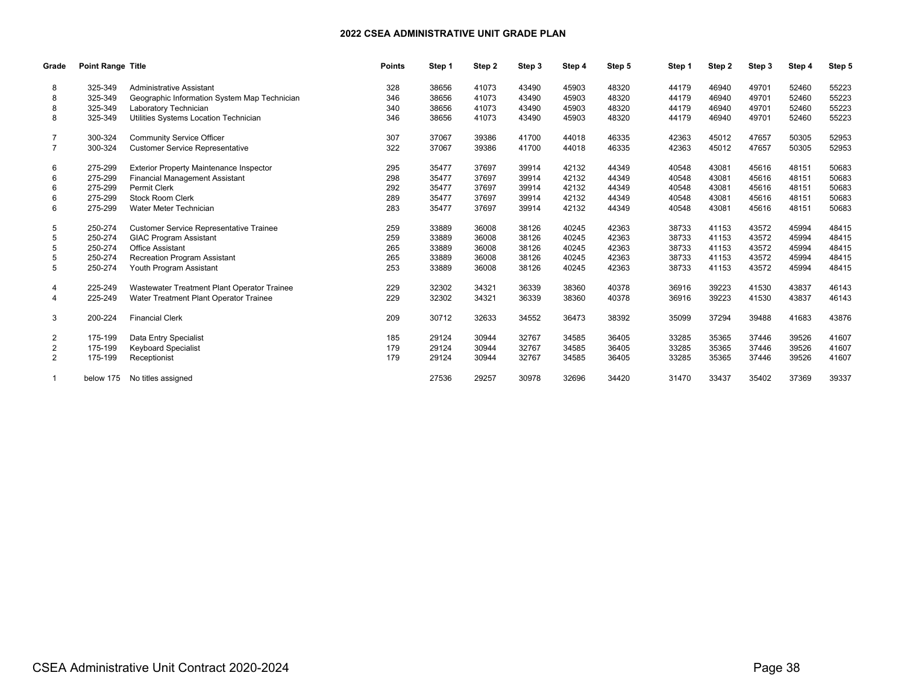# 2022 CSEA ADMINISTRATIVE UNIT GRADE PLAN

| Grade | Point Range | Title | Points | Step 1 | Step 2 | Step 3 | Step 4 | Step 5 | Step 1 | Step 2 | Step 3 | Step 4 | Step 5 |
|---|---|---|---|---|---|---|---|---|---|---|---|---|---|
| 8 | 325-349 | Administrative Assistant | 328 | 38656 | 41073 | 43490 | 45903 | 48320 | 44179 | 46940 | 49701 | 52460 | 55223 |
| 8 | 325-349 | Geographic Information System Map Technician | 346 | 38656 | 41073 | 43490 | 45903 | 48320 | 44179 | 46940 | 49701 | 52460 | 55223 |
| 8 | 325-349 | Laboratory Technician | 340 | 38656 | 41073 | 43490 | 45903 | 48320 | 44179 | 46940 | 49701 | 52460 | 55223 |
| 8 | 325-349 | Utilities Systems Location Technician | 346 | 38656 | 41073 | 43490 | 45903 | 48320 | 44179 | 46940 | 49701 | 52460 | 55223 |
| 7 | 300-324 | Community Service Officer | 307 | 37067 | 39386 | 41700 | 44018 | 46335 | 42363 | 45012 | 47657 | 50305 | 52953 |
| 7 | 300-324 | Customer Service Representative | 322 | 37067 | 39386 | 41700 | 44018 | 46335 | 42363 | 45012 | 47657 | 50305 | 52953 |
| 6 | 275-299 | Exterior Property Maintenance Inspector | 295 | 35477 | 37697 | 39914 | 42132 | 44349 | 40548 | 43081 | 45616 | 48151 | 50683 |
| 6 | 275-299 | Financial Management Assistant | 298 | 35477 | 37697 | 39914 | 42132 | 44349 | 40548 | 43081 | 45616 | 48151 | 50683 |
| 6 | 275-299 | Permit Clerk | 292 | 35477 | 37697 | 39914 | 42132 | 44349 | 40548 | 43081 | 45616 | 48151 | 50683 |
| 6 | 275-299 | Stock Room Clerk | 289 | 35477 | 37697 | 39914 | 42132 | 44349 | 40548 | 43081 | 45616 | 48151 | 50683 |
| 6 | 275-299 | Water Meter Technician | 283 | 35477 | 37697 | 39914 | 42132 | 44349 | 40548 | 43081 | 45616 | 48151 | 50683 |
| 5 | 250-274 | Customer Service Representative Trainee | 259 | 33889 | 36008 | 38126 | 40245 | 42363 | 38733 | 41153 | 43572 | 45994 | 48415 |
| 5 | 250-274 | GIAC Program Assistant | 259 | 33889 | 36008 | 38126 | 40245 | 42363 | 38733 | 41153 | 43572 | 45994 | 48415 |
| 5 | 250-274 | Office Assistant | 265 | 33889 | 36008 | 38126 | 40245 | 42363 | 38733 | 41153 | 43572 | 45994 | 48415 |
| 5 | 250-274 | Recreation Program Assistant | 265 | 33889 | 36008 | 38126 | 40245 | 42363 | 38733 | 41153 | 43572 | 45994 | 48415 |
| 5 | 250-274 | Youth Program Assistant | 253 | 33889 | 36008 | 38126 | 40245 | 42363 | 38733 | 41153 | 43572 | 45994 | 48415 |
| 4 | 225-249 | Wastewater Treatment Plant Operator Trainee | 229 | 32302 | 34321 | 36339 | 38360 | 40378 | 36916 | 39223 | 41530 | 43837 | 46143 |
| 4 | 225-249 | Water Treatment Plant Operator Trainee | 229 | 32302 | 34321 | 36339 | 38360 | 40378 | 36916 | 39223 | 41530 | 43837 | 46143 |
| 3 | 200-224 | Financial Clerk | 209 | 30712 | 32633 | 34552 | 36473 | 38392 | 35099 | 37294 | 39488 | 41683 | 43876 |
| 2 | 175-199 | Data Entry Specialist | 185 | 29124 | 30944 | 32767 | 34585 | 36405 | 33285 | 35365 | 37446 | 39526 | 41607 |
| 2 | 175-199 | Keyboard Specialist | 179 | 29124 | 30944 | 32767 | 34585 | 36405 | 33285 | 35365 | 37446 | 39526 | 41607 |
| 2 | 175-199 | Receptionist | 179 | 29124 | 30944 | 32767 | 34585 | 36405 | 33285 | 35365 | 37446 | 39526 | 41607 |
| 1 | below 175 | No titles assigned | | 27536 | 29257 | 30978 | 32696 | 34420 | 31470 | 33437 | 35402 | 37369 | 39337 |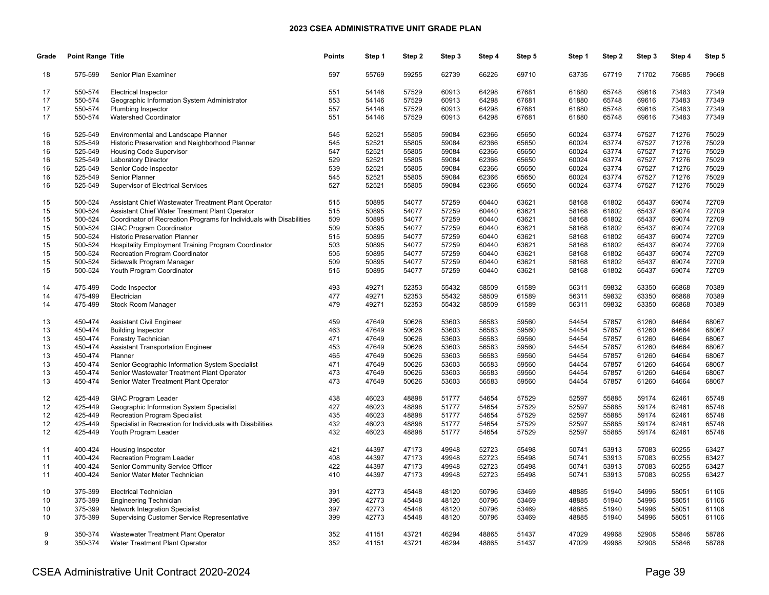# 2023 CSEA ADMINISTRATIVE UNIT GRADE PLAN

| Grade | Point Range | Title | Points | Step 1 | Step 2 | Step 3 | Step 4 | Step 5 | Step 1 | Step 2 | Step 3 | Step 4 | Step 5 |
|---|---|---|---|---|---|---|---|---|---|---|---|---|---|
| 18 | 575-599 | Senior Plan Examiner | 597 | 55769 | 59255 | 62739 | 66226 | 69710 | 63735 | 67719 | 71702 | 75685 | 79668 |
| 17 | 550-574 | Electrical Inspector | 551 | 54146 | 57529 | 60913 | 64298 | 67681 | 61880 | 65748 | 69616 | 73483 | 77349 |
| 17 | 550-574 | Geographic Information System Administrator | 553 | 54146 | 57529 | 60913 | 64298 | 67681 | 61880 | 65748 | 69616 | 73483 | 77349 |
| 17 | 550-574 | Plumbing Inspector | 557 | 54146 | 57529 | 60913 | 64298 | 67681 | 61880 | 65748 | 69616 | 73483 | 77349 |
| 17 | 550-574 | Watershed Coordinator | 551 | 54146 | 57529 | 60913 | 64298 | 67681 | 61880 | 65748 | 69616 | 73483 | 77349 |
| 16 | 525-549 | Environmental and Landscape Planner | 545 | 52521 | 55805 | 59084 | 62366 | 65650 | 60024 | 63774 | 67527 | 71276 | 75029 |
| 16 | 525-549 | Historic Preservation and Neighborhood Planner | 545 | 52521 | 55805 | 59084 | 62366 | 65650 | 60024 | 63774 | 67527 | 71276 | 75029 |
| 16 | 525-549 | Housing Code Supervisor | 547 | 52521 | 55805 | 59084 | 62366 | 65650 | 60024 | 63774 | 67527 | 71276 | 75029 |
| 16 | 525-549 | Laboratory Director | 529 | 52521 | 55805 | 59084 | 62366 | 65650 | 60024 | 63774 | 67527 | 71276 | 75029 |
| 16 | 525-549 | Senior Code Inspector | 539 | 52521 | 55805 | 59084 | 62366 | 65650 | 60024 | 63774 | 67527 | 71276 | 75029 |
| 16 | 525-549 | Senior Planner | 545 | 52521 | 55805 | 59084 | 62366 | 65650 | 60024 | 63774 | 67527 | 71276 | 75029 |
| 16 | 525-549 | Supervisor of Electrical Services | 527 | 52521 | 55805 | 59084 | 62366 | 65650 | 60024 | 63774 | 67527 | 71276 | 75029 |
| 15 | 500-524 | Assistant Chief Wastewater Treatment Plant Operator | 515 | 50895 | 54077 | 57259 | 60440 | 63621 | 58168 | 61802 | 65437 | 69074 | 72709 |
| 15 | 500-524 | Assistant Chief Water Treatment Plant Operator | 515 | 50895 | 54077 | 57259 | 60440 | 63621 | 58168 | 61802 | 65437 | 69074 | 72709 |
| 15 | 500-524 | Coordinator of Recreation Programs for Individuals with Disabilities | 509 | 50895 | 54077 | 57259 | 60440 | 63621 | 58168 | 61802 | 65437 | 69074 | 72709 |
| 15 | 500-524 | GIAC Program Coordinator | 509 | 50895 | 54077 | 57259 | 60440 | 63621 | 58168 | 61802 | 65437 | 69074 | 72709 |
| 15 | 500-524 | Historic Preservation Planner | 515 | 50895 | 54077 | 57259 | 60440 | 63621 | 58168 | 61802 | 65437 | 69074 | 72709 |
| 15 | 500-524 | Hospitality Employment Training Program Coordinator | 503 | 50895 | 54077 | 57259 | 60440 | 63621 | 58168 | 61802 | 65437 | 69074 | 72709 |
| 15 | 500-524 | Recreation Program Coordinator | 505 | 50895 | 54077 | 57259 | 60440 | 63621 | 58168 | 61802 | 65437 | 69074 | 72709 |
| 15 | 500-524 | Sidewalk Program Manager | 509 | 50895 | 54077 | 57259 | 60440 | 63621 | 58168 | 61802 | 65437 | 69074 | 72709 |
| 15 | 500-524 | Youth Program Coordinator | 515 | 50895 | 54077 | 57259 | 60440 | 63621 | 58168 | 61802 | 65437 | 69074 | 72709 |
| 14 | 475-499 | Code Inspector | 493 | 49271 | 52353 | 55432 | 58509 | 61589 | 56311 | 59832 | 63350 | 66868 | 70389 |
| 14 | 475-499 | Electrician | 477 | 49271 | 52353 | 55432 | 58509 | 61589 | 56311 | 59832 | 63350 | 66868 | 70389 |
| 14 | 475-499 | Stock Room Manager | 479 | 49271 | 52353 | 55432 | 58509 | 61589 | 56311 | 59832 | 63350 | 66868 | 70389 |
| 13 | 450-474 | Assistant Civil Engineer | 459 | 47649 | 50626 | 53603 | 56583 | 59560 | 54454 | 57857 | 61260 | 64664 | 68067 |
| 13 | 450-474 | Building Inspector | 463 | 47649 | 50626 | 53603 | 56583 | 59560 | 54454 | 57857 | 61260 | 64664 | 68067 |
| 13 | 450-474 | Forestry Technician | 471 | 47649 | 50626 | 53603 | 56583 | 59560 | 54454 | 57857 | 61260 | 64664 | 68067 |
| 13 | 450-474 | Assistant Transportation Engineer | 453 | 47649 | 50626 | 53603 | 56583 | 59560 | 54454 | 57857 | 61260 | 64664 | 68067 |
| 13 | 450-474 | Planner | 465 | 47649 | 50626 | 53603 | 56583 | 59560 | 54454 | 57857 | 61260 | 64664 | 68067 |
| 13 | 450-474 | Senior Geographic Information System Specialist | 471 | 47649 | 50626 | 53603 | 56583 | 59560 | 54454 | 57857 | 61260 | 64664 | 68067 |
| 13 | 450-474 | Senior Wastewater Treatment Plant Operator | 473 | 47649 | 50626 | 53603 | 56583 | 59560 | 54454 | 57857 | 61260 | 64664 | 68067 |
| 13 | 450-474 | Senior Water Treatment Plant Operator | 473 | 47649 | 50626 | 53603 | 56583 | 59560 | 54454 | 57857 | 61260 | 64664 | 68067 |
| 12 | 425-449 | GIAC Program Leader | 438 | 46023 | 48898 | 51777 | 54654 | 57529 | 52597 | 55885 | 59174 | 62461 | 65748 |
| 12 | 425-449 | Geographic Information System Specialist | 427 | 46023 | 48898 | 51777 | 54654 | 57529 | 52597 | 55885 | 59174 | 62461 | 65748 |
| 12 | 425-449 | Recreation Program Specialist | 435 | 46023 | 48898 | 51777 | 54654 | 57529 | 52597 | 55885 | 59174 | 62461 | 65748 |
| 12 | 425-449 | Specialist in Recreation for Individuals with Disabilities | 432 | 46023 | 48898 | 51777 | 54654 | 57529 | 52597 | 55885 | 59174 | 62461 | 65748 |
| 12 | 425-449 | Youth Program Leader | 432 | 46023 | 48898 | 51777 | 54654 | 57529 | 52597 | 55885 | 59174 | 62461 | 65748 |
| 11 | 400-424 | Housing Inspector | 421 | 44397 | 47173 | 49948 | 52723 | 55498 | 50741 | 53913 | 57083 | 60255 | 63427 |
| 11 | 400-424 | Recreation Program Leader | 408 | 44397 | 47173 | 49948 | 52723 | 55498 | 50741 | 53913 | 57083 | 60255 | 63427 |
| 11 | 400-424 | Senior Community Service Officer | 422 | 44397 | 47173 | 49948 | 52723 | 55498 | 50741 | 53913 | 57083 | 60255 | 63427 |
| 11 | 400-424 | Senior Water Meter Technician | 410 | 44397 | 47173 | 49948 | 52723 | 55498 | 50741 | 53913 | 57083 | 60255 | 63427 |
| 10 | 375-399 | Electrical Technician | 391 | 42773 | 45448 | 48120 | 50796 | 53469 | 48885 | 51940 | 54996 | 58051 | 61106 |
| 10 | 375-399 | Engineering Technician | 396 | 42773 | 45448 | 48120 | 50796 | 53469 | 48885 | 51940 | 54996 | 58051 | 61106 |
| 10 | 375-399 | Network Integration Specialist | 397 | 42773 | 45448 | 48120 | 50796 | 53469 | 48885 | 51940 | 54996 | 58051 | 61106 |
| 10 | 375-399 | Supervising Customer Service Representative | 399 | 42773 | 45448 | 48120 | 50796 | 53469 | 48885 | 51940 | 54996 | 58051 | 61106 |
| 9 | 350-374 | Wastewater Treatment Plant Operator | 352 | 41151 | 43721 | 46294 | 48865 | 51437 | 47029 | 49968 | 52908 | 55846 | 58786 |
| 9 | 350-374 | Water Treatment Plant Operator | 352 | 41151 | 43721 | 46294 | 48865 | 51437 | 47029 | 49968 | 52908 | 55846 | 58786 |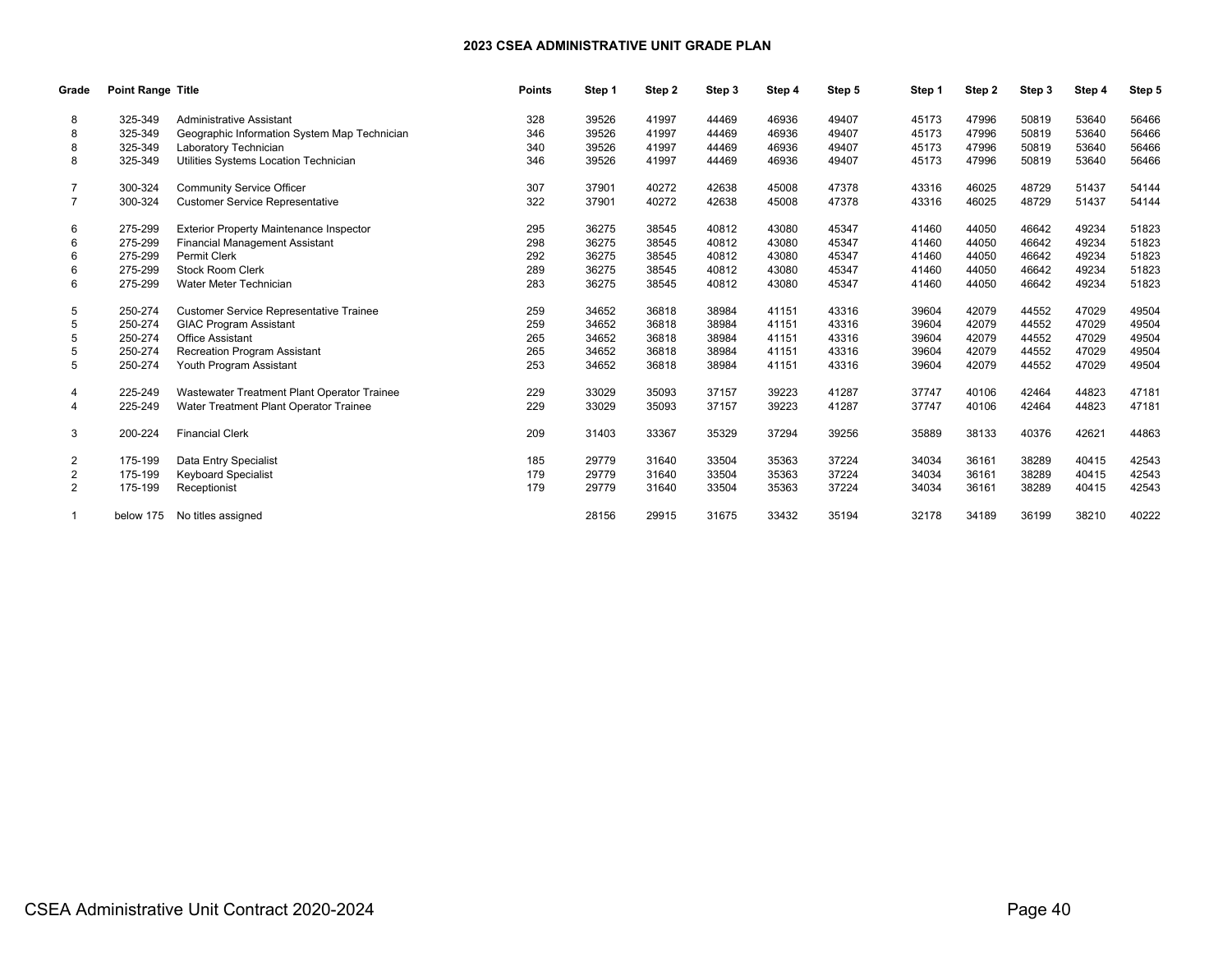## 2023 CSEA ADMINISTRATIVE UNIT GRADE PLAN

| Grade | Point Range | Title | Points | Step 1 | Step 2 | Step 3 | Step 4 | Step 5 | Step 1 | Step 2 | Step 3 | Step 4 | Step 5 |
|---|---|---|---|---|---|---|---|---|---|---|---|---|---|
| 8 | 325-349 | Administrative Assistant | 328 | 39526 | 41997 | 44469 | 46936 | 49407 | 45173 | 47996 | 50819 | 53640 | 56466 |
| 8 | 325-349 | Geographic Information System Map Technician | 346 | 39526 | 41997 | 44469 | 46936 | 49407 | 45173 | 47996 | 50819 | 53640 | 56466 |
| 8 | 325-349 | Laboratory Technician | 340 | 39526 | 41997 | 44469 | 46936 | 49407 | 45173 | 47996 | 50819 | 53640 | 56466 |
| 8 | 325-349 | Utilities Systems Location Technician | 346 | 39526 | 41997 | 44469 | 46936 | 49407 | 45173 | 47996 | 50819 | 53640 | 56466 |
| 7 | 300-324 | Community Service Officer | 307 | 37901 | 40272 | 42638 | 45008 | 47378 | 43316 | 46025 | 48729 | 51437 | 54144 |
| 7 | 300-324 | Customer Service Representative | 322 | 37901 | 40272 | 42638 | 45008 | 47378 | 43316 | 46025 | 48729 | 51437 | 54144 |
| 6 | 275-299 | Exterior Property Maintenance Inspector | 295 | 36275 | 38545 | 40812 | 43080 | 45347 | 41460 | 44050 | 46642 | 49234 | 51823 |
| 6 | 275-299 | Financial Management Assistant | 298 | 36275 | 38545 | 40812 | 43080 | 45347 | 41460 | 44050 | 46642 | 49234 | 51823 |
| 6 | 275-299 | Permit Clerk | 292 | 36275 | 38545 | 40812 | 43080 | 45347 | 41460 | 44050 | 46642 | 49234 | 51823 |
| 6 | 275-299 | Stock Room Clerk | 289 | 36275 | 38545 | 40812 | 43080 | 45347 | 41460 | 44050 | 46642 | 49234 | 51823 |
| 6 | 275-299 | Water Meter Technician | 283 | 36275 | 38545 | 40812 | 43080 | 45347 | 41460 | 44050 | 46642 | 49234 | 51823 |
| 5 | 250-274 | Customer Service Representative Trainee | 259 | 34652 | 36818 | 38984 | 41151 | 43316 | 39604 | 42079 | 44552 | 47029 | 49504 |
| 5 | 250-274 | GIAC Program Assistant | 259 | 34652 | 36818 | 38984 | 41151 | 43316 | 39604 | 42079 | 44552 | 47029 | 49504 |
| 5 | 250-274 | Office Assistant | 265 | 34652 | 36818 | 38984 | 41151 | 43316 | 39604 | 42079 | 44552 | 47029 | 49504 |
| 5 | 250-274 | Recreation Program Assistant | 265 | 34652 | 36818 | 38984 | 41151 | 43316 | 39604 | 42079 | 44552 | 47029 | 49504 |
| 5 | 250-274 | Youth Program Assistant | 253 | 34652 | 36818 | 38984 | 41151 | 43316 | 39604 | 42079 | 44552 | 47029 | 49504 |
| 4 | 225-249 | Wastewater Treatment Plant Operator Trainee | 229 | 33029 | 35093 | 37157 | 39223 | 41287 | 37747 | 40106 | 42464 | 44823 | 47181 |
| 4 | 225-249 | Water Treatment Plant Operator Trainee | 229 | 33029 | 35093 | 37157 | 39223 | 41287 | 37747 | 40106 | 42464 | 44823 | 47181 |
| 3 | 200-224 | Financial Clerk | 209 | 31403 | 33367 | 35329 | 37294 | 39256 | 35889 | 38133 | 40376 | 42621 | 44863 |
| 2 | 175-199 | Data Entry Specialist | 185 | 29779 | 31640 | 33504 | 35363 | 37224 | 34034 | 36161 | 38289 | 40415 | 42543 |
| 2 | 175-199 | Keyboard Specialist | 179 | 29779 | 31640 | 33504 | 35363 | 37224 | 34034 | 36161 | 38289 | 40415 | 42543 |
| 2 | 175-199 | Receptionist | 179 | 29779 | 31640 | 33504 | 35363 | 37224 | 34034 | 36161 | 38289 | 40415 | 42543 |
| 1 | below 175 | No titles assigned | | 28156 | 29915 | 31675 | 33432 | 35194 | 32178 | 34189 | 36199 | 38210 | 40222 |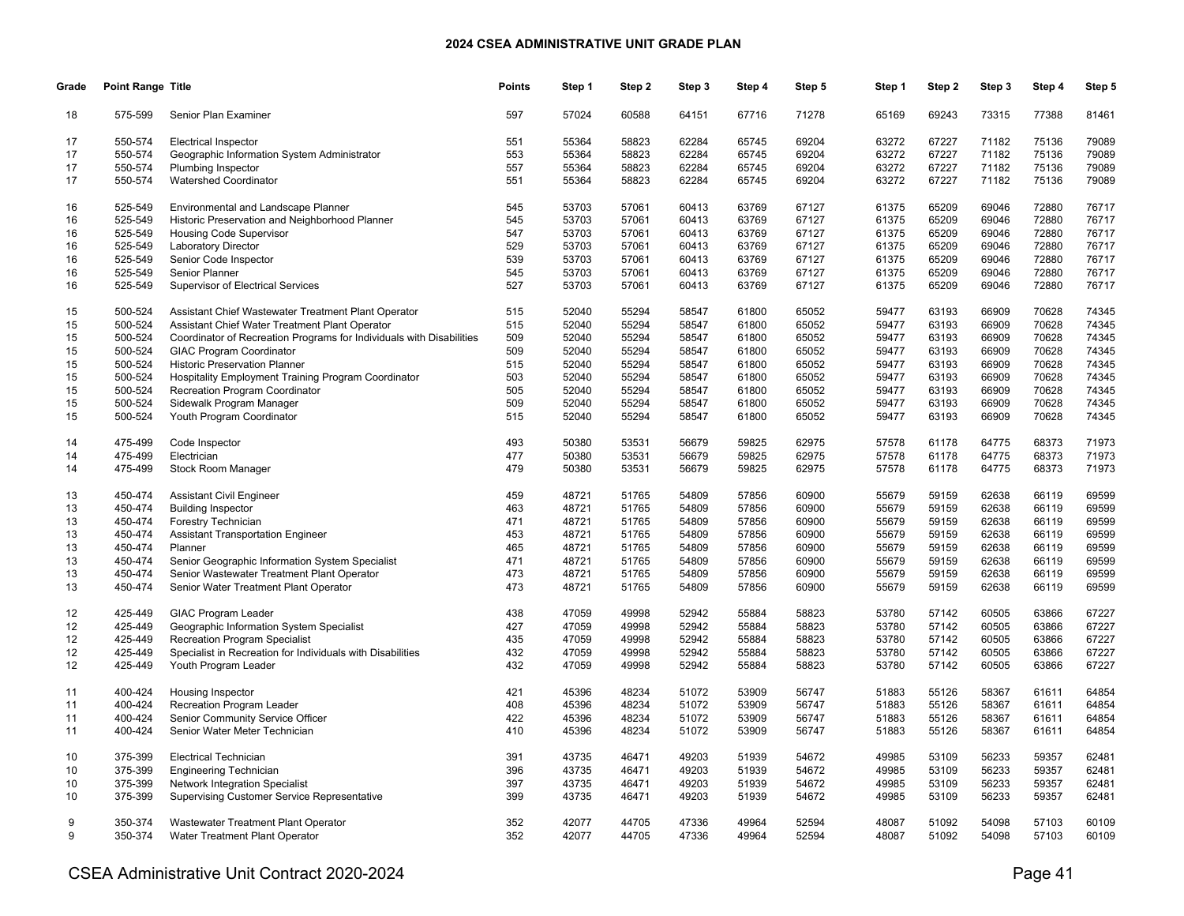## 2024 CSEA ADMINISTRATIVE UNIT GRADE PLAN

| Grade | Point Range | Title | Points | Step 1 | Step 2 | Step 3 | Step 4 | Step 5 | Step 1 | Step 2 | Step 3 | Step 4 | Step 5 |
|---|---|---|---|---|---|---|---|---|---|---|---|---|---|
| 18 | 575-599 | Senior Plan Examiner | 597 | 57024 | 60588 | 64151 | 67716 | 71278 | 65169 | 69243 | 73315 | 77388 | 81461 |
| 17 | 550-574 | Electrical Inspector | 551 | 55364 | 58823 | 62284 | 65745 | 69204 | 63272 | 67227 | 71182 | 75136 | 79089 |
| 17 | 550-574 | Geographic Information System Administrator | 553 | 55364 | 58823 | 62284 | 65745 | 69204 | 63272 | 67227 | 71182 | 75136 | 79089 |
| 17 | 550-574 | Plumbing Inspector | 557 | 55364 | 58823 | 62284 | 65745 | 69204 | 63272 | 67227 | 71182 | 75136 | 79089 |
| 17 | 550-574 | Watershed Coordinator | 551 | 55364 | 58823 | 62284 | 65745 | 69204 | 63272 | 67227 | 71182 | 75136 | 79089 |
| 16 | 525-549 | Environmental and Landscape Planner | 545 | 53703 | 57061 | 60413 | 63769 | 67127 | 61375 | 65209 | 69046 | 72880 | 76717 |
| 16 | 525-549 | Historic Preservation and Neighborhood Planner | 545 | 53703 | 57061 | 60413 | 63769 | 67127 | 61375 | 65209 | 69046 | 72880 | 76717 |
| 16 | 525-549 | Housing Code Supervisor | 547 | 53703 | 57061 | 60413 | 63769 | 67127 | 61375 | 65209 | 69046 | 72880 | 76717 |
| 16 | 525-549 | Laboratory Director | 529 | 53703 | 57061 | 60413 | 63769 | 67127 | 61375 | 65209 | 69046 | 72880 | 76717 |
| 16 | 525-549 | Senior Code Inspector | 539 | 53703 | 57061 | 60413 | 63769 | 67127 | 61375 | 65209 | 69046 | 72880 | 76717 |
| 16 | 525-549 | Senior Planner | 545 | 53703 | 57061 | 60413 | 63769 | 67127 | 61375 | 65209 | 69046 | 72880 | 76717 |
| 16 | 525-549 | Supervisor of Electrical Services | 527 | 53703 | 57061 | 60413 | 63769 | 67127 | 61375 | 65209 | 69046 | 72880 | 76717 |
| 15 | 500-524 | Assistant Chief Wastewater Treatment Plant Operator | 515 | 52040 | 55294 | 58547 | 61800 | 65052 | 59477 | 63193 | 66909 | 70628 | 74345 |
| 15 | 500-524 | Assistant Chief Water Treatment Plant Operator | 515 | 52040 | 55294 | 58547 | 61800 | 65052 | 59477 | 63193 | 66909 | 70628 | 74345 |
| 15 | 500-524 | Coordinator of Recreation Programs for Individuals with Disabilities | 509 | 52040 | 55294 | 58547 | 61800 | 65052 | 59477 | 63193 | 66909 | 70628 | 74345 |
| 15 | 500-524 | GIAC Program Coordinator | 509 | 52040 | 55294 | 58547 | 61800 | 65052 | 59477 | 63193 | 66909 | 70628 | 74345 |
| 15 | 500-524 | Historic Preservation Planner | 515 | 52040 | 55294 | 58547 | 61800 | 65052 | 59477 | 63193 | 66909 | 70628 | 74345 |
| 15 | 500-524 | Hospitality Employment Training Program Coordinator | 503 | 52040 | 55294 | 58547 | 61800 | 65052 | 59477 | 63193 | 66909 | 70628 | 74345 |
| 15 | 500-524 | Recreation Program Coordinator | 505 | 52040 | 55294 | 58547 | 61800 | 65052 | 59477 | 63193 | 66909 | 70628 | 74345 |
| 15 | 500-524 | Sidewalk Program Manager | 509 | 52040 | 55294 | 58547 | 61800 | 65052 | 59477 | 63193 | 66909 | 70628 | 74345 |
| 15 | 500-524 | Youth Program Coordinator | 515 | 52040 | 55294 | 58547 | 61800 | 65052 | 59477 | 63193 | 66909 | 70628 | 74345 |
| 14 | 475-499 | Code Inspector | 493 | 50380 | 53531 | 56679 | 59825 | 62975 | 57578 | 61178 | 64775 | 68373 | 71973 |
| 14 | 475-499 | Electrician | 477 | 50380 | 53531 | 56679 | 59825 | 62975 | 57578 | 61178 | 64775 | 68373 | 71973 |
| 14 | 475-499 | Stock Room Manager | 479 | 50380 | 53531 | 56679 | 59825 | 62975 | 57578 | 61178 | 64775 | 68373 | 71973 |
| 13 | 450-474 | Assistant Civil Engineer | 459 | 48721 | 51765 | 54809 | 57856 | 60900 | 55679 | 59159 | 62638 | 66119 | 69599 |
| 13 | 450-474 | Building Inspector | 463 | 48721 | 51765 | 54809 | 57856 | 60900 | 55679 | 59159 | 62638 | 66119 | 69599 |
| 13 | 450-474 | Forestry Technician | 471 | 48721 | 51765 | 54809 | 57856 | 60900 | 55679 | 59159 | 62638 | 66119 | 69599 |
| 13 | 450-474 | Assistant Transportation Engineer | 453 | 48721 | 51765 | 54809 | 57856 | 60900 | 55679 | 59159 | 62638 | 66119 | 69599 |
| 13 | 450-474 | Planner | 465 | 48721 | 51765 | 54809 | 57856 | 60900 | 55679 | 59159 | 62638 | 66119 | 69599 |
| 13 | 450-474 | Senior Geographic Information System Specialist | 471 | 48721 | 51765 | 54809 | 57856 | 60900 | 55679 | 59159 | 62638 | 66119 | 69599 |
| 13 | 450-474 | Senior Wastewater Treatment Plant Operator | 473 | 48721 | 51765 | 54809 | 57856 | 60900 | 55679 | 59159 | 62638 | 66119 | 69599 |
| 13 | 450-474 | Senior Water Treatment Plant Operator | 473 | 48721 | 51765 | 54809 | 57856 | 60900 | 55679 | 59159 | 62638 | 66119 | 69599 |
| 12 | 425-449 | GIAC Program Leader | 438 | 47059 | 49998 | 52942 | 55884 | 58823 | 53780 | 57142 | 60505 | 63866 | 67227 |
| 12 | 425-449 | Geographic Information System Specialist | 427 | 47059 | 49998 | 52942 | 55884 | 58823 | 53780 | 57142 | 60505 | 63866 | 67227 |
| 12 | 425-449 | Recreation Program Specialist | 435 | 47059 | 49998 | 52942 | 55884 | 58823 | 53780 | 57142 | 60505 | 63866 | 67227 |
| 12 | 425-449 | Specialist in Recreation for Individuals with Disabilities | 432 | 47059 | 49998 | 52942 | 55884 | 58823 | 53780 | 57142 | 60505 | 63866 | 67227 |
| 12 | 425-449 | Youth Program Leader | 432 | 47059 | 49998 | 52942 | 55884 | 58823 | 53780 | 57142 | 60505 | 63866 | 67227 |
| 11 | 400-424 | Housing Inspector | 421 | 45396 | 48234 | 51072 | 53909 | 56747 | 51883 | 55126 | 58367 | 61611 | 64854 |
| 11 | 400-424 | Recreation Program Leader | 408 | 45396 | 48234 | 51072 | 53909 | 56747 | 51883 | 55126 | 58367 | 61611 | 64854 |
| 11 | 400-424 | Senior Community Service Officer | 422 | 45396 | 48234 | 51072 | 53909 | 56747 | 51883 | 55126 | 58367 | 61611 | 64854 |
| 11 | 400-424 | Senior Water Meter Technician | 410 | 45396 | 48234 | 51072 | 53909 | 56747 | 51883 | 55126 | 58367 | 61611 | 64854 |
| 10 | 375-399 | Electrical Technician | 391 | 43735 | 46471 | 49203 | 51939 | 54672 | 49985 | 53109 | 56233 | 59357 | 62481 |
| 10 | 375-399 | Engineering Technician | 396 | 43735 | 46471 | 49203 | 51939 | 54672 | 49985 | 53109 | 56233 | 59357 | 62481 |
| 10 | 375-399 | Network Integration Specialist | 397 | 43735 | 46471 | 49203 | 51939 | 54672 | 49985 | 53109 | 56233 | 59357 | 62481 |
| 10 | 375-399 | Supervising Customer Service Representative | 399 | 43735 | 46471 | 49203 | 51939 | 54672 | 49985 | 53109 | 56233 | 59357 | 62481 |
| 9 | 350-374 | Wastewater Treatment Plant Operator | 352 | 42077 | 44705 | 47336 | 49964 | 52594 | 48087 | 51092 | 54098 | 57103 | 60109 |
| 9 | 350-374 | Water Treatment Plant Operator | 352 | 42077 | 44705 | 47336 | 49964 | 52594 | 48087 | 51092 | 54098 | 57103 | 60109 |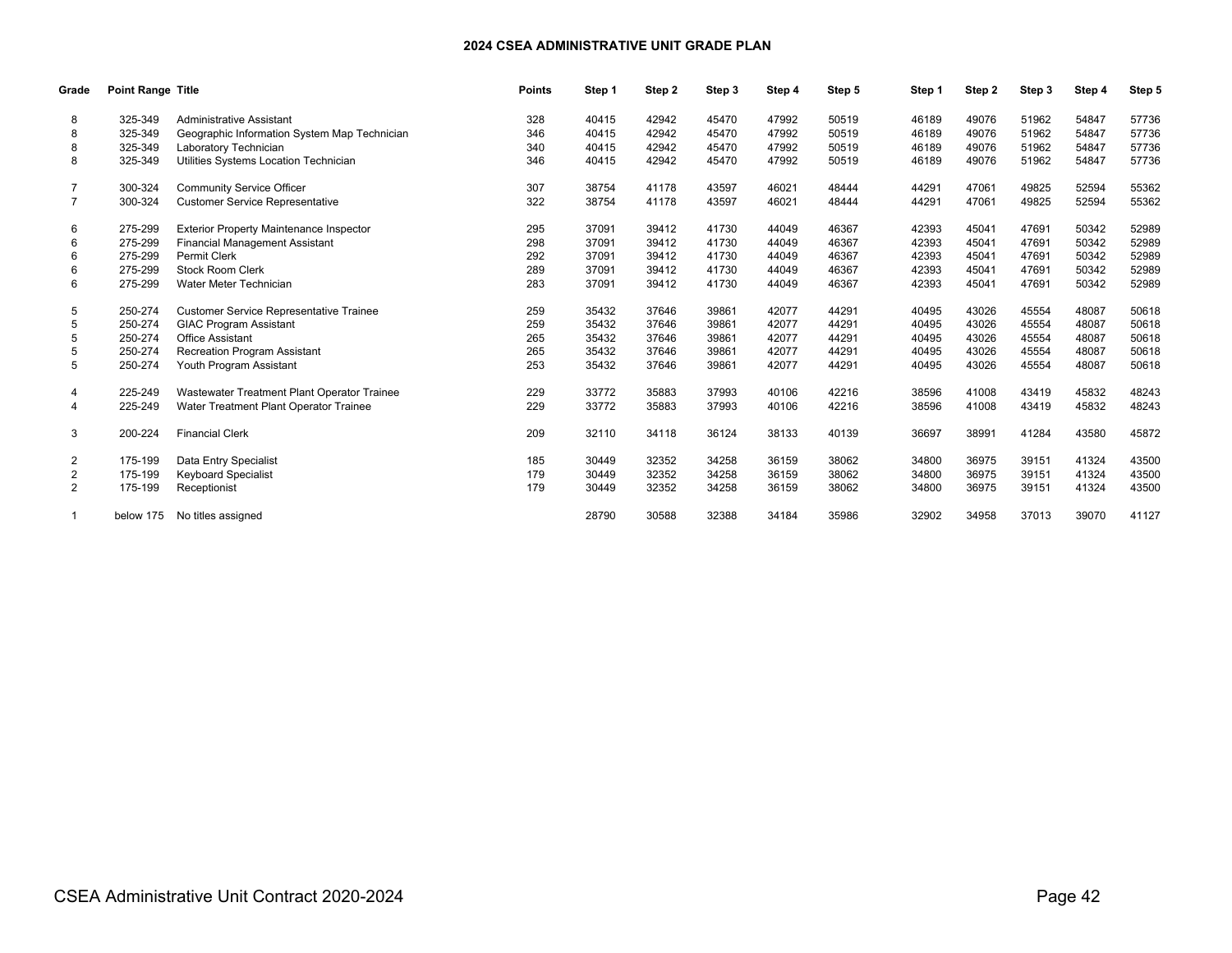# 2024 CSEA ADMINISTRATIVE UNIT GRADE PLAN

| Grade | Point Range | Title | Points | Step 1 | Step 2 | Step 3 | Step 4 | Step 5 | Step 1 | Step 2 | Step 3 | Step 4 | Step 5 |
|---|---|---|---|---|---|---|---|---|---|---|---|---|---|
| 8 | 325-349 | Administrative Assistant | 328 | 40415 | 42942 | 45470 | 47992 | 50519 | 46189 | 49076 | 51962 | 54847 | 57736 |
| 8 | 325-349 | Geographic Information System Map Technician | 346 | 40415 | 42942 | 45470 | 47992 | 50519 | 46189 | 49076 | 51962 | 54847 | 57736 |
| 8 | 325-349 | Laboratory Technician | 340 | 40415 | 42942 | 45470 | 47992 | 50519 | 46189 | 49076 | 51962 | 54847 | 57736 |
| 8 | 325-349 | Utilities Systems Location Technician | 346 | 40415 | 42942 | 45470 | 47992 | 50519 | 46189 | 49076 | 51962 | 54847 | 57736 |
| 7 | 300-324 | Community Service Officer | 307 | 38754 | 41178 | 43597 | 46021 | 48444 | 44291 | 47061 | 49825 | 52594 | 55362 |
| 7 | 300-324 | Customer Service Representative | 322 | 38754 | 41178 | 43597 | 46021 | 48444 | 44291 | 47061 | 49825 | 52594 | 55362 |
| 6 | 275-299 | Exterior Property Maintenance Inspector | 295 | 37091 | 39412 | 41730 | 44049 | 46367 | 42393 | 45041 | 47691 | 50342 | 52989 |
| 6 | 275-299 | Financial Management Assistant | 298 | 37091 | 39412 | 41730 | 44049 | 46367 | 42393 | 45041 | 47691 | 50342 | 52989 |
| 6 | 275-299 | Permit Clerk | 292 | 37091 | 39412 | 41730 | 44049 | 46367 | 42393 | 45041 | 47691 | 50342 | 52989 |
| 6 | 275-299 | Stock Room Clerk | 289 | 37091 | 39412 | 41730 | 44049 | 46367 | 42393 | 45041 | 47691 | 50342 | 52989 |
| 6 | 275-299 | Water Meter Technician | 283 | 37091 | 39412 | 41730 | 44049 | 46367 | 42393 | 45041 | 47691 | 50342 | 52989 |
| 5 | 250-274 | Customer Service Representative Trainee | 259 | 35432 | 37646 | 39861 | 42077 | 44291 | 40495 | 43026 | 45554 | 48087 | 50618 |
| 5 | 250-274 | GIAC Program Assistant | 259 | 35432 | 37646 | 39861 | 42077 | 44291 | 40495 | 43026 | 45554 | 48087 | 50618 |
| 5 | 250-274 | Office Assistant | 265 | 35432 | 37646 | 39861 | 42077 | 44291 | 40495 | 43026 | 45554 | 48087 | 50618 |
| 5 | 250-274 | Recreation Program Assistant | 265 | 35432 | 37646 | 39861 | 42077 | 44291 | 40495 | 43026 | 45554 | 48087 | 50618 |
| 5 | 250-274 | Youth Program Assistant | 253 | 35432 | 37646 | 39861 | 42077 | 44291 | 40495 | 43026 | 45554 | 48087 | 50618 |
| 4 | 225-249 | Wastewater Treatment Plant Operator Trainee | 229 | 33772 | 35883 | 37993 | 40106 | 42216 | 38596 | 41008 | 43419 | 45832 | 48243 |
| 4 | 225-249 | Water Treatment Plant Operator Trainee | 229 | 33772 | 35883 | 37993 | 40106 | 42216 | 38596 | 41008 | 43419 | 45832 | 48243 |
| 3 | 200-224 | Financial Clerk | 209 | 32110 | 34118 | 36124 | 38133 | 40139 | 36697 | 38991 | 41284 | 43580 | 45872 |
| 2 | 175-199 | Data Entry Specialist | 185 | 30449 | 32352 | 34258 | 36159 | 38062 | 34800 | 36975 | 39151 | 41324 | 43500 |
| 2 | 175-199 | Keyboard Specialist | 179 | 30449 | 32352 | 34258 | 36159 | 38062 | 34800 | 36975 | 39151 | 41324 | 43500 |
| 2 | 175-199 | Receptionist | 179 | 30449 | 32352 | 34258 | 36159 | 38062 | 34800 | 36975 | 39151 | 41324 | 43500 |
| 1 | below 175 | No titles assigned | | 28790 | 30588 | 32388 | 34184 | 35986 | 32902 | 34958 | 37013 | 39070 | 41127 |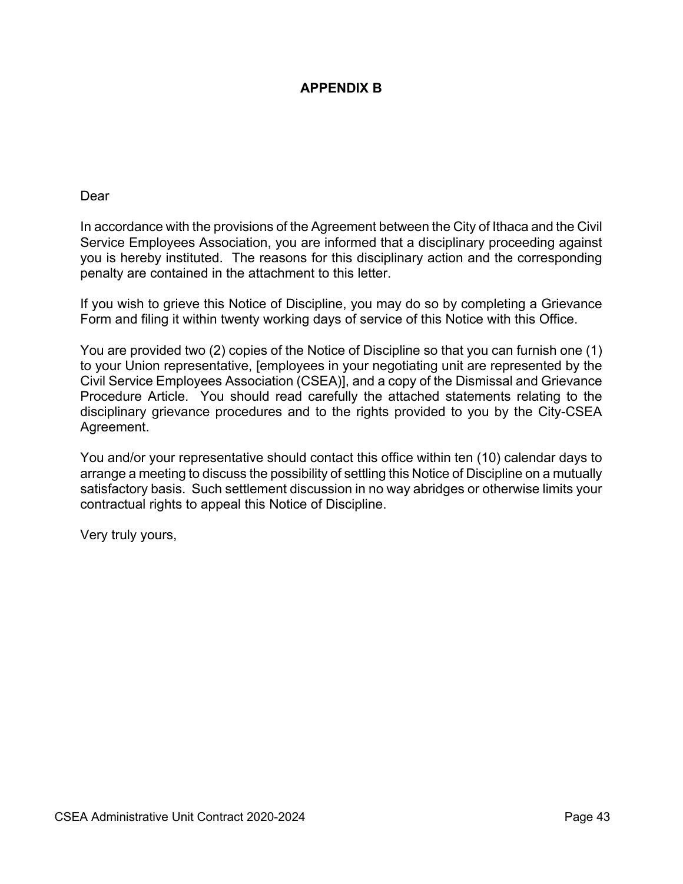# APPENDIX B

Dear

In accordance with the provisions of the Agreement between the City of Ithaca and the Civil Service Employees Association, you are informed that a disciplinary proceeding against you is hereby instituted. The reasons for this disciplinary action and the corresponding penalty are contained in the attachment to this letter.

If you wish to grieve this Notice of Discipline, you may do so by completing a Grievance Form and filing it within twenty working days of service of this Notice with this Office.

You are provided two (2) copies of the Notice of Discipline so that you can furnish one (1) to your Union representative, [employees in your negotiating unit are represented by the Civil Service Employees Association (CSEA)], and a copy of the Dismissal and Grievance Procedure Article. You should read carefully the attached statements relating to the disciplinary grievance procedures and to the rights provided to you by the City-CSEA Agreement.

You and/or your representative should contact this office within ten (10) calendar days to arrange a meeting to discuss the possibility of settling this Notice of Discipline on a mutually satisfactory basis. Such settlement discussion in no way abridges or otherwise limits your contractual rights to appeal this Notice of Discipline.

Very truly yours,